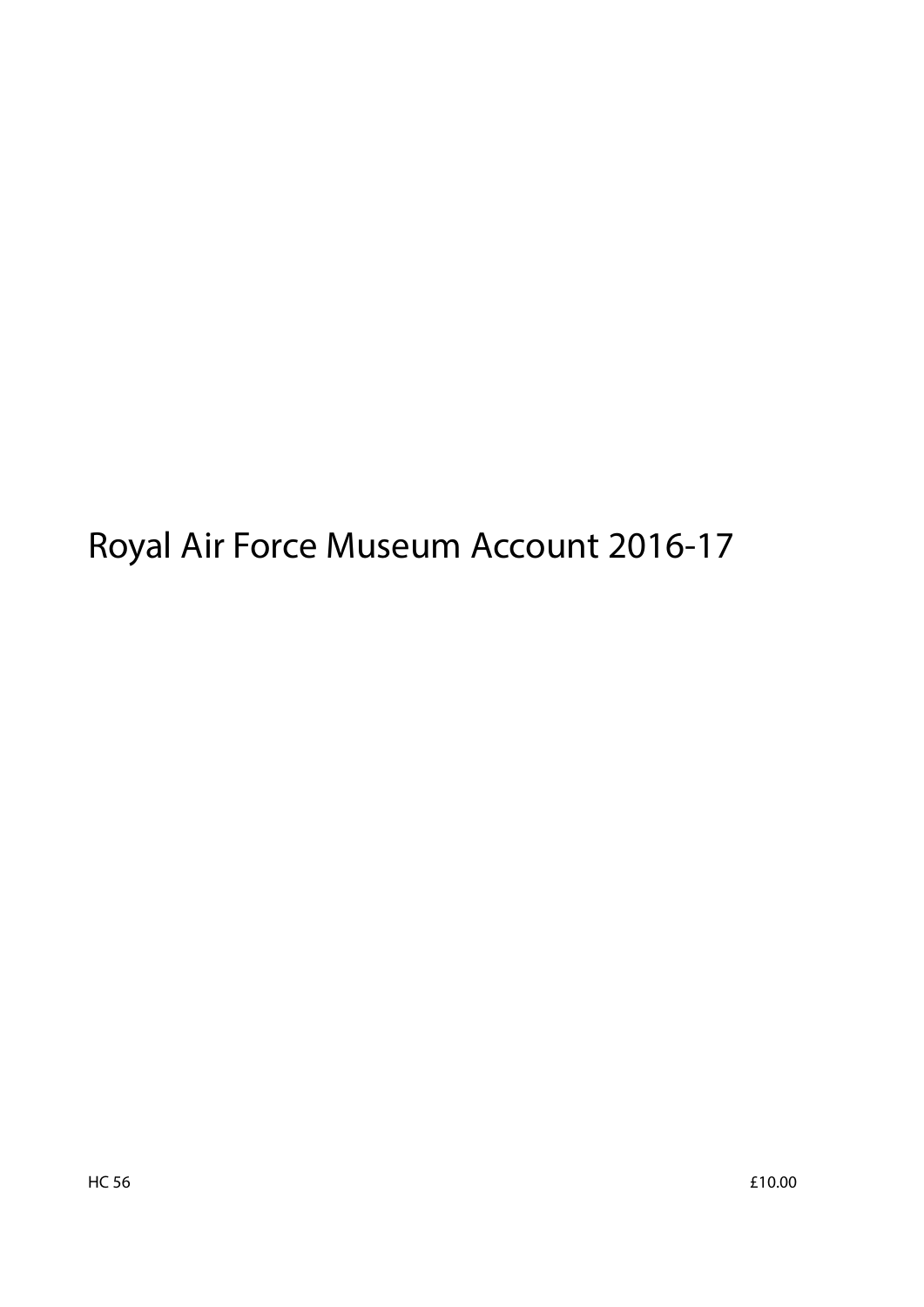# Royal Air Force Museum Account 2016-17

HC 56 £10.00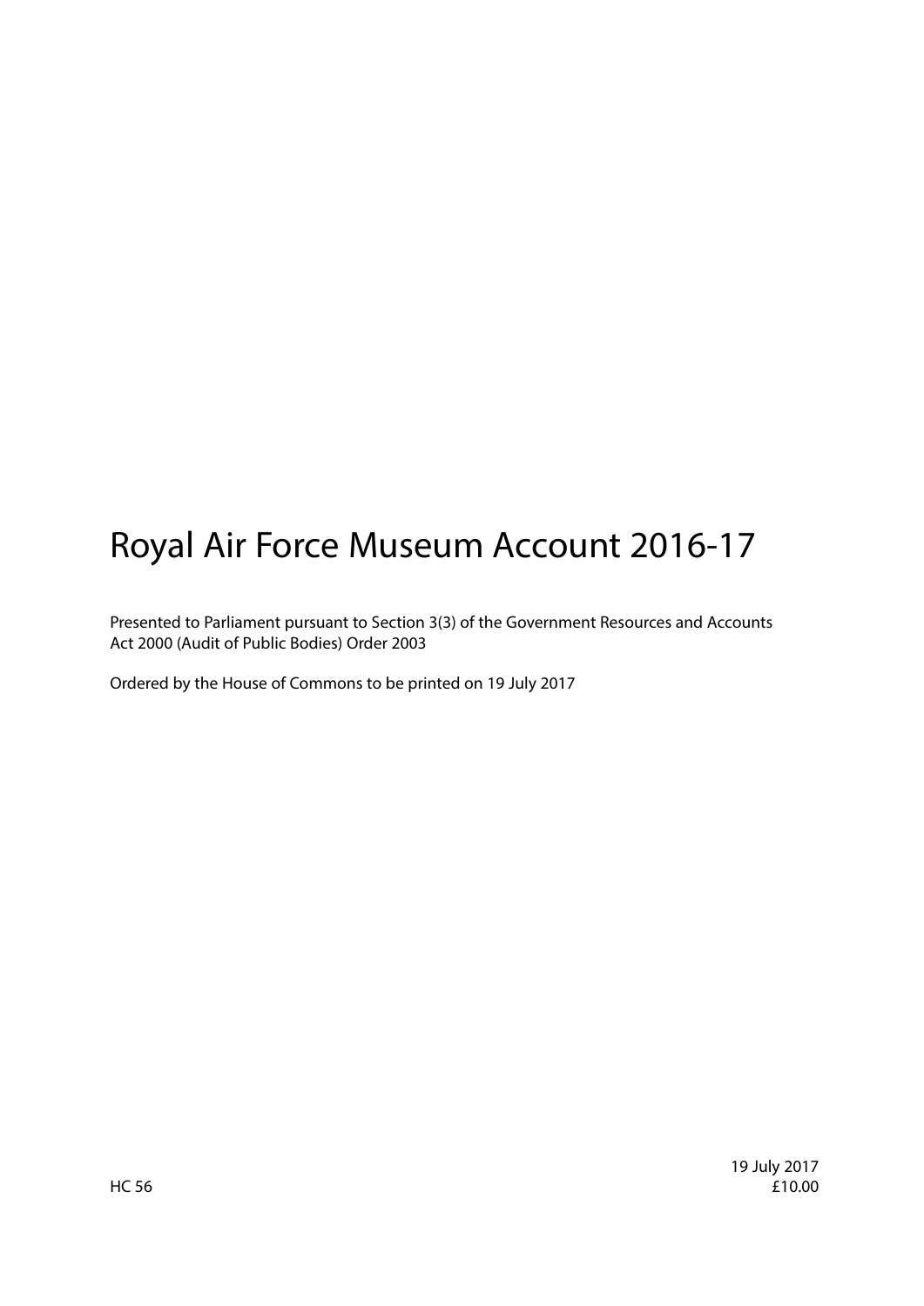# Royal Air Force Museum Account 2016-17

Presented to Parliament pursuant to Section 3(3) of the Government Resources and Accounts Act 2000 (Audit of Public Bodies) Order 2003

Ordered by the House of Commons to be printed on 19 July 2017

HC 56

19 July 2017
£10.00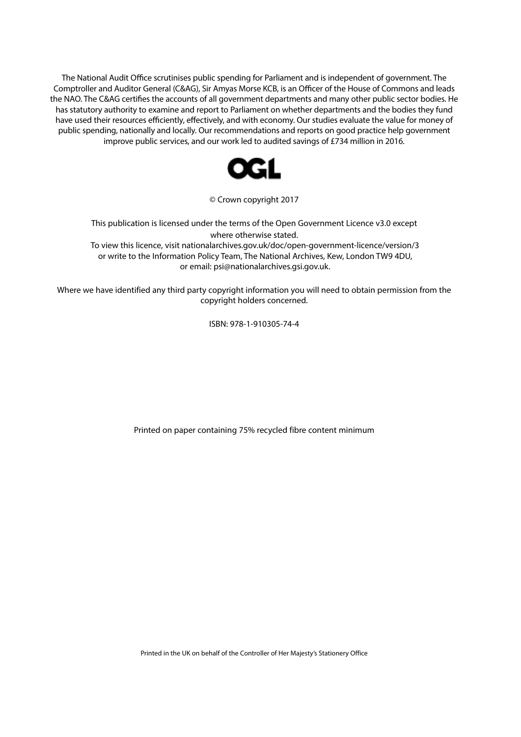The National Audit Office scrutinises public spending for Parliament and is independent of government. The Comptroller and Auditor General (C&AG), Sir Amyas Morse KCB, is an Officer of the House of Commons and leads the NAO. The C&AG certifies the accounts of all government departments and many other public sector bodies. He has statutory authority to examine and report to Parliament on whether departments and the bodies they fund have used their resources efficiently, effectively, and with economy. Our studies evaluate the value for money of public spending, nationally and locally. Our recommendations and reports on good practice help government improve public services, and our work led to audited savings of £734 million in 2016.

OGL

© Crown copyright 2017

This publication is licensed under the terms of the Open Government Licence v3.0 except where otherwise stated.
To view this licence, visit nationalarchives.gov.uk/doc/open-government-licence/version/3 or write to the Information Policy Team, The National Archives, Kew, London TW9 4DU, or email: psi@nationalarchives.gsi.gov.uk.

Where we have identified any third party copyright information you will need to obtain permission from the copyright holders concerned.

ISBN: 978-1-910305-74-4

Printed on paper containing 75% recycled fibre content minimum

Printed in the UK on behalf of the Controller of Her Majesty's Stationery Office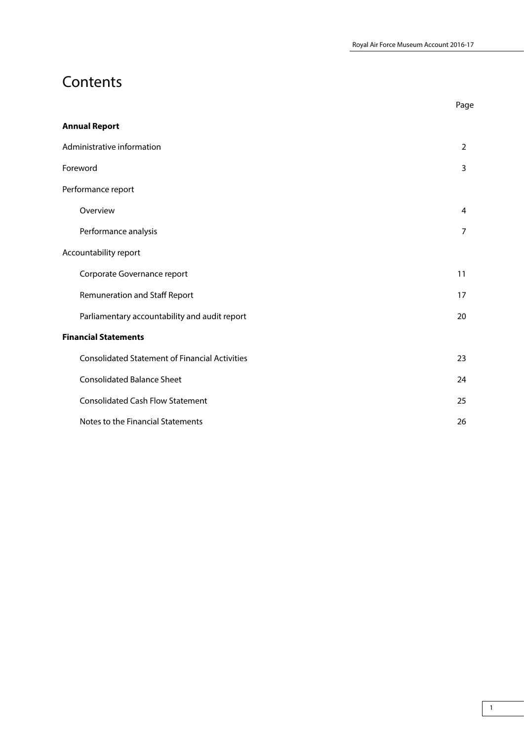# Contents

| | Page |
|---|---|
| **Annual Report** | |
| Administrative information | 2 |
| Foreword | 3 |
| Performance report | |
| Overview | 4 |
| Performance analysis | 7 |
| Accountability report | |
| Corporate Governance report | 11 |
| Remuneration and Staff Report | 17 |
| Parliamentary accountability and audit report | 20 |
| **Financial Statements** | |
| Consolidated Statement of Financial Activities | 23 |
| Consolidated Balance Sheet | 24 |
| Consolidated Cash Flow Statement | 25 |
| Notes to the Financial Statements | 26 |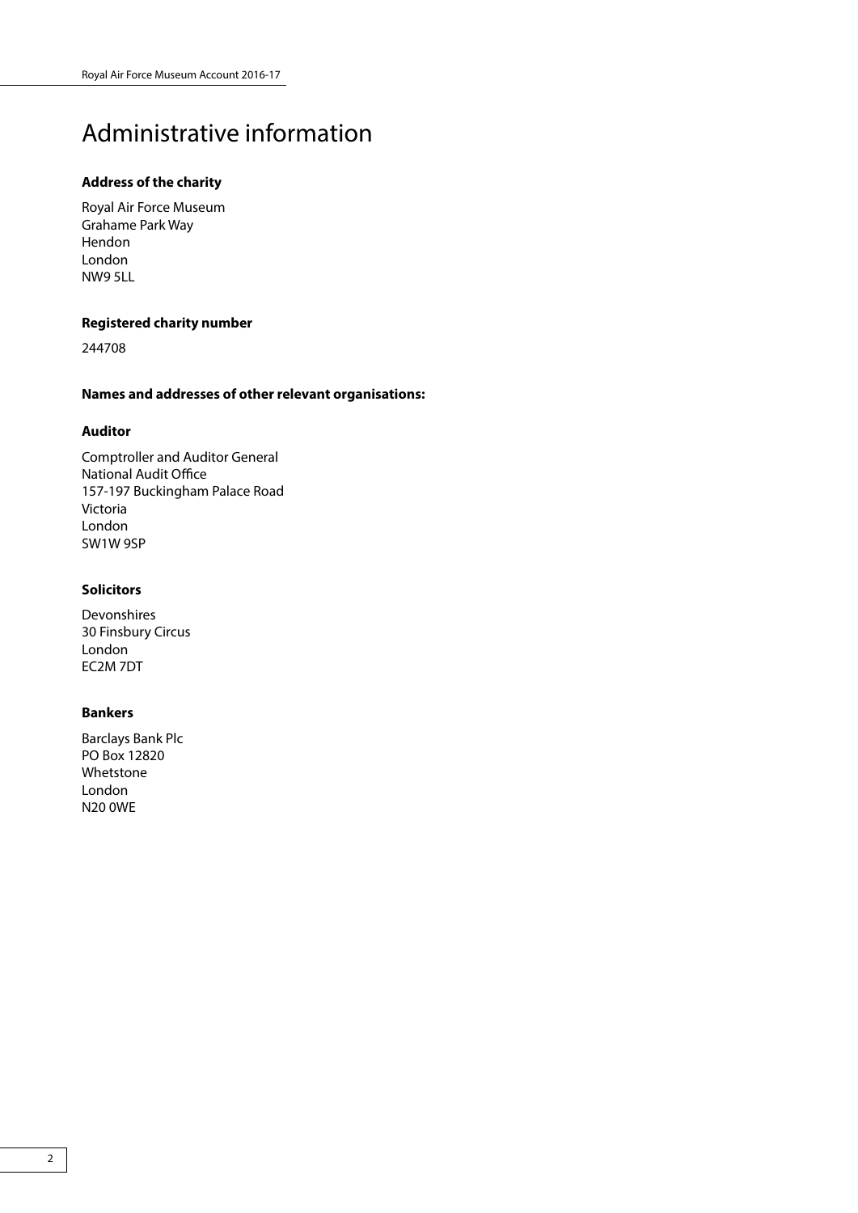# Administrative information

**Address of the charity**

Royal Air Force Museum
Grahame Park Way
Hendon
London
NW9 5LL

**Registered charity number**

244708

**Names and addresses of other relevant organisations:**

**Auditor**

Comptroller and Auditor General
National Audit Office
157-197 Buckingham Palace Road
Victoria
London
SW1W 9SP

**Solicitors**

Devonshires
30 Finsbury Circus
London
EC2M 7DT

**Bankers**

Barclays Bank Plc
PO Box 12820
Whetstone
London
N20 0WE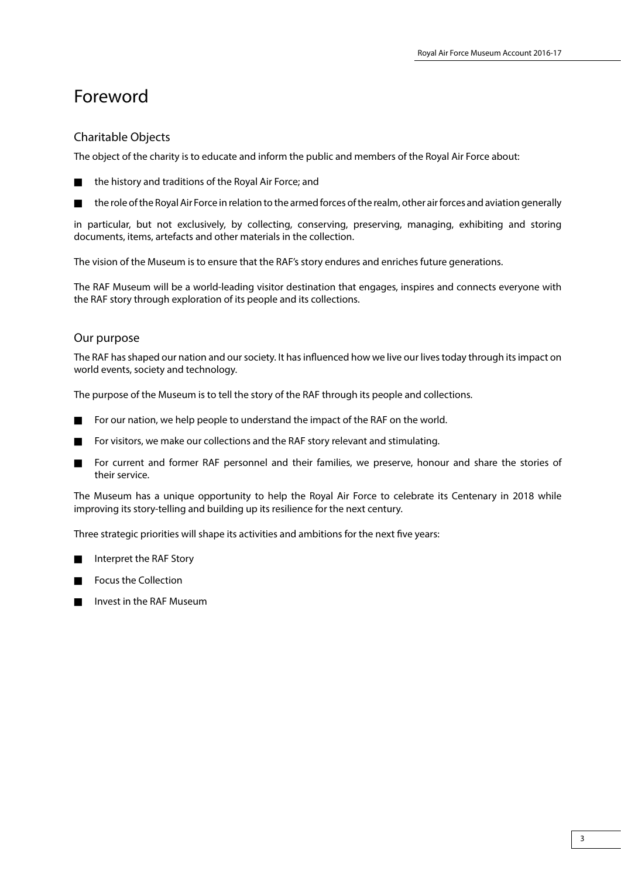# Foreword

## Charitable Objects

The object of the charity is to educate and inform the public and members of the Royal Air Force about:

- the history and traditions of the Royal Air Force; and
- the role of the Royal Air Force in relation to the armed forces of the realm, other air forces and aviation generally

in particular, but not exclusively, by collecting, conserving, preserving, managing, exhibiting and storing documents, items, artefacts and other materials in the collection.

The vision of the Museum is to ensure that the RAF's story endures and enriches future generations.

The RAF Museum will be a world-leading visitor destination that engages, inspires and connects everyone with the RAF story through exploration of its people and its collections.

## Our purpose

The RAF has shaped our nation and our society. It has influenced how we live our lives today through its impact on world events, society and technology.

The purpose of the Museum is to tell the story of the RAF through its people and collections.

- For our nation, we help people to understand the impact of the RAF on the world.
- For visitors, we make our collections and the RAF story relevant and stimulating.
- For current and former RAF personnel and their families, we preserve, honour and share the stories of their service.

The Museum has a unique opportunity to help the Royal Air Force to celebrate its Centenary in 2018 while improving its story-telling and building up its resilience for the next century.

Three strategic priorities will shape its activities and ambitions for the next five years:

- Interpret the RAF Story
- Focus the Collection
- Invest in the RAF Museum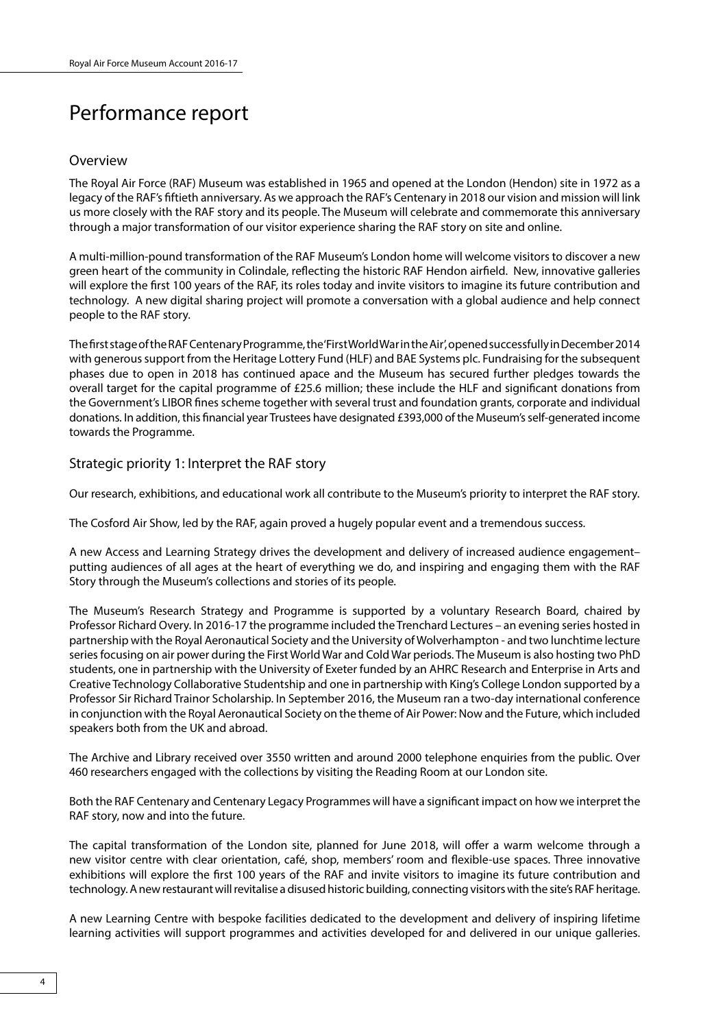# Performance report

## Overview

The Royal Air Force (RAF) Museum was established in 1965 and opened at the London (Hendon) site in 1972 as a legacy of the RAF's fiftieth anniversary. As we approach the RAF's Centenary in 2018 our vision and mission will link us more closely with the RAF story and its people. The Museum will celebrate and commemorate this anniversary through a major transformation of our visitor experience sharing the RAF story on site and online.

A multi-million-pound transformation of the RAF Museum's London home will welcome visitors to discover a new green heart of the community in Colindale, reflecting the historic RAF Hendon airfield. New, innovative galleries will explore the first 100 years of the RAF, its roles today and invite visitors to imagine its future contribution and technology. A new digital sharing project will promote a conversation with a global audience and help connect people to the RAF story.

The first stage of the RAF Centenary Programme, the 'First World War in the Air', opened successfully in December 2014 with generous support from the Heritage Lottery Fund (HLF) and BAE Systems plc. Fundraising for the subsequent phases due to open in 2018 has continued apace and the Museum has secured further pledges towards the overall target for the capital programme of £25.6 million; these include the HLF and significant donations from the Government's LIBOR fines scheme together with several trust and foundation grants, corporate and individual donations. In addition, this financial year Trustees have designated £393,000 of the Museum's self-generated income towards the Programme.

## Strategic priority 1: Interpret the RAF story

Our research, exhibitions, and educational work all contribute to the Museum's priority to interpret the RAF story.

The Cosford Air Show, led by the RAF, again proved a hugely popular event and a tremendous success.

A new Access and Learning Strategy drives the development and delivery of increased audience engagement– putting audiences of all ages at the heart of everything we do, and inspiring and engaging them with the RAF Story through the Museum's collections and stories of its people.

The Museum's Research Strategy and Programme is supported by a voluntary Research Board, chaired by Professor Richard Overy. In 2016-17 the programme included the Trenchard Lectures – an evening series hosted in partnership with the Royal Aeronautical Society and the University of Wolverhampton - and two lunchtime lecture series focusing on air power during the First World War and Cold War periods. The Museum is also hosting two PhD students, one in partnership with the University of Exeter funded by an AHRC Research and Enterprise in Arts and Creative Technology Collaborative Studentship and one in partnership with King's College London supported by a Professor Sir Richard Trainor Scholarship. In September 2016, the Museum ran a two-day international conference in conjunction with the Royal Aeronautical Society on the theme of Air Power: Now and the Future, which included speakers both from the UK and abroad.

The Archive and Library received over 3550 written and around 2000 telephone enquiries from the public. Over 460 researchers engaged with the collections by visiting the Reading Room at our London site.

Both the RAF Centenary and Centenary Legacy Programmes will have a significant impact on how we interpret the RAF story, now and into the future.

The capital transformation of the London site, planned for June 2018, will offer a warm welcome through a new visitor centre with clear orientation, café, shop, members' room and flexible-use spaces. Three innovative exhibitions will explore the first 100 years of the RAF and invite visitors to imagine its future contribution and technology. A new restaurant will revitalise a disused historic building, connecting visitors with the site's RAF heritage.

A new Learning Centre with bespoke facilities dedicated to the development and delivery of inspiring lifetime learning activities will support programmes and activities developed for and delivered in our unique galleries.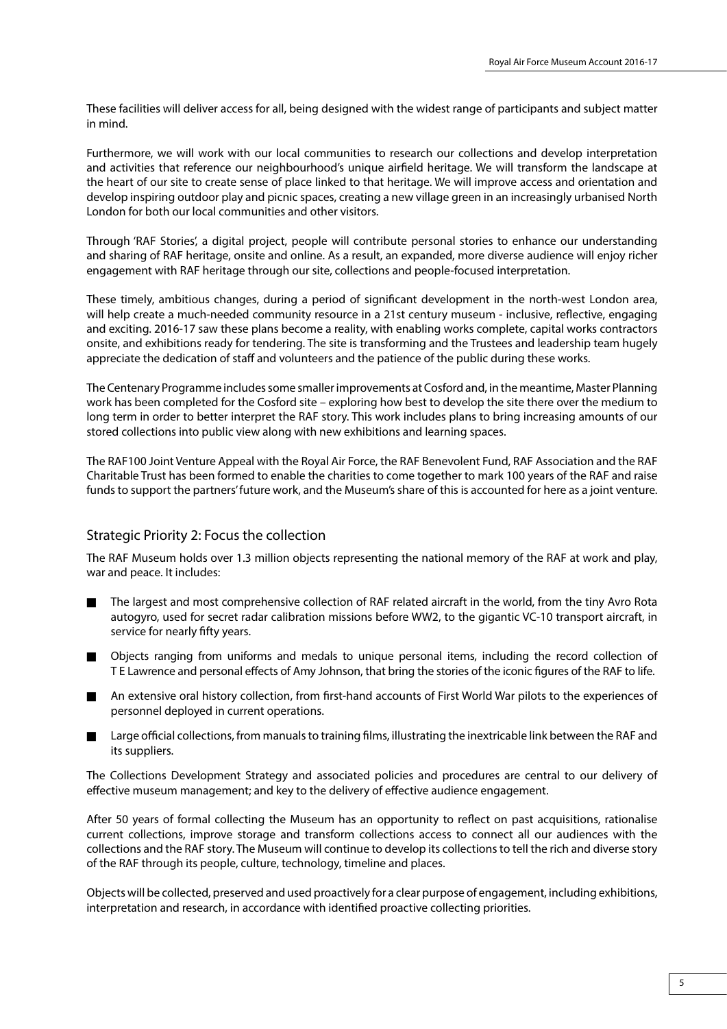These facilities will deliver access for all, being designed with the widest range of participants and subject matter in mind.

Furthermore, we will work with our local communities to research our collections and develop interpretation and activities that reference our neighbourhood's unique airfield heritage. We will transform the landscape at the heart of our site to create sense of place linked to that heritage. We will improve access and orientation and develop inspiring outdoor play and picnic spaces, creating a new village green in an increasingly urbanised North London for both our local communities and other visitors.

Through 'RAF Stories', a digital project, people will contribute personal stories to enhance our understanding and sharing of RAF heritage, onsite and online. As a result, an expanded, more diverse audience will enjoy richer engagement with RAF heritage through our site, collections and people-focused interpretation.

These timely, ambitious changes, during a period of significant development in the north-west London area, will help create a much-needed community resource in a 21st century museum - inclusive, reflective, engaging and exciting. 2016-17 saw these plans become a reality, with enabling works complete, capital works contractors onsite, and exhibitions ready for tendering. The site is transforming and the Trustees and leadership team hugely appreciate the dedication of staff and volunteers and the patience of the public during these works.

The Centenary Programme includes some smaller improvements at Cosford and, in the meantime, Master Planning work has been completed for the Cosford site – exploring how best to develop the site there over the medium to long term in order to better interpret the RAF story. This work includes plans to bring increasing amounts of our stored collections into public view along with new exhibitions and learning spaces.

The RAF100 Joint Venture Appeal with the Royal Air Force, the RAF Benevolent Fund, RAF Association and the RAF Charitable Trust has been formed to enable the charities to come together to mark 100 years of the RAF and raise funds to support the partners' future work, and the Museum's share of this is accounted for here as a joint venture.

## Strategic Priority 2: Focus the collection

The RAF Museum holds over 1.3 million objects representing the national memory of the RAF at work and play, war and peace. It includes:

- The largest and most comprehensive collection of RAF related aircraft in the world, from the tiny Avro Rota autogyro, used for secret radar calibration missions before WW2, to the gigantic VC-10 transport aircraft, in service for nearly fifty years.
- Objects ranging from uniforms and medals to unique personal items, including the record collection of T E Lawrence and personal effects of Amy Johnson, that bring the stories of the iconic figures of the RAF to life.
- An extensive oral history collection, from first-hand accounts of First World War pilots to the experiences of personnel deployed in current operations.
- Large official collections, from manuals to training films, illustrating the inextricable link between the RAF and its suppliers.

The Collections Development Strategy and associated policies and procedures are central to our delivery of effective museum management; and key to the delivery of effective audience engagement.

After 50 years of formal collecting the Museum has an opportunity to reflect on past acquisitions, rationalise current collections, improve storage and transform collections access to connect all our audiences with the collections and the RAF story. The Museum will continue to develop its collections to tell the rich and diverse story of the RAF through its people, culture, technology, timeline and places.

Objects will be collected, preserved and used proactively for a clear purpose of engagement, including exhibitions, interpretation and research, in accordance with identified proactive collecting priorities.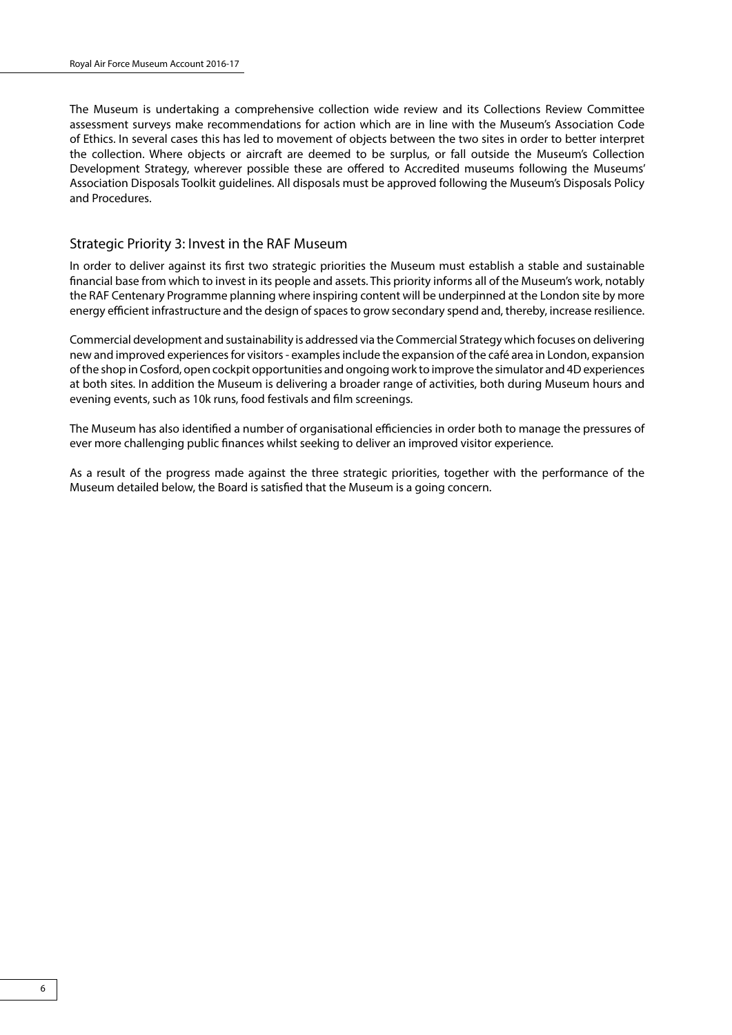The Museum is undertaking a comprehensive collection wide review and its Collections Review Committee assessment surveys make recommendations for action which are in line with the Museum's Association Code of Ethics. In several cases this has led to movement of objects between the two sites in order to better interpret the collection. Where objects or aircraft are deemed to be surplus, or fall outside the Museum's Collection Development Strategy, wherever possible these are offered to Accredited museums following the Museums' Association Disposals Toolkit guidelines. All disposals must be approved following the Museum's Disposals Policy and Procedures.

## Strategic Priority 3: Invest in the RAF Museum

In order to deliver against its first two strategic priorities the Museum must establish a stable and sustainable financial base from which to invest in its people and assets. This priority informs all of the Museum's work, notably the RAF Centenary Programme planning where inspiring content will be underpinned at the London site by more energy efficient infrastructure and the design of spaces to grow secondary spend and, thereby, increase resilience.

Commercial development and sustainability is addressed via the Commercial Strategy which focuses on delivering new and improved experiences for visitors - examples include the expansion of the café area in London, expansion of the shop in Cosford, open cockpit opportunities and ongoing work to improve the simulator and 4D experiences at both sites. In addition the Museum is delivering a broader range of activities, both during Museum hours and evening events, such as 10k runs, food festivals and film screenings.

The Museum has also identified a number of organisational efficiencies in order both to manage the pressures of ever more challenging public finances whilst seeking to deliver an improved visitor experience.

As a result of the progress made against the three strategic priorities, together with the performance of the Museum detailed below, the Board is satisfied that the Museum is a going concern.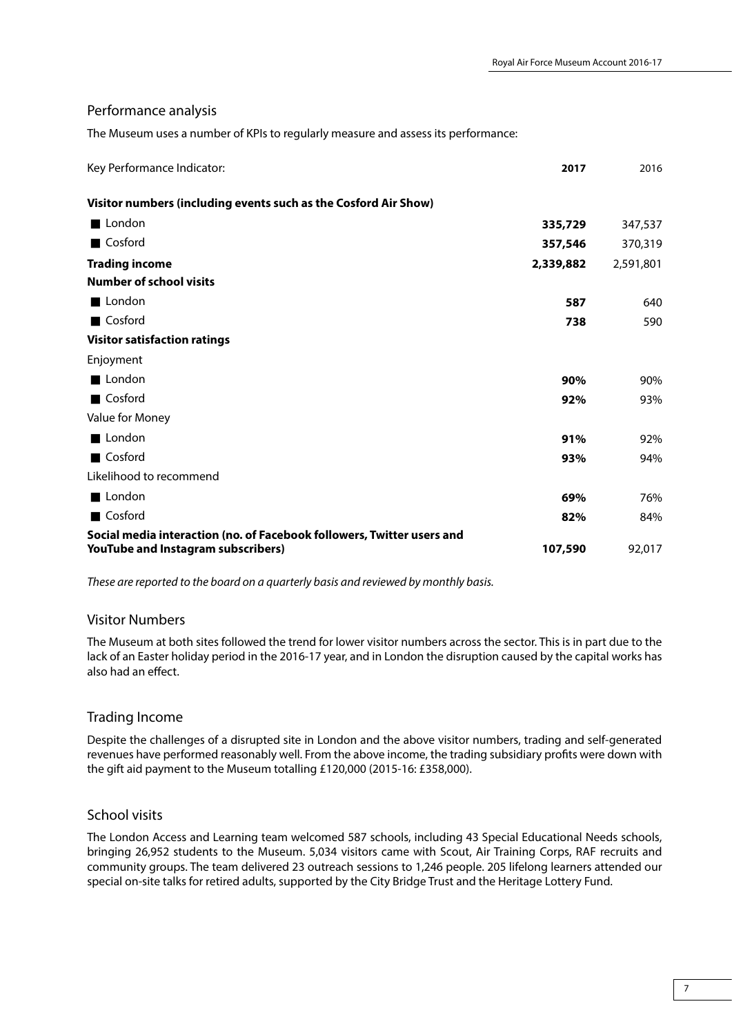## Performance analysis

The Museum uses a number of KPIs to regularly measure and assess its performance:

| Key Performance Indicator: | **2017** | 2016 |
|---|---|---|
| **Visitor numbers (including events such as the Cosford Air Show)** | | |
| ■ London | **335,729** | 347,537 |
| ■ Cosford | **357,546** | 370,319 |
| **Trading income** | **2,339,882** | 2,591,801 |
| **Number of school visits** | | |
| ■ London | **587** | 640 |
| ■ Cosford | **738** | 590 |
| **Visitor satisfaction ratings** | | |
| Enjoyment | | |
| ■ London | **90%** | 90% |
| ■ Cosford | **92%** | 93% |
| Value for Money | | |
| ■ London | **91%** | 92% |
| ■ Cosford | **93%** | 94% |
| Likelihood to recommend | | |
| ■ London | **69%** | 76% |
| ■ Cosford | **82%** | 84% |
| **Social media interaction (no. of Facebook followers, Twitter users and YouTube and Instagram subscribers)** | **107,590** | 92,017 |

*These are reported to the board on a quarterly basis and reviewed by monthly basis.*

### Visitor Numbers

The Museum at both sites followed the trend for lower visitor numbers across the sector. This is in part due to the lack of an Easter holiday period in the 2016-17 year, and in London the disruption caused by the capital works has also had an effect.

### Trading Income

Despite the challenges of a disrupted site in London and the above visitor numbers, trading and self-generated revenues have performed reasonably well. From the above income, the trading subsidiary profits were down with the gift aid payment to the Museum totalling £120,000 (2015-16: £358,000).

### School visits

The London Access and Learning team welcomed 587 schools, including 43 Special Educational Needs schools, bringing 26,952 students to the Museum. 5,034 visitors came with Scout, Air Training Corps, RAF recruits and community groups. The team delivered 23 outreach sessions to 1,246 people. 205 lifelong learners attended our special on-site talks for retired adults, supported by the City Bridge Trust and the Heritage Lottery Fund.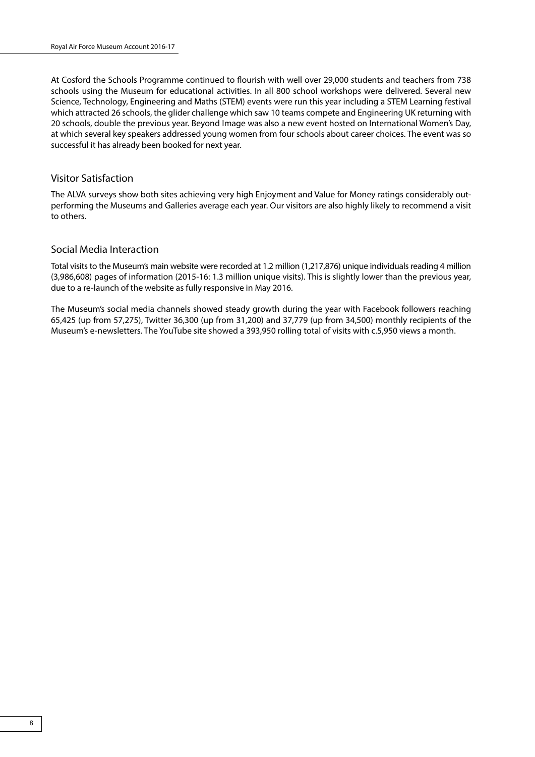At Cosford the Schools Programme continued to flourish with well over 29,000 students and teachers from 738 schools using the Museum for educational activities. In all 800 school workshops were delivered. Several new Science, Technology, Engineering and Maths (STEM) events were run this year including a STEM Learning festival which attracted 26 schools, the glider challenge which saw 10 teams compete and Engineering UK returning with 20 schools, double the previous year. Beyond Image was also a new event hosted on International Women's Day, at which several key speakers addressed young women from four schools about career choices. The event was so successful it has already been booked for next year.

## Visitor Satisfaction

The ALVA surveys show both sites achieving very high Enjoyment and Value for Money ratings considerably out-performing the Museums and Galleries average each year. Our visitors are also highly likely to recommend a visit to others.

## Social Media Interaction

Total visits to the Museum's main website were recorded at 1.2 million (1,217,876) unique individuals reading 4 million (3,986,608) pages of information (2015-16: 1.3 million unique visits). This is slightly lower than the previous year, due to a re-launch of the website as fully responsive in May 2016.

The Museum's social media channels showed steady growth during the year with Facebook followers reaching 65,425 (up from 57,275), Twitter 36,300 (up from 31,200) and 37,779 (up from 34,500) monthly recipients of the Museum's e-newsletters. The YouTube site showed a 393,950 rolling total of visits with c.5,950 views a month.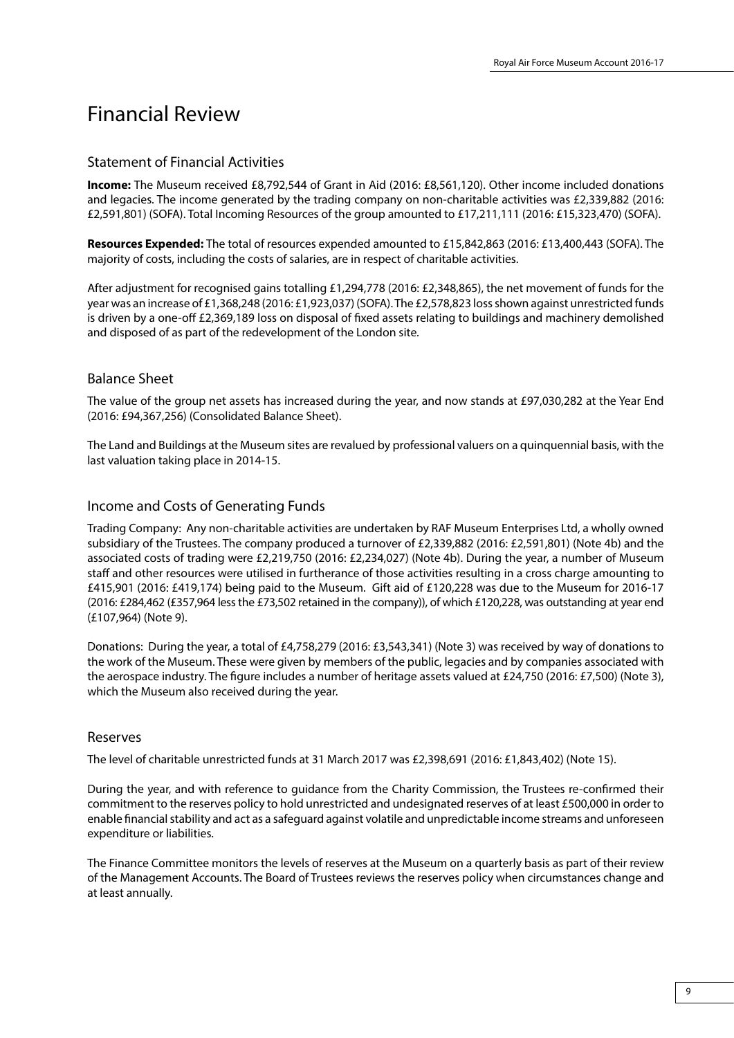# Financial Review

## Statement of Financial Activities

**Income:** The Museum received £8,792,544 of Grant in Aid (2016: £8,561,120). Other income included donations and legacies. The income generated by the trading company on non-charitable activities was £2,339,882 (2016: £2,591,801) (SOFA). Total Incoming Resources of the group amounted to £17,211,111 (2016: £15,323,470) (SOFA).

**Resources Expended:** The total of resources expended amounted to £15,842,863 (2016: £13,400,443 (SOFA). The majority of costs, including the costs of salaries, are in respect of charitable activities.

After adjustment for recognised gains totalling £1,294,778 (2016: £2,348,865), the net movement of funds for the year was an increase of £1,368,248 (2016: £1,923,037) (SOFA). The £2,578,823 loss shown against unrestricted funds is driven by a one-off £2,369,189 loss on disposal of fixed assets relating to buildings and machinery demolished and disposed of as part of the redevelopment of the London site.

## Balance Sheet

The value of the group net assets has increased during the year, and now stands at £97,030,282 at the Year End (2016: £94,367,256) (Consolidated Balance Sheet).

The Land and Buildings at the Museum sites are revalued by professional valuers on a quinquennial basis, with the last valuation taking place in 2014-15.

## Income and Costs of Generating Funds

Trading Company: Any non-charitable activities are undertaken by RAF Museum Enterprises Ltd, a wholly owned subsidiary of the Trustees. The company produced a turnover of £2,339,882 (2016: £2,591,801) (Note 4b) and the associated costs of trading were £2,219,750 (2016: £2,234,027) (Note 4b). During the year, a number of Museum staff and other resources were utilised in furtherance of those activities resulting in a cross charge amounting to £415,901 (2016: £419,174) being paid to the Museum. Gift aid of £120,228 was due to the Museum for 2016-17 (2016: £284,462 (£357,964 less the £73,502 retained in the company)), of which £120,228, was outstanding at year end (£107,964) (Note 9).

Donations: During the year, a total of £4,758,279 (2016: £3,543,341) (Note 3) was received by way of donations to the work of the Museum. These were given by members of the public, legacies and by companies associated with the aerospace industry. The figure includes a number of heritage assets valued at £24,750 (2016: £7,500) (Note 3), which the Museum also received during the year.

## Reserves

The level of charitable unrestricted funds at 31 March 2017 was £2,398,691 (2016: £1,843,402) (Note 15).

During the year, and with reference to guidance from the Charity Commission, the Trustees re-confirmed their commitment to the reserves policy to hold unrestricted and undesignated reserves of at least £500,000 in order to enable financial stability and act as a safeguard against volatile and unpredictable income streams and unforeseen expenditure or liabilities.

The Finance Committee monitors the levels of reserves at the Museum on a quarterly basis as part of their review of the Management Accounts. The Board of Trustees reviews the reserves policy when circumstances change and at least annually.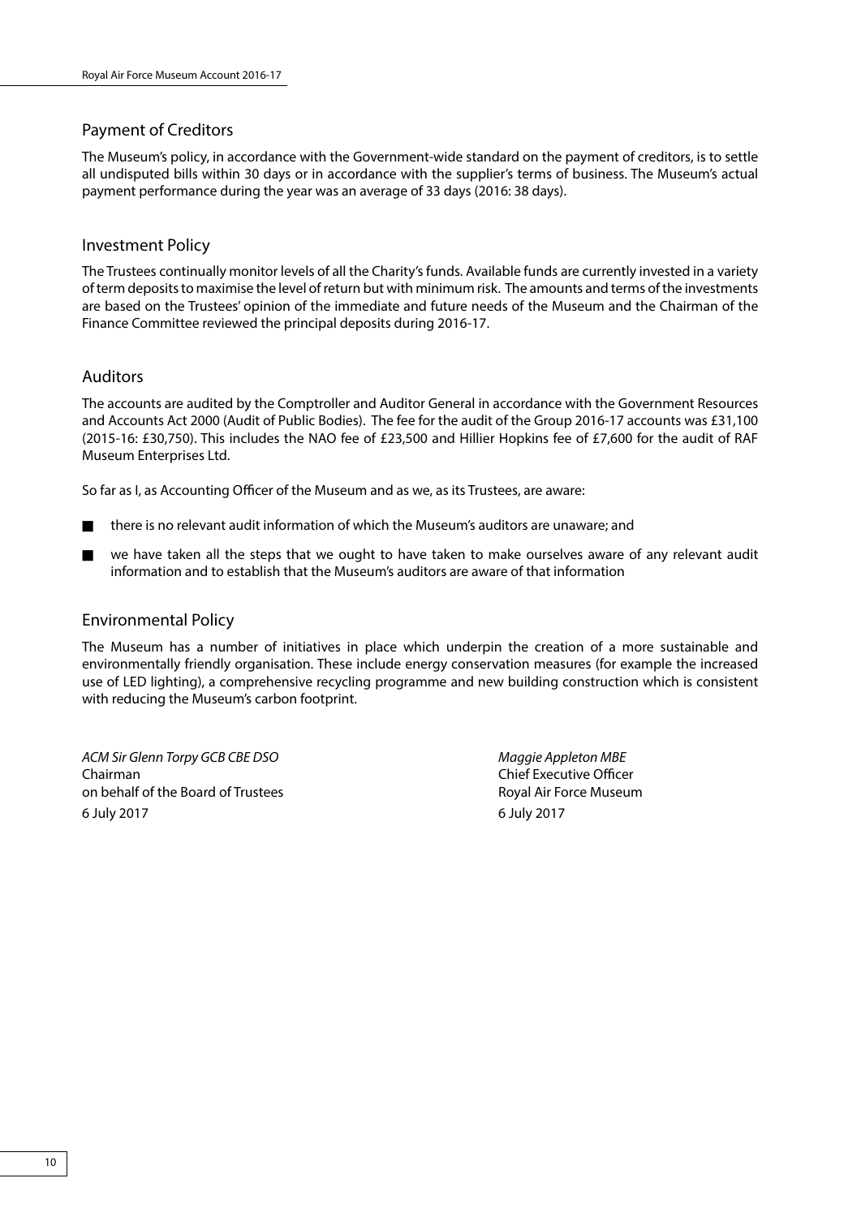## Payment of Creditors

The Museum's policy, in accordance with the Government-wide standard on the payment of creditors, is to settle all undisputed bills within 30 days or in accordance with the supplier's terms of business. The Museum's actual payment performance during the year was an average of 33 days (2016: 38 days).

## Investment Policy

The Trustees continually monitor levels of all the Charity's funds. Available funds are currently invested in a variety of term deposits to maximise the level of return but with minimum risk. The amounts and terms of the investments are based on the Trustees' opinion of the immediate and future needs of the Museum and the Chairman of the Finance Committee reviewed the principal deposits during 2016-17.

## Auditors

The accounts are audited by the Comptroller and Auditor General in accordance with the Government Resources and Accounts Act 2000 (Audit of Public Bodies). The fee for the audit of the Group 2016-17 accounts was £31,100 (2015-16: £30,750). This includes the NAO fee of £23,500 and Hillier Hopkins fee of £7,600 for the audit of RAF Museum Enterprises Ltd.

So far as I, as Accounting Officer of the Museum and as we, as its Trustees, are aware:

- there is no relevant audit information of which the Museum's auditors are unaware; and
- we have taken all the steps that we ought to have taken to make ourselves aware of any relevant audit information and to establish that the Museum's auditors are aware of that information

## Environmental Policy

The Museum has a number of initiatives in place which underpin the creation of a more sustainable and environmentally friendly organisation. These include energy conservation measures (for example the increased use of LED lighting), a comprehensive recycling programme and new building construction which is consistent with reducing the Museum's carbon footprint.

*ACM Sir Glenn Torpy GCB CBE DSO*
Chairman
on behalf of the Board of Trustees
6 July 2017

*Maggie Appleton MBE*
Chief Executive Officer
Royal Air Force Museum
6 July 2017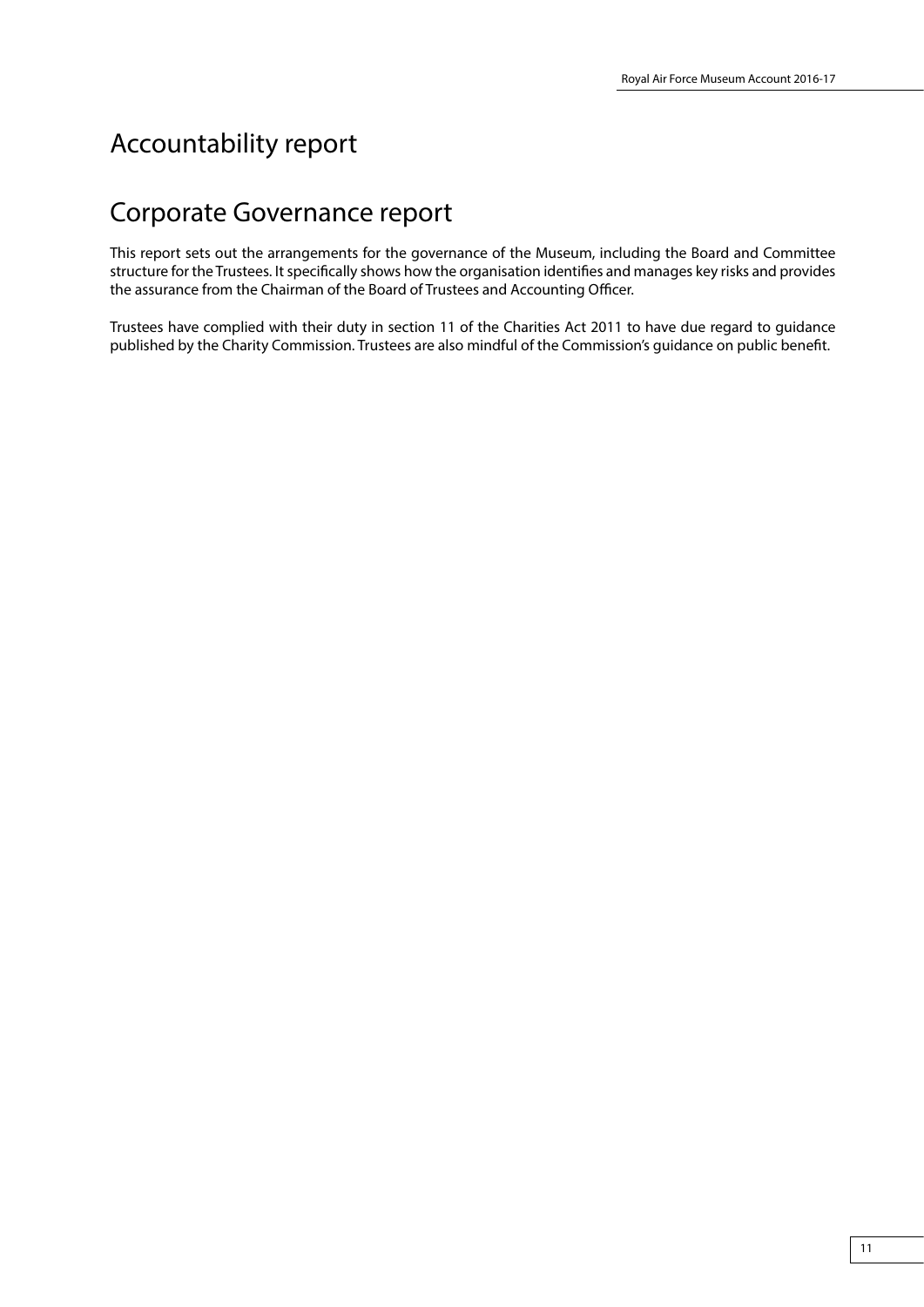# Accountability report

# Corporate Governance report

This report sets out the arrangements for the governance of the Museum, including the Board and Committee structure for the Trustees. It specifically shows how the organisation identifies and manages key risks and provides the assurance from the Chairman of the Board of Trustees and Accounting Officer.

Trustees have complied with their duty in section 11 of the Charities Act 2011 to have due regard to guidance published by the Charity Commission. Trustees are also mindful of the Commission's guidance on public benefit.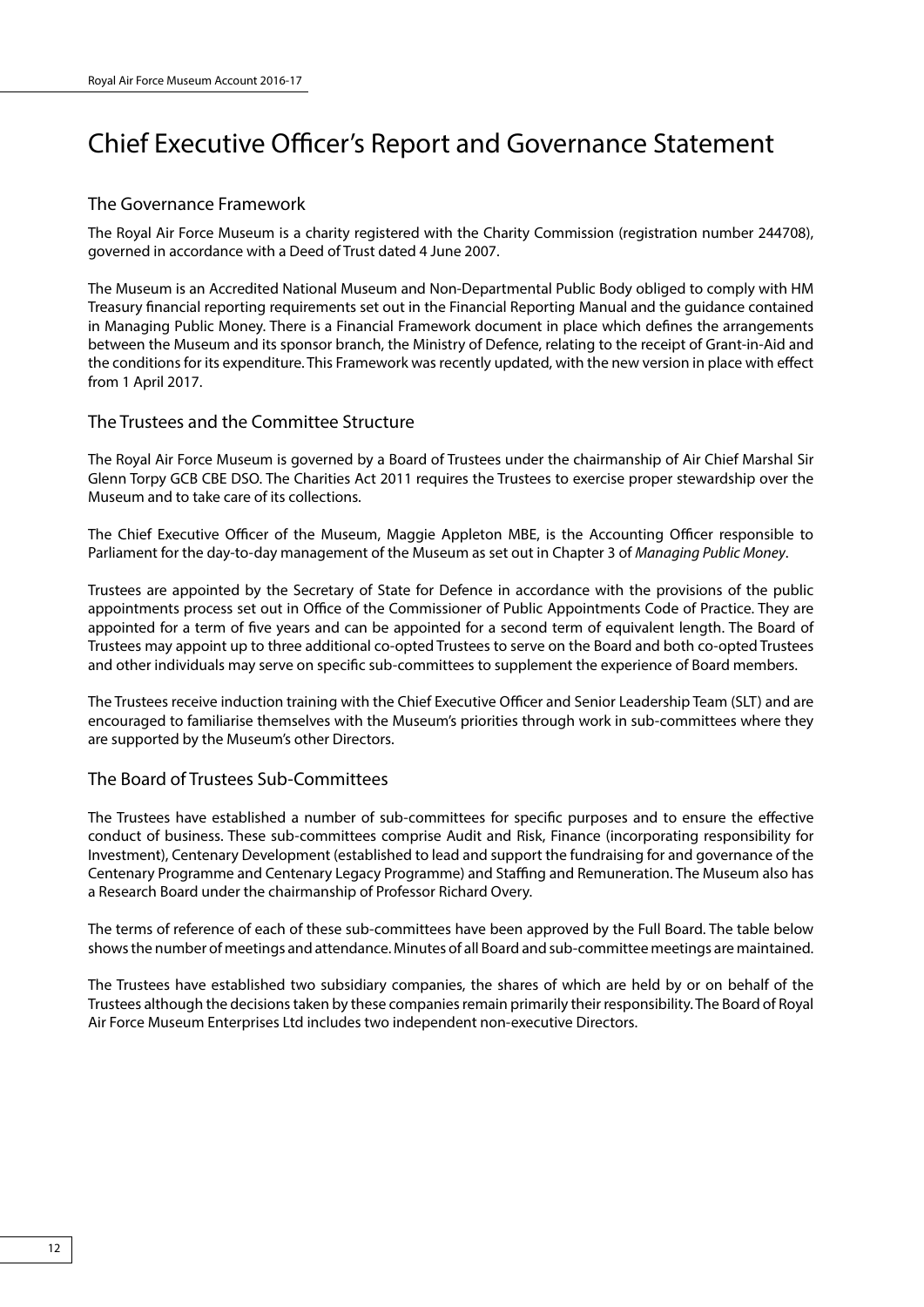# Chief Executive Officer's Report and Governance Statement

## The Governance Framework

The Royal Air Force Museum is a charity registered with the Charity Commission (registration number 244708), governed in accordance with a Deed of Trust dated 4 June 2007.

The Museum is an Accredited National Museum and Non-Departmental Public Body obliged to comply with HM Treasury financial reporting requirements set out in the Financial Reporting Manual and the guidance contained in Managing Public Money. There is a Financial Framework document in place which defines the arrangements between the Museum and its sponsor branch, the Ministry of Defence, relating to the receipt of Grant-in-Aid and the conditions for its expenditure. This Framework was recently updated, with the new version in place with effect from 1 April 2017.

## The Trustees and the Committee Structure

The Royal Air Force Museum is governed by a Board of Trustees under the chairmanship of Air Chief Marshal Sir Glenn Torpy GCB CBE DSO. The Charities Act 2011 requires the Trustees to exercise proper stewardship over the Museum and to take care of its collections.

The Chief Executive Officer of the Museum, Maggie Appleton MBE, is the Accounting Officer responsible to Parliament for the day-to-day management of the Museum as set out in Chapter 3 of *Managing Public Money*.

Trustees are appointed by the Secretary of State for Defence in accordance with the provisions of the public appointments process set out in Office of the Commissioner of Public Appointments Code of Practice. They are appointed for a term of five years and can be appointed for a second term of equivalent length. The Board of Trustees may appoint up to three additional co-opted Trustees to serve on the Board and both co-opted Trustees and other individuals may serve on specific sub-committees to supplement the experience of Board members.

The Trustees receive induction training with the Chief Executive Officer and Senior Leadership Team (SLT) and are encouraged to familiarise themselves with the Museum's priorities through work in sub-committees where they are supported by the Museum's other Directors.

## The Board of Trustees Sub-Committees

The Trustees have established a number of sub-committees for specific purposes and to ensure the effective conduct of business. These sub-committees comprise Audit and Risk, Finance (incorporating responsibility for Investment), Centenary Development (established to lead and support the fundraising for and governance of the Centenary Programme and Centenary Legacy Programme) and Staffing and Remuneration. The Museum also has a Research Board under the chairmanship of Professor Richard Overy.

The terms of reference of each of these sub-committees have been approved by the Full Board. The table below shows the number of meetings and attendance. Minutes of all Board and sub-committee meetings are maintained.

The Trustees have established two subsidiary companies, the shares of which are held by or on behalf of the Trustees although the decisions taken by these companies remain primarily their responsibility. The Board of Royal Air Force Museum Enterprises Ltd includes two independent non-executive Directors.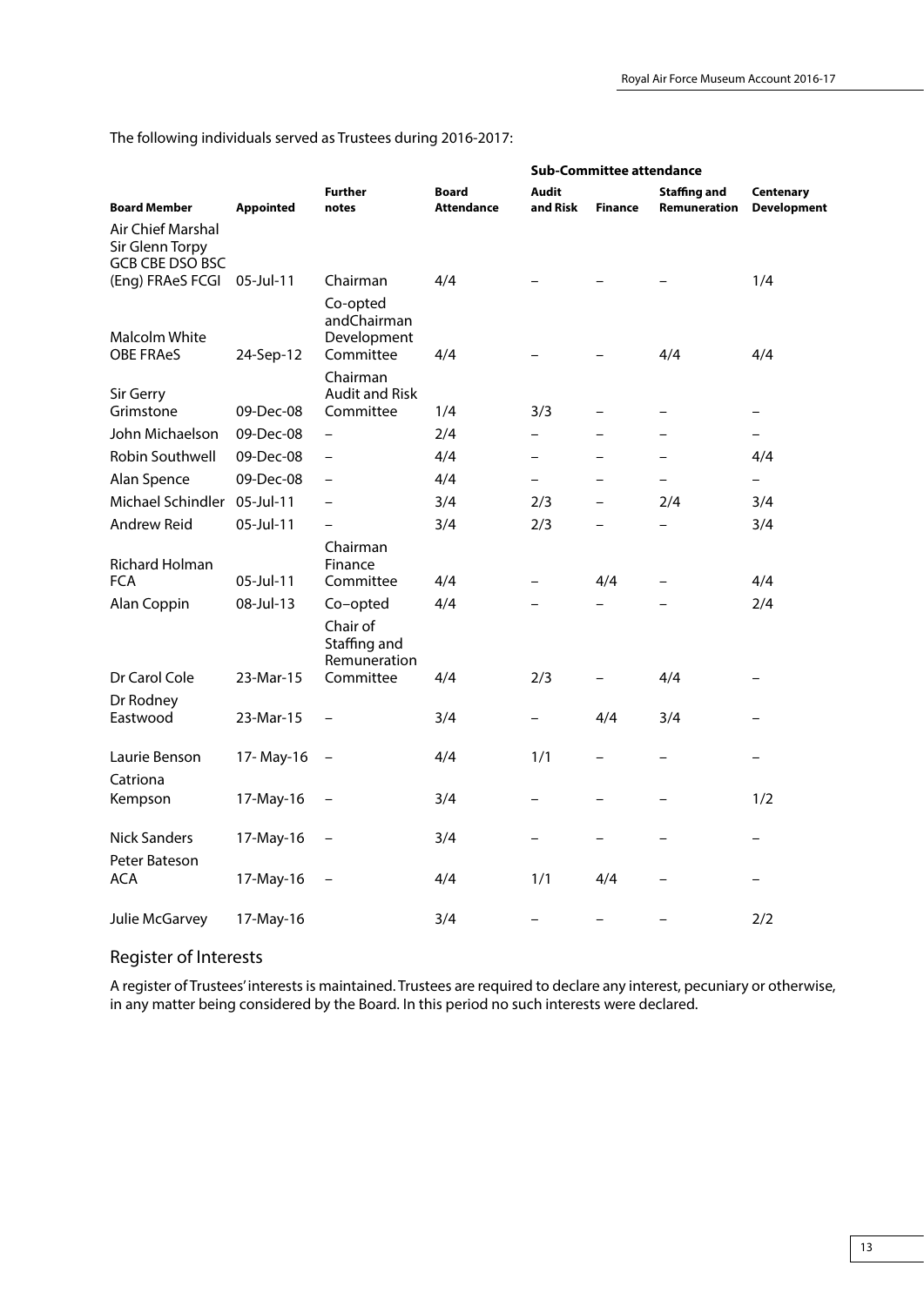The following individuals served as Trustees during 2016-2017:

| | | | | Sub-Committee attendance | | | |
|---|---|---|---|---|---|---|---|
| **Board Member** | **Appointed** | **Further notes** | **Board Attendance** | **Audit and Risk** | **Finance** | **Staffing and Remuneration** | **Centenary Development** |
| Air Chief Marshal Sir Glenn Torpy GCB CBE DSO BSC (Eng) FRAeS FCGI | 05-Jul-11 | Chairman | 4/4 | – | – | – | 1/4 |
| Malcolm White OBE FRAeS | 24-Sep-12 | Co-opted andChairman Development Committee | 4/4 | – | – | 4/4 | 4/4 |
| Sir Gerry Grimstone | 09-Dec-08 | Chairman Audit and Risk Committee | 1/4 | 3/3 | – | – | – |
| John Michaelson | 09-Dec-08 | – | 2/4 | – | – | – | – |
| Robin Southwell | 09-Dec-08 | – | 4/4 | – | – | – | 4/4 |
| Alan Spence | 09-Dec-08 | – | 4/4 | – | – | – | – |
| Michael Schindler | 05-Jul-11 | – | 3/4 | 2/3 | – | 2/4 | 3/4 |
| Andrew Reid | 05-Jul-11 | – | 3/4 | 2/3 | – | – | 3/4 |
| Richard Holman FCA | 05-Jul-11 | Chairman Finance Committee | 4/4 | – | 4/4 | – | 4/4 |
| Alan Coppin | 08-Jul-13 | Co–opted | 4/4 | – | – | – | 2/4 |
| Dr Carol Cole | 23-Mar-15 | Chair of Staffing and Remuneration Committee | 4/4 | 2/3 | – | 4/4 | – |
| Dr Rodney Eastwood | 23-Mar-15 | – | 3/4 | – | 4/4 | 3/4 | – |
| Laurie Benson | 17- May-16 | – | 4/4 | 1/1 | – | – | – |
| Catriona Kempson | 17-May-16 | – | 3/4 | – | – | – | 1/2 |
| Nick Sanders | 17-May-16 | – | 3/4 | – | – | – | – |
| Peter Bateson ACA | 17-May-16 | – | 4/4 | 1/1 | 4/4 | – | – |
| Julie McGarvey | 17-May-16 | | 3/4 | – | – | – | 2/2 |

## Register of Interests

A register of Trustees' interests is maintained. Trustees are required to declare any interest, pecuniary or otherwise, in any matter being considered by the Board. In this period no such interests were declared.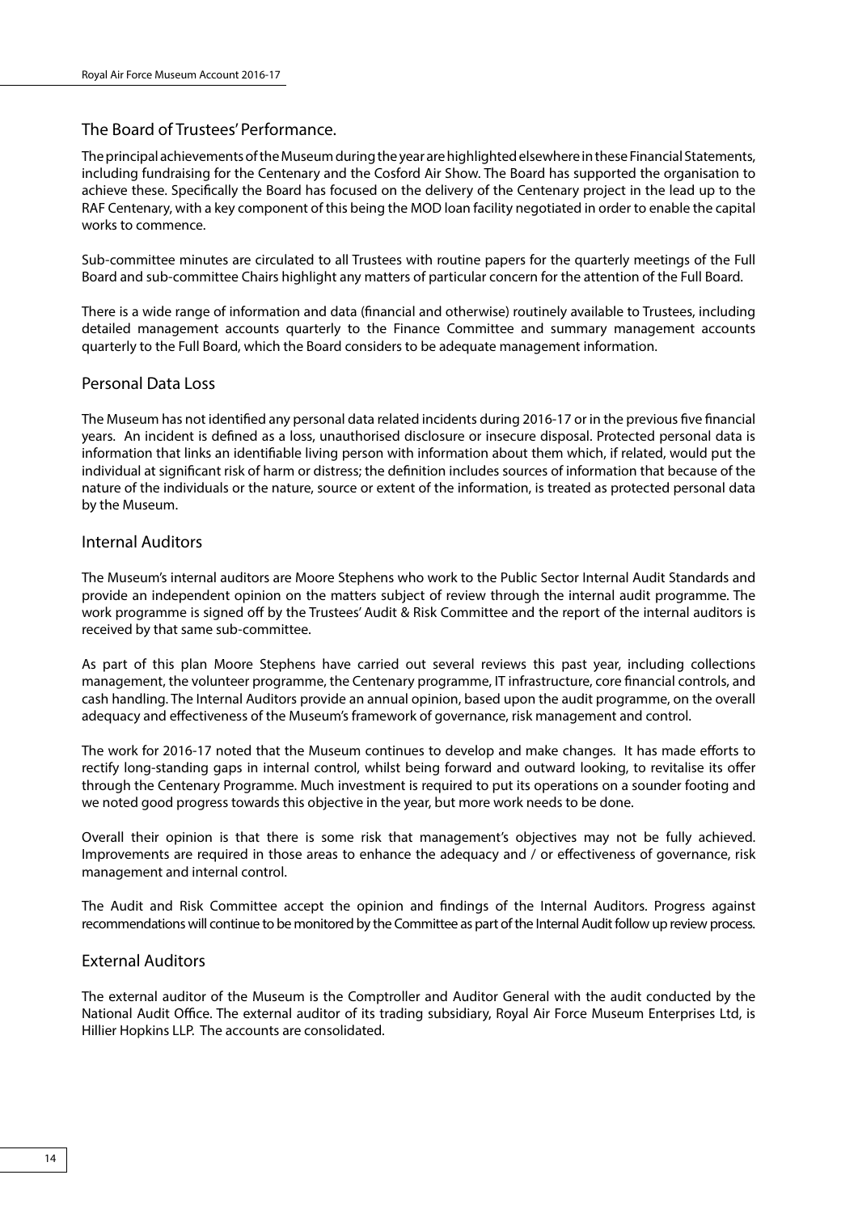## The Board of Trustees' Performance.

The principal achievements of the Museum during the year are highlighted elsewhere in these Financial Statements, including fundraising for the Centenary and the Cosford Air Show. The Board has supported the organisation to achieve these. Specifically the Board has focused on the delivery of the Centenary project in the lead up to the RAF Centenary, with a key component of this being the MOD loan facility negotiated in order to enable the capital works to commence.

Sub-committee minutes are circulated to all Trustees with routine papers for the quarterly meetings of the Full Board and sub-committee Chairs highlight any matters of particular concern for the attention of the Full Board.

There is a wide range of information and data (financial and otherwise) routinely available to Trustees, including detailed management accounts quarterly to the Finance Committee and summary management accounts quarterly to the Full Board, which the Board considers to be adequate management information.

## Personal Data Loss

The Museum has not identified any personal data related incidents during 2016-17 or in the previous five financial years. An incident is defined as a loss, unauthorised disclosure or insecure disposal. Protected personal data is information that links an identifiable living person with information about them which, if related, would put the individual at significant risk of harm or distress; the definition includes sources of information that because of the nature of the individuals or the nature, source or extent of the information, is treated as protected personal data by the Museum.

## Internal Auditors

The Museum's internal auditors are Moore Stephens who work to the Public Sector Internal Audit Standards and provide an independent opinion on the matters subject of review through the internal audit programme. The work programme is signed off by the Trustees' Audit & Risk Committee and the report of the internal auditors is received by that same sub-committee.

As part of this plan Moore Stephens have carried out several reviews this past year, including collections management, the volunteer programme, the Centenary programme, IT infrastructure, core financial controls, and cash handling. The Internal Auditors provide an annual opinion, based upon the audit programme, on the overall adequacy and effectiveness of the Museum's framework of governance, risk management and control.

The work for 2016-17 noted that the Museum continues to develop and make changes. It has made efforts to rectify long-standing gaps in internal control, whilst being forward and outward looking, to revitalise its offer through the Centenary Programme. Much investment is required to put its operations on a sounder footing and we noted good progress towards this objective in the year, but more work needs to be done.

Overall their opinion is that there is some risk that management's objectives may not be fully achieved. Improvements are required in those areas to enhance the adequacy and / or effectiveness of governance, risk management and internal control.

The Audit and Risk Committee accept the opinion and findings of the Internal Auditors. Progress against recommendations will continue to be monitored by the Committee as part of the Internal Audit follow up review process.

## External Auditors

The external auditor of the Museum is the Comptroller and Auditor General with the audit conducted by the National Audit Office. The external auditor of its trading subsidiary, Royal Air Force Museum Enterprises Ltd, is Hillier Hopkins LLP. The accounts are consolidated.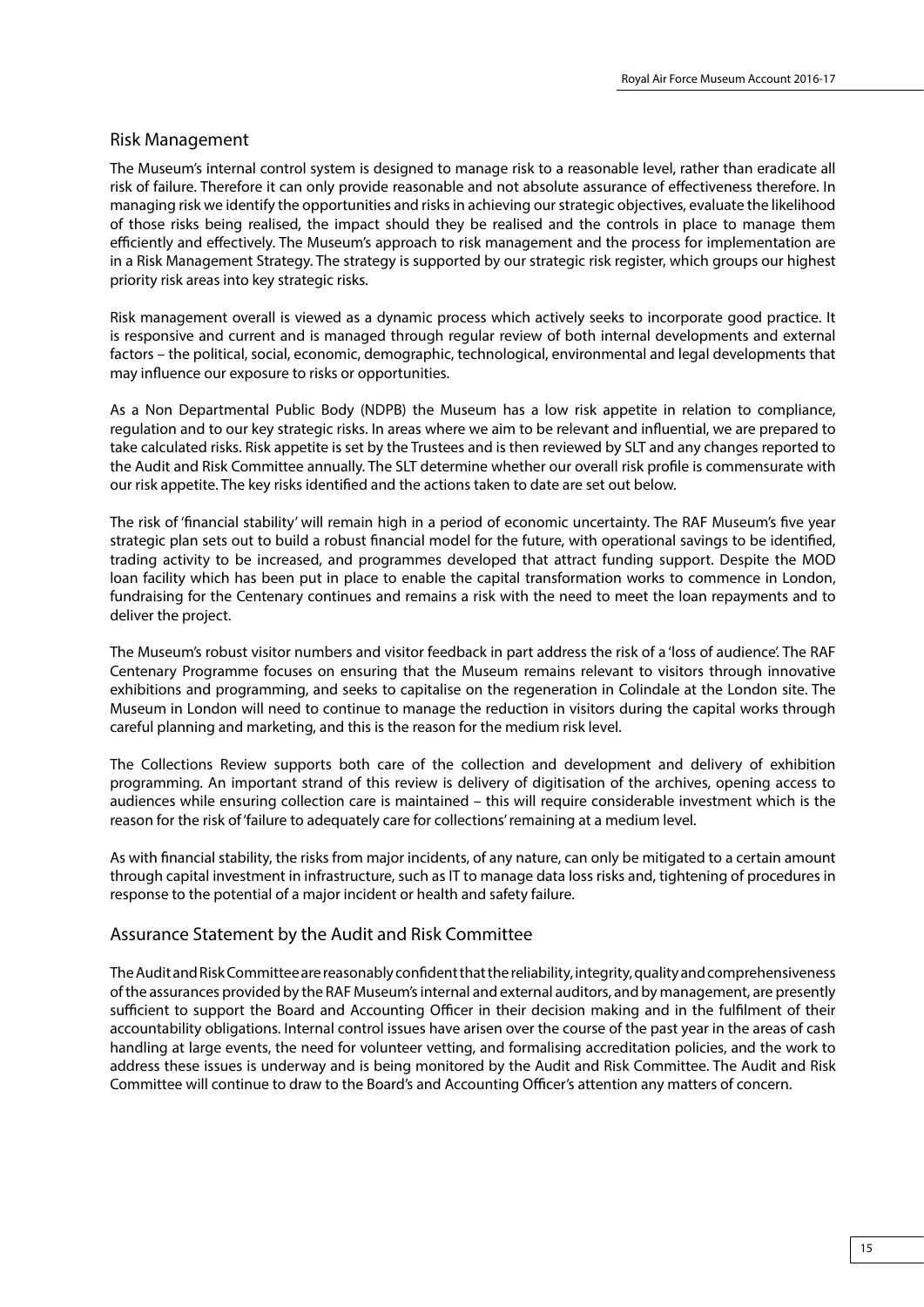## Risk Management

The Museum's internal control system is designed to manage risk to a reasonable level, rather than eradicate all risk of failure. Therefore it can only provide reasonable and not absolute assurance of effectiveness therefore. In managing risk we identify the opportunities and risks in achieving our strategic objectives, evaluate the likelihood of those risks being realised, the impact should they be realised and the controls in place to manage them efficiently and effectively. The Museum's approach to risk management and the process for implementation are in a Risk Management Strategy. The strategy is supported by our strategic risk register, which groups our highest priority risk areas into key strategic risks.

Risk management overall is viewed as a dynamic process which actively seeks to incorporate good practice. It is responsive and current and is managed through regular review of both internal developments and external factors – the political, social, economic, demographic, technological, environmental and legal developments that may influence our exposure to risks or opportunities.

As a Non Departmental Public Body (NDPB) the Museum has a low risk appetite in relation to compliance, regulation and to our key strategic risks. In areas where we aim to be relevant and influential, we are prepared to take calculated risks. Risk appetite is set by the Trustees and is then reviewed by SLT and any changes reported to the Audit and Risk Committee annually. The SLT determine whether our overall risk profile is commensurate with our risk appetite. The key risks identified and the actions taken to date are set out below.

The risk of 'financial stability' will remain high in a period of economic uncertainty. The RAF Museum's five year strategic plan sets out to build a robust financial model for the future, with operational savings to be identified, trading activity to be increased, and programmes developed that attract funding support. Despite the MOD loan facility which has been put in place to enable the capital transformation works to commence in London, fundraising for the Centenary continues and remains a risk with the need to meet the loan repayments and to deliver the project.

The Museum's robust visitor numbers and visitor feedback in part address the risk of a 'loss of audience'. The RAF Centenary Programme focuses on ensuring that the Museum remains relevant to visitors through innovative exhibitions and programming, and seeks to capitalise on the regeneration in Colindale at the London site. The Museum in London will need to continue to manage the reduction in visitors during the capital works through careful planning and marketing, and this is the reason for the medium risk level.

The Collections Review supports both care of the collection and development and delivery of exhibition programming. An important strand of this review is delivery of digitisation of the archives, opening access to audiences while ensuring collection care is maintained – this will require considerable investment which is the reason for the risk of 'failure to adequately care for collections' remaining at a medium level.

As with financial stability, the risks from major incidents, of any nature, can only be mitigated to a certain amount through capital investment in infrastructure, such as IT to manage data loss risks and, tightening of procedures in response to the potential of a major incident or health and safety failure.

## Assurance Statement by the Audit and Risk Committee

The Audit and Risk Committee are reasonably confident that the reliability, integrity, quality and comprehensiveness of the assurances provided by the RAF Museum's internal and external auditors, and by management, are presently sufficient to support the Board and Accounting Officer in their decision making and in the fulfilment of their accountability obligations. Internal control issues have arisen over the course of the past year in the areas of cash handling at large events, the need for volunteer vetting, and formalising accreditation policies, and the work to address these issues is underway and is being monitored by the Audit and Risk Committee. The Audit and Risk Committee will continue to draw to the Board's and Accounting Officer's attention any matters of concern.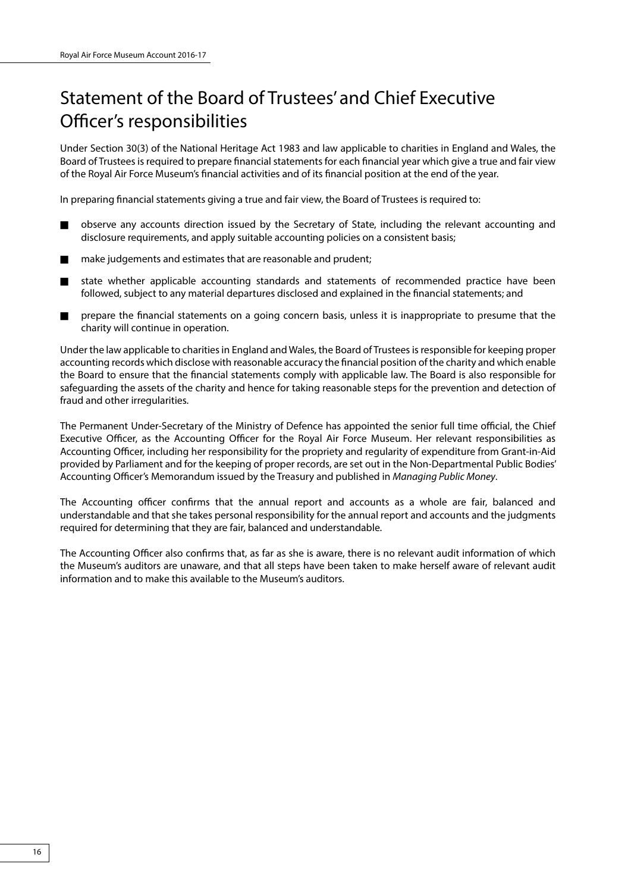# Statement of the Board of Trustees' and Chief Executive Officer's responsibilities

Under Section 30(3) of the National Heritage Act 1983 and law applicable to charities in England and Wales, the Board of Trustees is required to prepare financial statements for each financial year which give a true and fair view of the Royal Air Force Museum's financial activities and of its financial position at the end of the year.

In preparing financial statements giving a true and fair view, the Board of Trustees is required to:

- observe any accounts direction issued by the Secretary of State, including the relevant accounting and disclosure requirements, and apply suitable accounting policies on a consistent basis;
- make judgements and estimates that are reasonable and prudent;
- state whether applicable accounting standards and statements of recommended practice have been followed, subject to any material departures disclosed and explained in the financial statements; and
- prepare the financial statements on a going concern basis, unless it is inappropriate to presume that the charity will continue in operation.

Under the law applicable to charities in England and Wales, the Board of Trustees is responsible for keeping proper accounting records which disclose with reasonable accuracy the financial position of the charity and which enable the Board to ensure that the financial statements comply with applicable law. The Board is also responsible for safeguarding the assets of the charity and hence for taking reasonable steps for the prevention and detection of fraud and other irregularities.

The Permanent Under-Secretary of the Ministry of Defence has appointed the senior full time official, the Chief Executive Officer, as the Accounting Officer for the Royal Air Force Museum. Her relevant responsibilities as Accounting Officer, including her responsibility for the propriety and regularity of expenditure from Grant-in-Aid provided by Parliament and for the keeping of proper records, are set out in the Non-Departmental Public Bodies' Accounting Officer's Memorandum issued by the Treasury and published in *Managing Public Money*.

The Accounting officer confirms that the annual report and accounts as a whole are fair, balanced and understandable and that she takes personal responsibility for the annual report and accounts and the judgments required for determining that they are fair, balanced and understandable.

The Accounting Officer also confirms that, as far as she is aware, there is no relevant audit information of which the Museum's auditors are unaware, and that all steps have been taken to make herself aware of relevant audit information and to make this available to the Museum's auditors.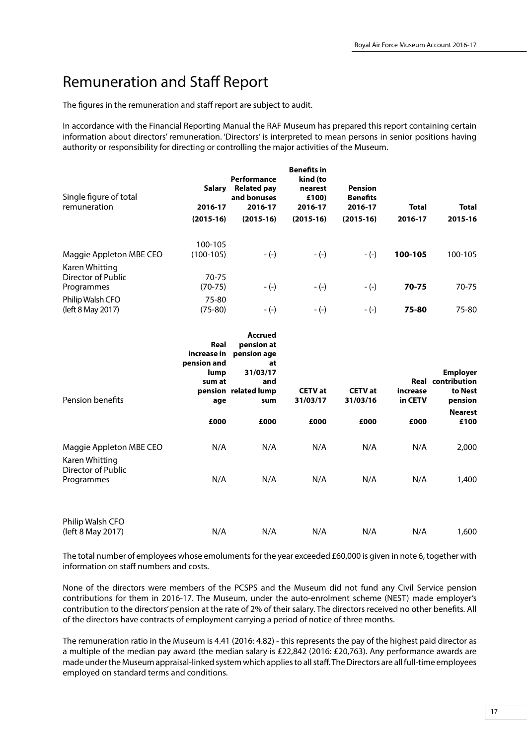# Remuneration and Staff Report

The figures in the remuneration and staff report are subject to audit.

In accordance with the Financial Reporting Manual the RAF Museum has prepared this report containing certain information about directors' remuneration. 'Directors' is interpreted to mean persons in senior positions having authority or responsibility for directing or controlling the major activities of the Museum.

| Single figure of total remuneration | Salary 2016-17 (2015-16) | Performance Related pay and bonuses 2016-17 (2015-16) | Benefits in kind (to nearest £100) 2016-17 (2015-16) | Pension Benefits 2016-17 (2015-16) | Total 2016-17 | Total 2015-16 |
|---|---|---|---|---|---|---|
| Maggie Appleton MBE CEO | 100-105 (100-105) | - (-) | - (-) | - (-) | **100-105** | 100-105 |
| Karen Whitting Director of Public Programmes | 70-75 (70-75) | - (-) | - (-) | - (-) | **70-75** | 70-75 |
| Philip Walsh CFO (left 8 May 2017) | 75-80 (75-80) | - (-) | - (-) | - (-) | **75-80** | 75-80 |

| Pension benefits | Real increase in pension and lump sum at pension age | Accrued pension at pension age at 31/03/17 and related lump sum | CETV at 31/03/17 | CETV at 31/03/16 | Real increase in CETV | Employer contribution to Nest pension |
|---|---|---|---|---|---|---|
| | £000 | £000 | £000 | £000 | £000 | Nearest £100 |
| Maggie Appleton MBE CEO | N/A | N/A | N/A | N/A | N/A | 2,000 |
| Karen Whitting Director of Public Programmes | N/A | N/A | N/A | N/A | N/A | 1,400 |
| Philip Walsh CFO (left 8 May 2017) | N/A | N/A | N/A | N/A | N/A | 1,600 |

The total number of employees whose emoluments for the year exceeded £60,000 is given in note 6, together with information on staff numbers and costs.

None of the directors were members of the PCSPS and the Museum did not fund any Civil Service pension contributions for them in 2016-17. The Museum, under the auto-enrolment scheme (NEST) made employer's contribution to the directors' pension at the rate of 2% of their salary. The directors received no other benefits. All of the directors have contracts of employment carrying a period of notice of three months.

The remuneration ratio in the Museum is 4.41 (2016: 4.82) - this represents the pay of the highest paid director as a multiple of the median pay award (the median salary is £22,842 (2016: £20,763). Any performance awards are made under the Museum appraisal-linked system which applies to all staff. The Directors are all full-time employees employed on standard terms and conditions.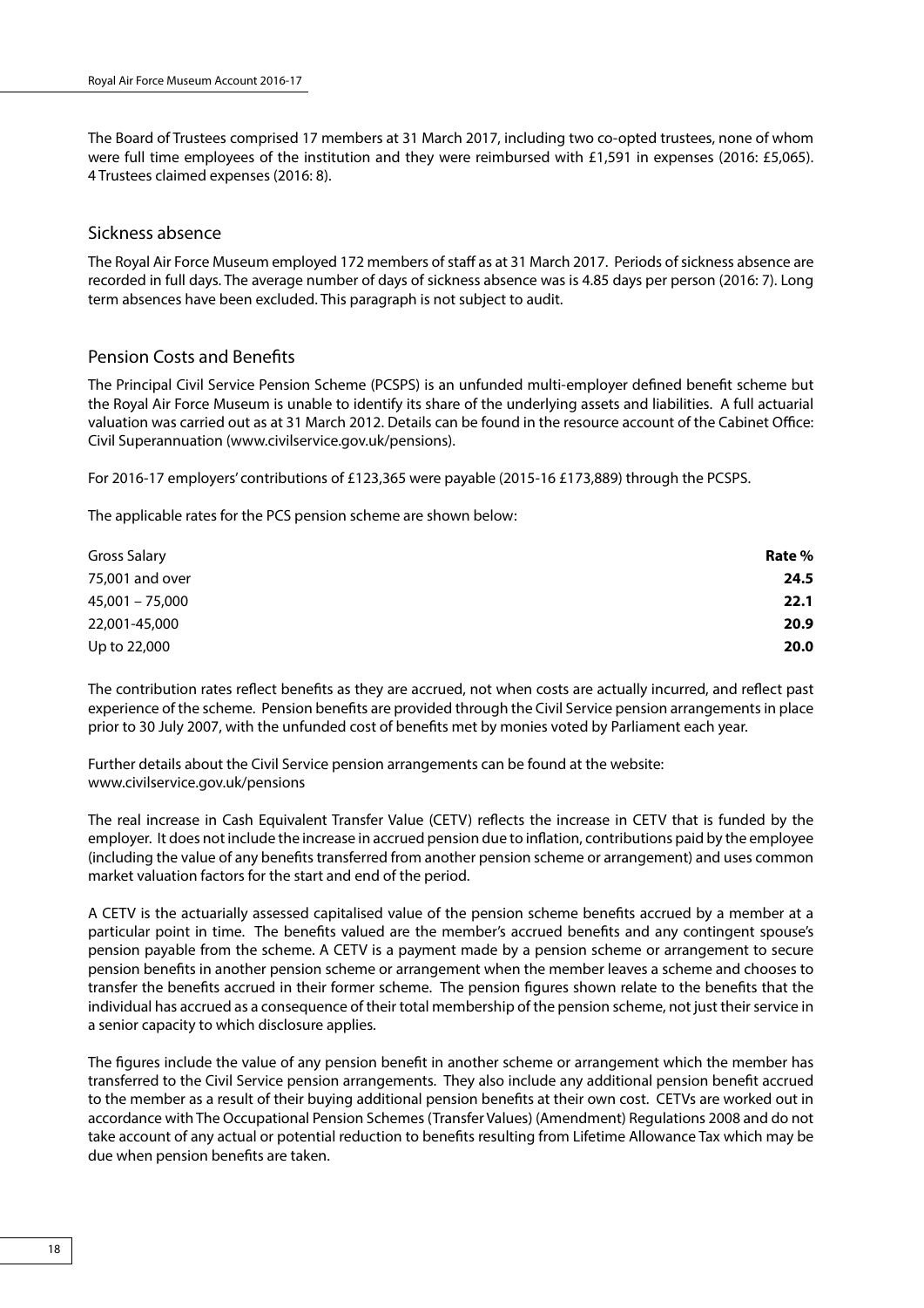The Board of Trustees comprised 17 members at 31 March 2017, including two co-opted trustees, none of whom were full time employees of the institution and they were reimbursed with £1,591 in expenses (2016: £5,065). 4 Trustees claimed expenses (2016: 8).

## Sickness absence

The Royal Air Force Museum employed 172 members of staff as at 31 March 2017. Periods of sickness absence are recorded in full days. The average number of days of sickness absence was is 4.85 days per person (2016: 7). Long term absences have been excluded. This paragraph is not subject to audit.

## Pension Costs and Benefits

The Principal Civil Service Pension Scheme (PCSPS) is an unfunded multi-employer defined benefit scheme but the Royal Air Force Museum is unable to identify its share of the underlying assets and liabilities. A full actuarial valuation was carried out as at 31 March 2012. Details can be found in the resource account of the Cabinet Office: Civil Superannuation (www.civilservice.gov.uk/pensions).

For 2016-17 employers' contributions of £123,365 were payable (2015-16 £173,889) through the PCSPS.

The applicable rates for the PCS pension scheme are shown below:

| Gross Salary | **Rate %** |
|---|---|
| 75,001 and over | **24.5** |
| 45,001 – 75,000 | **22.1** |
| 22,001-45,000 | **20.9** |
| Up to 22,000 | **20.0** |

The contribution rates reflect benefits as they are accrued, not when costs are actually incurred, and reflect past experience of the scheme. Pension benefits are provided through the Civil Service pension arrangements in place prior to 30 July 2007, with the unfunded cost of benefits met by monies voted by Parliament each year.

Further details about the Civil Service pension arrangements can be found at the website: www.civilservice.gov.uk/pensions

The real increase in Cash Equivalent Transfer Value (CETV) reflects the increase in CETV that is funded by the employer. It does not include the increase in accrued pension due to inflation, contributions paid by the employee (including the value of any benefits transferred from another pension scheme or arrangement) and uses common market valuation factors for the start and end of the period.

A CETV is the actuarially assessed capitalised value of the pension scheme benefits accrued by a member at a particular point in time. The benefits valued are the member's accrued benefits and any contingent spouse's pension payable from the scheme. A CETV is a payment made by a pension scheme or arrangement to secure pension benefits in another pension scheme or arrangement when the member leaves a scheme and chooses to transfer the benefits accrued in their former scheme. The pension figures shown relate to the benefits that the individual has accrued as a consequence of their total membership of the pension scheme, not just their service in a senior capacity to which disclosure applies.

The figures include the value of any pension benefit in another scheme or arrangement which the member has transferred to the Civil Service pension arrangements. They also include any additional pension benefit accrued to the member as a result of their buying additional pension benefits at their own cost. CETVs are worked out in accordance with The Occupational Pension Schemes (Transfer Values) (Amendment) Regulations 2008 and do not take account of any actual or potential reduction to benefits resulting from Lifetime Allowance Tax which may be due when pension benefits are taken.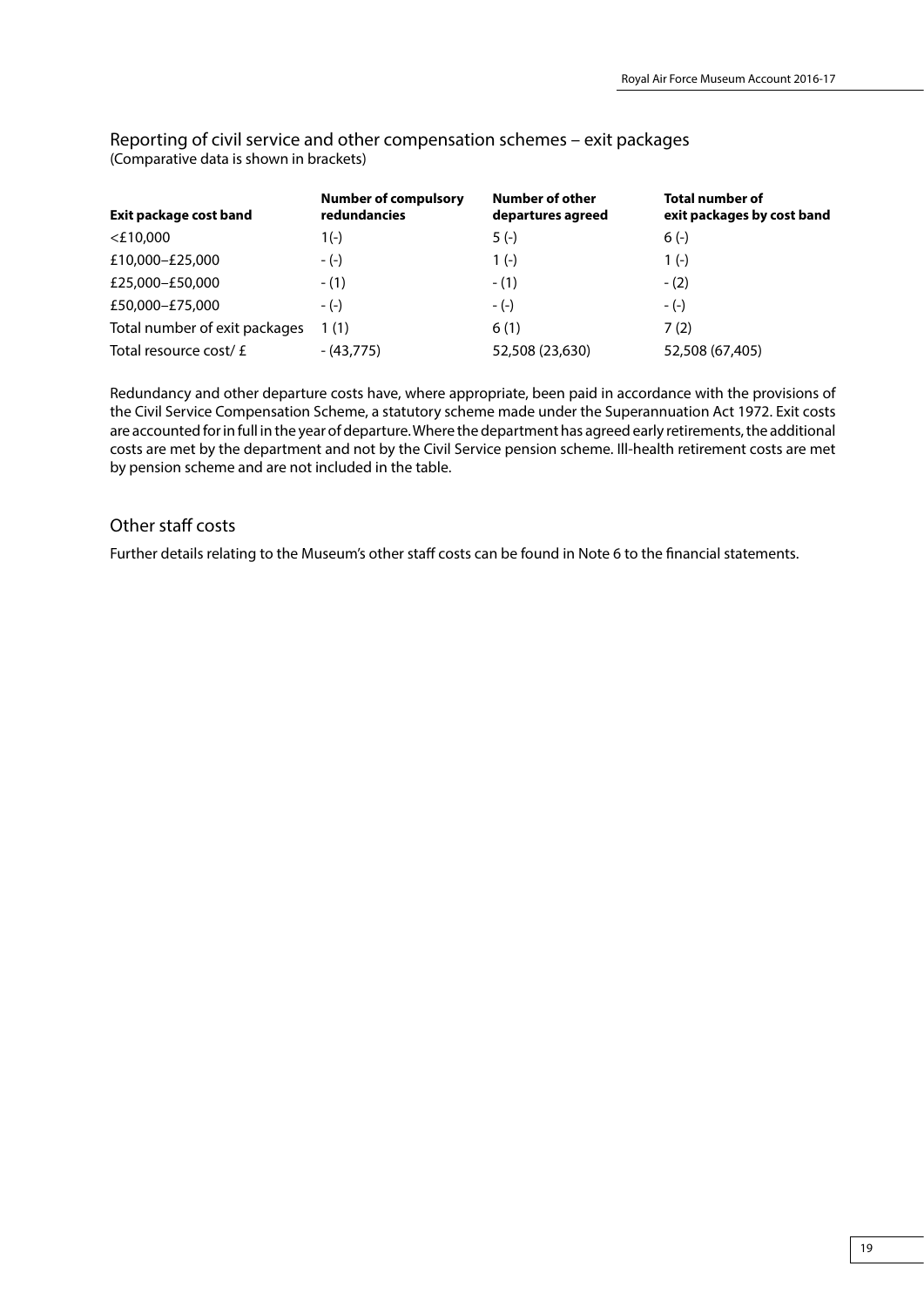## Reporting of civil service and other compensation schemes – exit packages

(Comparative data is shown in brackets)

| Exit package cost band | Number of compulsory redundancies | Number of other departures agreed | Total number of exit packages by cost band |
|---|---|---|---|
| <£10,000 | 1(-) | 5 (-) | 6 (-) |
| £10,000–£25,000 | - (-) | 1 (-) | 1 (-) |
| £25,000–£50,000 | - (1) | - (1) | - (2) |
| £50,000–£75,000 | - (-) | - (-) | - (-) |
| Total number of exit packages | 1 (1) | 6 (1) | 7 (2) |
| Total resource cost/ £ | - (43,775) | 52,508 (23,630) | 52,508 (67,405) |

Redundancy and other departure costs have, where appropriate, been paid in accordance with the provisions of the Civil Service Compensation Scheme, a statutory scheme made under the Superannuation Act 1972. Exit costs are accounted for in full in the year of departure. Where the department has agreed early retirements, the additional costs are met by the department and not by the Civil Service pension scheme. Ill-health retirement costs are met by pension scheme and are not included in the table.

## Other staff costs

Further details relating to the Museum's other staff costs can be found in Note 6 to the financial statements.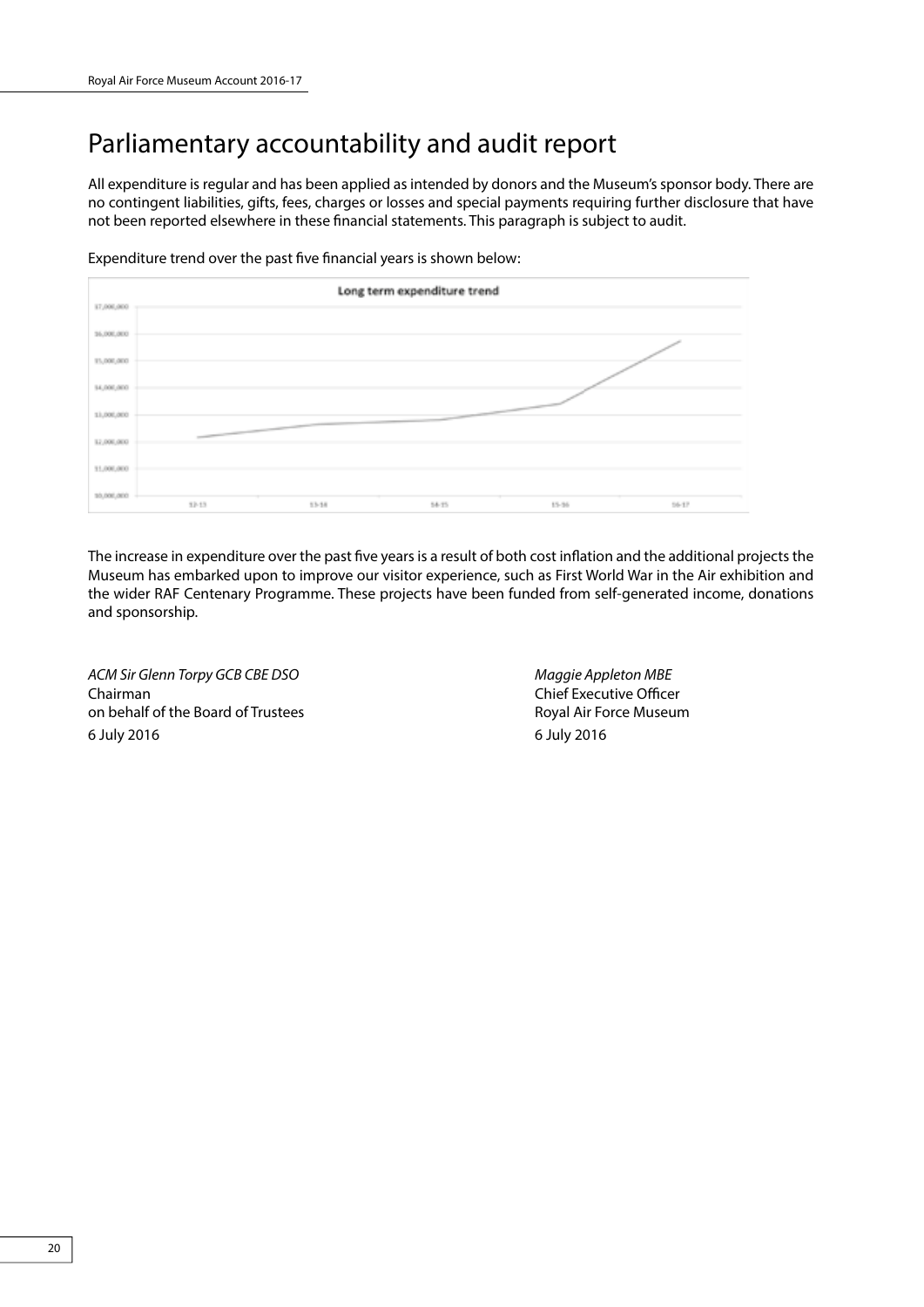# Parliamentary accountability and audit report

All expenditure is regular and has been applied as intended by donors and the Museum's sponsor body. There are no contingent liabilities, gifts, fees, charges or losses and special payments requiring further disclosure that have not been reported elsewhere in these financial statements. This paragraph is subject to audit.

Expenditure trend over the past five financial years is shown below:

The increase in expenditure over the past five years is a result of both cost inflation and the additional projects the Museum has embarked upon to improve our visitor experience, such as First World War in the Air exhibition and the wider RAF Centenary Programme. These projects have been funded from self-generated income, donations and sponsorship.

*ACM Sir Glenn Torpy GCB CBE DSO*
Chairman
on behalf of the Board of Trustees
6 July 2016

*Maggie Appleton MBE*
Chief Executive Officer
Royal Air Force Museum
6 July 2016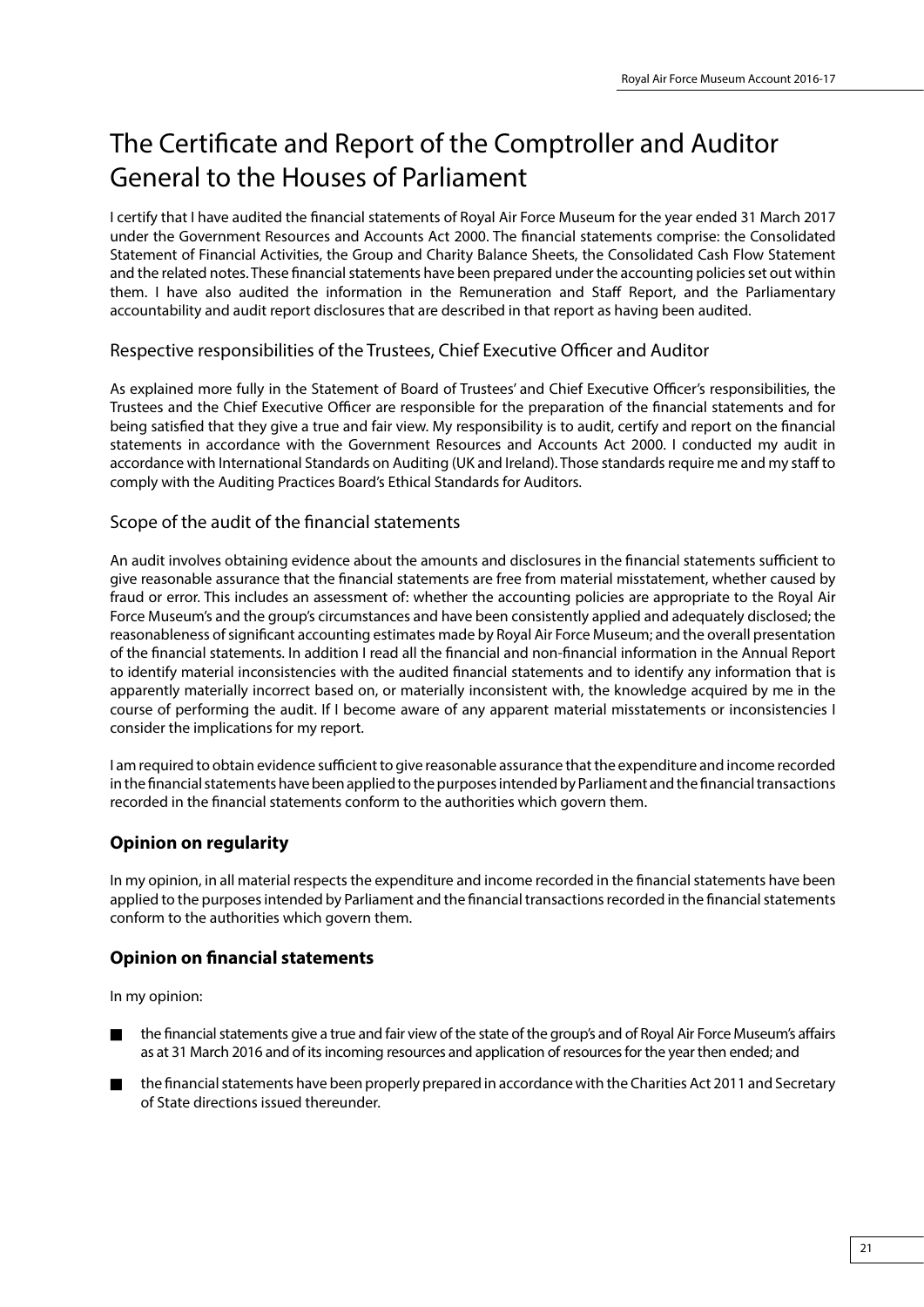# The Certificate and Report of the Comptroller and Auditor General to the Houses of Parliament

I certify that I have audited the financial statements of Royal Air Force Museum for the year ended 31 March 2017 under the Government Resources and Accounts Act 2000. The financial statements comprise: the Consolidated Statement of Financial Activities, the Group and Charity Balance Sheets, the Consolidated Cash Flow Statement and the related notes. These financial statements have been prepared under the accounting policies set out within them. I have also audited the information in the Remuneration and Staff Report, and the Parliamentary accountability and audit report disclosures that are described in that report as having been audited.

## Respective responsibilities of the Trustees, Chief Executive Officer and Auditor

As explained more fully in the Statement of Board of Trustees' and Chief Executive Officer's responsibilities, the Trustees and the Chief Executive Officer are responsible for the preparation of the financial statements and for being satisfied that they give a true and fair view. My responsibility is to audit, certify and report on the financial statements in accordance with the Government Resources and Accounts Act 2000. I conducted my audit in accordance with International Standards on Auditing (UK and Ireland). Those standards require me and my staff to comply with the Auditing Practices Board's Ethical Standards for Auditors.

## Scope of the audit of the financial statements

An audit involves obtaining evidence about the amounts and disclosures in the financial statements sufficient to give reasonable assurance that the financial statements are free from material misstatement, whether caused by fraud or error. This includes an assessment of: whether the accounting policies are appropriate to the Royal Air Force Museum's and the group's circumstances and have been consistently applied and adequately disclosed; the reasonableness of significant accounting estimates made by Royal Air Force Museum; and the overall presentation of the financial statements. In addition I read all the financial and non-financial information in the Annual Report to identify material inconsistencies with the audited financial statements and to identify any information that is apparently materially incorrect based on, or materially inconsistent with, the knowledge acquired by me in the course of performing the audit. If I become aware of any apparent material misstatements or inconsistencies I consider the implications for my report.

I am required to obtain evidence sufficient to give reasonable assurance that the expenditure and income recorded in the financial statements have been applied to the purposes intended by Parliament and the financial transactions recorded in the financial statements conform to the authorities which govern them.

### Opinion on regularity

In my opinion, in all material respects the expenditure and income recorded in the financial statements have been applied to the purposes intended by Parliament and the financial transactions recorded in the financial statements conform to the authorities which govern them.

### Opinion on financial statements

In my opinion:

- the financial statements give a true and fair view of the state of the group's and of Royal Air Force Museum's affairs as at 31 March 2016 and of its incoming resources and application of resources for the year then ended; and
- the financial statements have been properly prepared in accordance with the Charities Act 2011 and Secretary of State directions issued thereunder.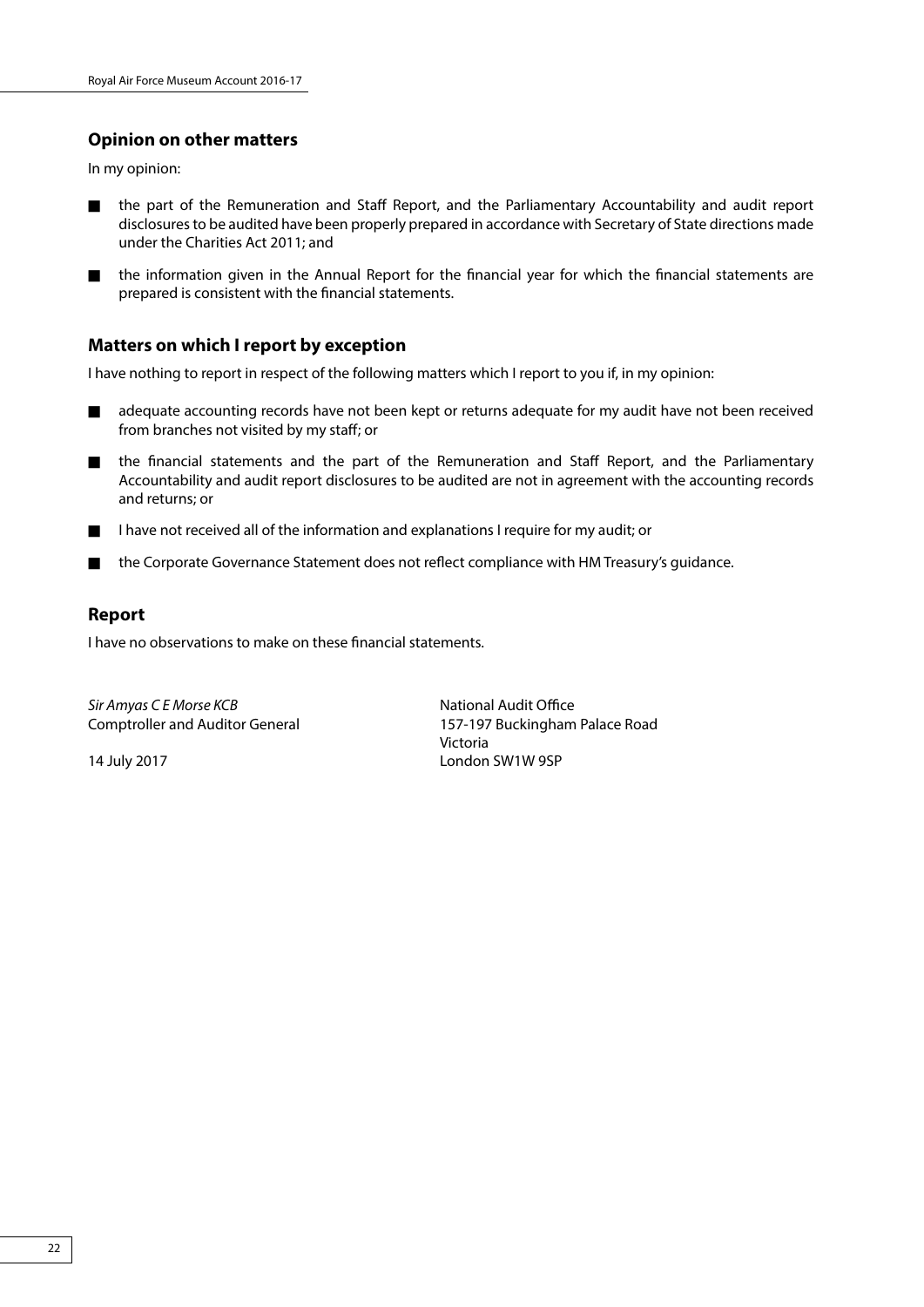## Opinion on other matters

In my opinion:

- the part of the Remuneration and Staff Report, and the Parliamentary Accountability and audit report disclosures to be audited have been properly prepared in accordance with Secretary of State directions made under the Charities Act 2011; and
- the information given in the Annual Report for the financial year for which the financial statements are prepared is consistent with the financial statements.

## Matters on which I report by exception

I have nothing to report in respect of the following matters which I report to you if, in my opinion:

- adequate accounting records have not been kept or returns adequate for my audit have not been received from branches not visited by my staff; or
- the financial statements and the part of the Remuneration and Staff Report, and the Parliamentary Accountability and audit report disclosures to be audited are not in agreement with the accounting records and returns; or
- I have not received all of the information and explanations I require for my audit; or
- the Corporate Governance Statement does not reflect compliance with HM Treasury's guidance.

## Report

I have no observations to make on these financial statements.

*Sir Amyas C E Morse KCB*
Comptroller and Auditor General

14 July 2017

National Audit Office
157-197 Buckingham Palace Road
Victoria
London SW1W 9SP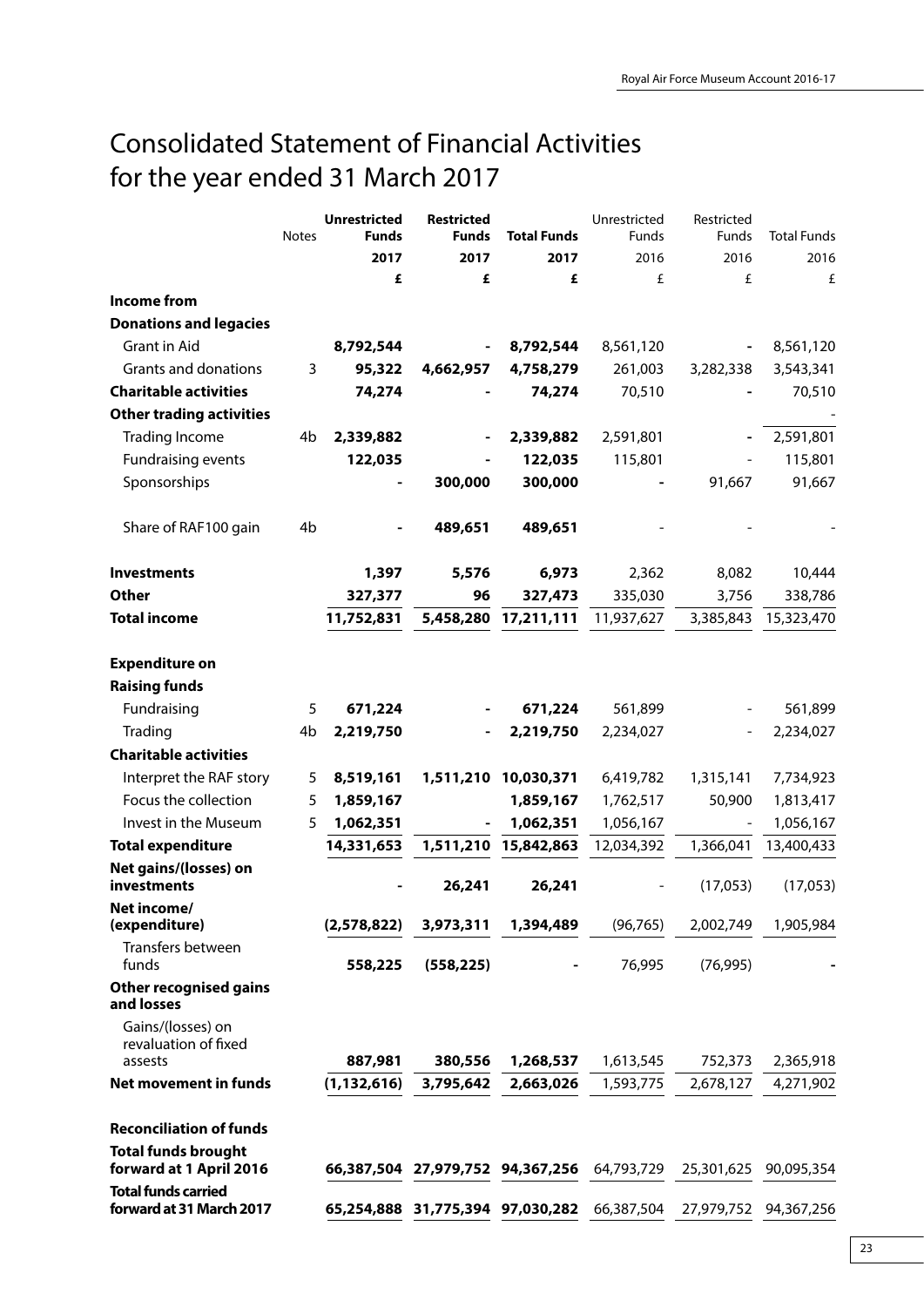# Consolidated Statement of Financial Activities for the year ended 31 March 2017

| | Notes | Unrestricted Funds 2017 £ | Restricted Funds 2017 £ | Total Funds 2017 £ | Unrestricted Funds 2016 £ | Restricted Funds 2016 £ | Total Funds 2016 £ |
|---|---|---|---|---|---|---|---|
| **Income from** | | | | | | | |
| **Donations and legacies** | | | | | | | |
| Grant in Aid | | **8,792,544** | **-** | **8,792,544** | 8,561,120 | - | 8,561,120 |
| Grants and donations | 3 | **95,322** | **4,662,957** | **4,758,279** | 261,003 | 3,282,338 | 3,543,341 |
| **Charitable activities** | | **74,274** | **-** | **74,274** | 70,510 | - | 70,510 |
| **Other trading activities** | | | | | | | - |
| Trading Income | 4b | **2,339,882** | **-** | **2,339,882** | 2,591,801 | - | 2,591,801 |
| Fundraising events | | **122,035** | **-** | **122,035** | 115,801 | - | 115,801 |
| Sponsorships | | **-** | **300,000** | **300,000** | - | 91,667 | 91,667 |
| Share of RAF100 gain | 4b | **-** | **489,651** | **489,651** | - | - | - |
| **Investments** | | **1,397** | **5,576** | **6,973** | 2,362 | 8,082 | 10,444 |
| **Other** | | **327,377** | **96** | **327,473** | 335,030 | 3,756 | 338,786 |
| **Total income** | | **11,752,831** | **5,458,280** | **17,211,111** | 11,937,627 | 3,385,843 | 15,323,470 |
| **Expenditure on** | | | | | | | |
| **Raising funds** | | | | | | | |
| Fundraising | 5 | **671,224** | **-** | **671,224** | 561,899 | - | 561,899 |
| Trading | 4b | **2,219,750** | **-** | **2,219,750** | 2,234,027 | - | 2,234,027 |
| **Charitable activities** | | | | | | | |
| Interpret the RAF story | 5 | **8,519,161** | **1,511,210** | **10,030,371** | 6,419,782 | 1,315,141 | 7,734,923 |
| Focus the collection | 5 | **1,859,167** | | **1,859,167** | 1,762,517 | 50,900 | 1,813,417 |
| Invest in the Museum | 5 | **1,062,351** | **-** | **1,062,351** | 1,056,167 | - | 1,056,167 |
| **Total expenditure** | | **14,331,653** | **1,511,210** | **15,842,863** | 12,034,392 | 1,366,041 | 13,400,433 |
| **Net gains/(losses) on investments** | | **-** | **26,241** | **26,241** | - | (17,053) | (17,053) |
| **Net income/ (expenditure)** | | **(2,578,822)** | **3,973,311** | **1,394,489** | (96,765) | 2,002,749 | 1,905,984 |
| Transfers between funds | | **558,225** | **(558,225)** | **-** | 76,995 | (76,995) | - |
| **Other recognised gains and losses** | | | | | | | |
| Gains/(losses) on revaluation of fixed assests | | **887,981** | **380,556** | **1,268,537** | 1,613,545 | 752,373 | 2,365,918 |
| **Net movement in funds** | | **(1,132,616)** | **3,795,642** | **2,663,026** | 1,593,775 | 2,678,127 | 4,271,902 |
| **Reconciliation of funds** | | | | | | | |
| **Total funds brought forward at 1 April 2016** | | **66,387,504** | **27,979,752** | **94,367,256** | 64,793,729 | 25,301,625 | 90,095,354 |
| **Total funds carried forward at 31 March 2017** | | **65,254,888** | **31,775,394** | **97,030,282** | 66,387,504 | 27,979,752 | 94,367,256 |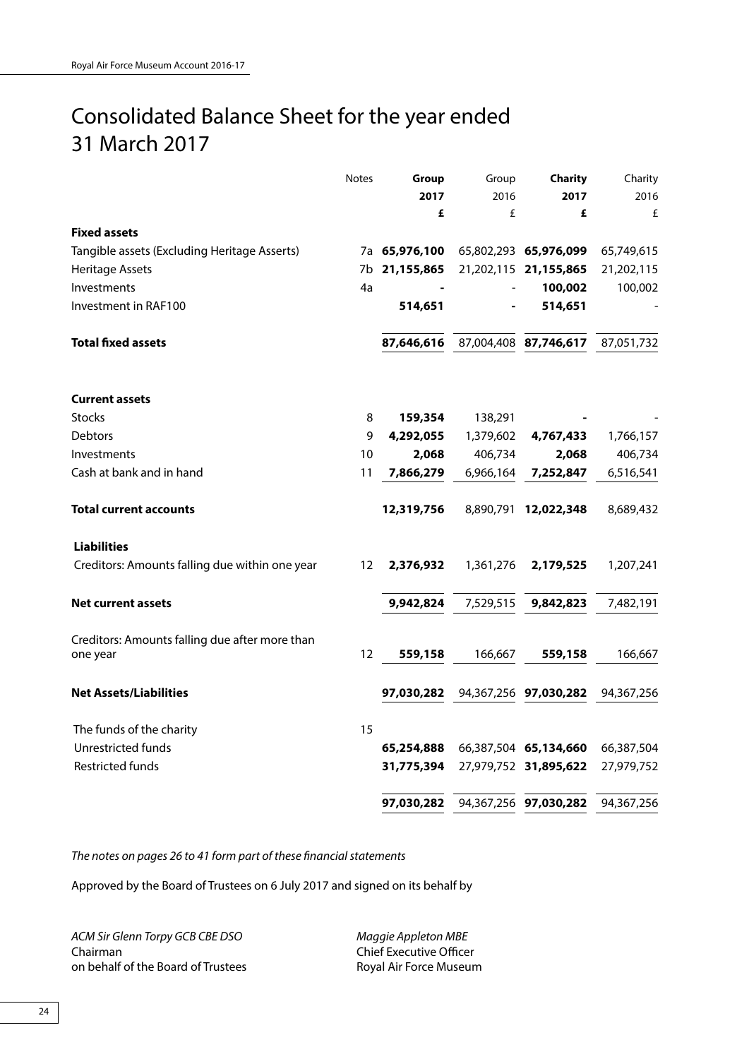# Consolidated Balance Sheet for the year ended 31 March 2017

| | Notes | **Group 2017 £** | Group 2016 £ | **Charity 2017 £** | Charity 2016 £ |
|---|---|---|---|---|---|
| **Fixed assets** | | | | | |
| Tangible assets (Excluding Heritage Asserts) | 7a | **65,976,100** | 65,802,293 | **65,976,099** | 65,749,615 |
| Heritage Assets | 7b | **21,155,865** | 21,202,115 | **21,155,865** | 21,202,115 |
| Investments | 4a | **-** | - | **100,002** | 100,002 |
| Investment in RAF100 | | **514,651** | **-** | **514,651** | - |
| **Total fixed assets** | | **87,646,616** | 87,004,408 | **87,746,617** | 87,051,732 |
| **Current assets** | | | | | |
| Stocks | 8 | **159,354** | 138,291 | **-** | - |
| Debtors | 9 | **4,292,055** | 1,379,602 | **4,767,433** | 1,766,157 |
| Investments | 10 | **2,068** | 406,734 | **2,068** | 406,734 |
| Cash at bank and in hand | 11 | **7,866,279** | 6,966,164 | **7,252,847** | 6,516,541 |
| **Total current accounts** | | **12,319,756** | 8,890,791 | **12,022,348** | 8,689,432 |
| **Liabilities** | | | | | |
| Creditors: Amounts falling due within one year | 12 | **2,376,932** | 1,361,276 | **2,179,525** | 1,207,241 |
| **Net current assets** | | **9,942,824** | 7,529,515 | **9,842,823** | 7,482,191 |
| Creditors: Amounts falling due after more than one year | 12 | **559,158** | 166,667 | **559,158** | 166,667 |
| **Net Assets/Liabilities** | | **97,030,282** | 94,367,256 | **97,030,282** | 94,367,256 |
| The funds of the charity | 15 | | | | |
| Unrestricted funds | | **65,254,888** | 66,387,504 | **65,134,660** | 66,387,504 |
| Restricted funds | | **31,775,394** | 27,979,752 | **31,895,622** | 27,979,752 |
| | | **97,030,282** | 94,367,256 | **97,030,282** | 94,367,256 |

*The notes on pages 26 to 41 form part of these financial statements*

Approved by the Board of Trustees on 6 July 2017 and signed on its behalf by

*ACM Sir Glenn Torpy GCB CBE DSO*
Chairman
on behalf of the Board of Trustees

*Maggie Appleton MBE*
Chief Executive Officer
Royal Air Force Museum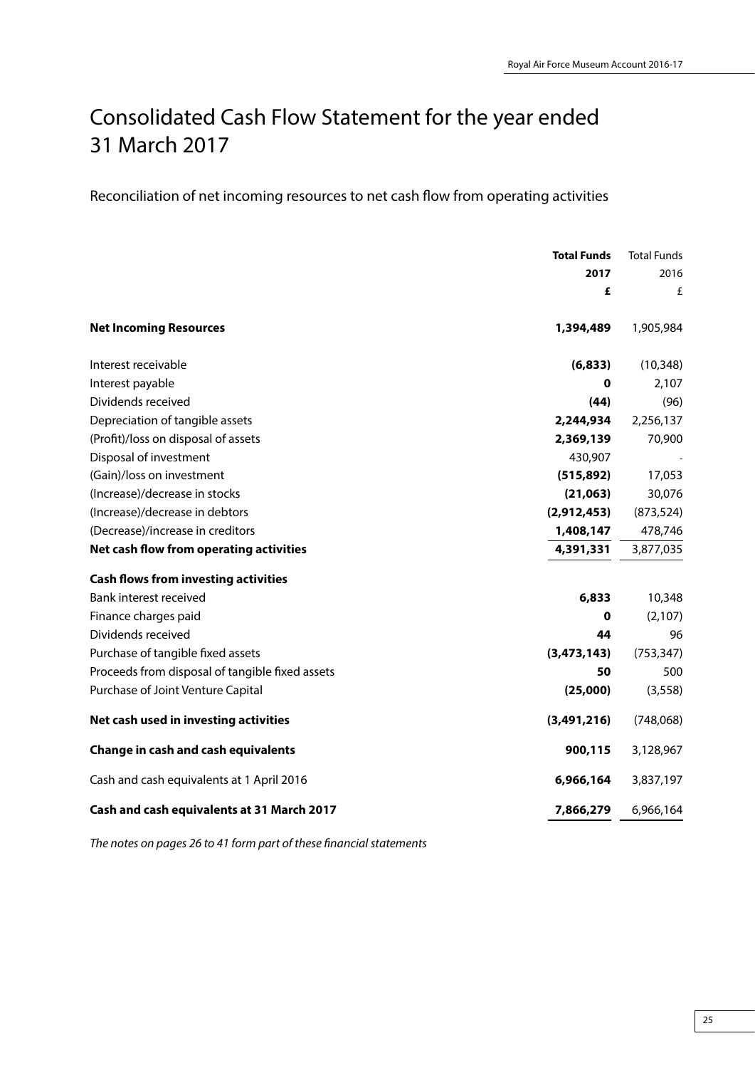# Consolidated Cash Flow Statement for the year ended 31 March 2017

## Reconciliation of net incoming resources to net cash flow from operating activities

| | **Total Funds 2017 £** | Total Funds 2016 £ |
|---|---|---|
| **Net Incoming Resources** | **1,394,489** | 1,905,984 |
| Interest receivable | **(6,833)** | (10,348) |
| Interest payable | **0** | 2,107 |
| Dividends received | **(44)** | (96) |
| Depreciation of tangible assets | **2,244,934** | 2,256,137 |
| (Profit)/loss on disposal of assets | **2,369,139** | 70,900 |
| Disposal of investment | 430,907 | - |
| (Gain)/loss on investment | **(515,892)** | 17,053 |
| (Increase)/decrease in stocks | **(21,063)** | 30,076 |
| (Increase)/decrease in debtors | **(2,912,453)** | (873,524) |
| (Decrease)/increase in creditors | **1,408,147** | 478,746 |
| **Net cash flow from operating activities** | **4,391,331** | 3,877,035 |
| **Cash flows from investing activities** | | |
| Bank interest received | **6,833** | 10,348 |
| Finance charges paid | **0** | (2,107) |
| Dividends received | **44** | 96 |
| Purchase of tangible fixed assets | **(3,473,143)** | (753,347) |
| Proceeds from disposal of tangible fixed assets | **50** | 500 |
| Purchase of Joint Venture Capital | **(25,000)** | (3,558) |
| **Net cash used in investing activities** | **(3,491,216)** | (748,068) |
| **Change in cash and cash equivalents** | **900,115** | 3,128,967 |
| Cash and cash equivalents at 1 April 2016 | **6,966,164** | 3,837,197 |
| **Cash and cash equivalents at 31 March 2017** | **7,866,279** | 6,966,164 |

*The notes on pages 26 to 41 form part of these financial statements*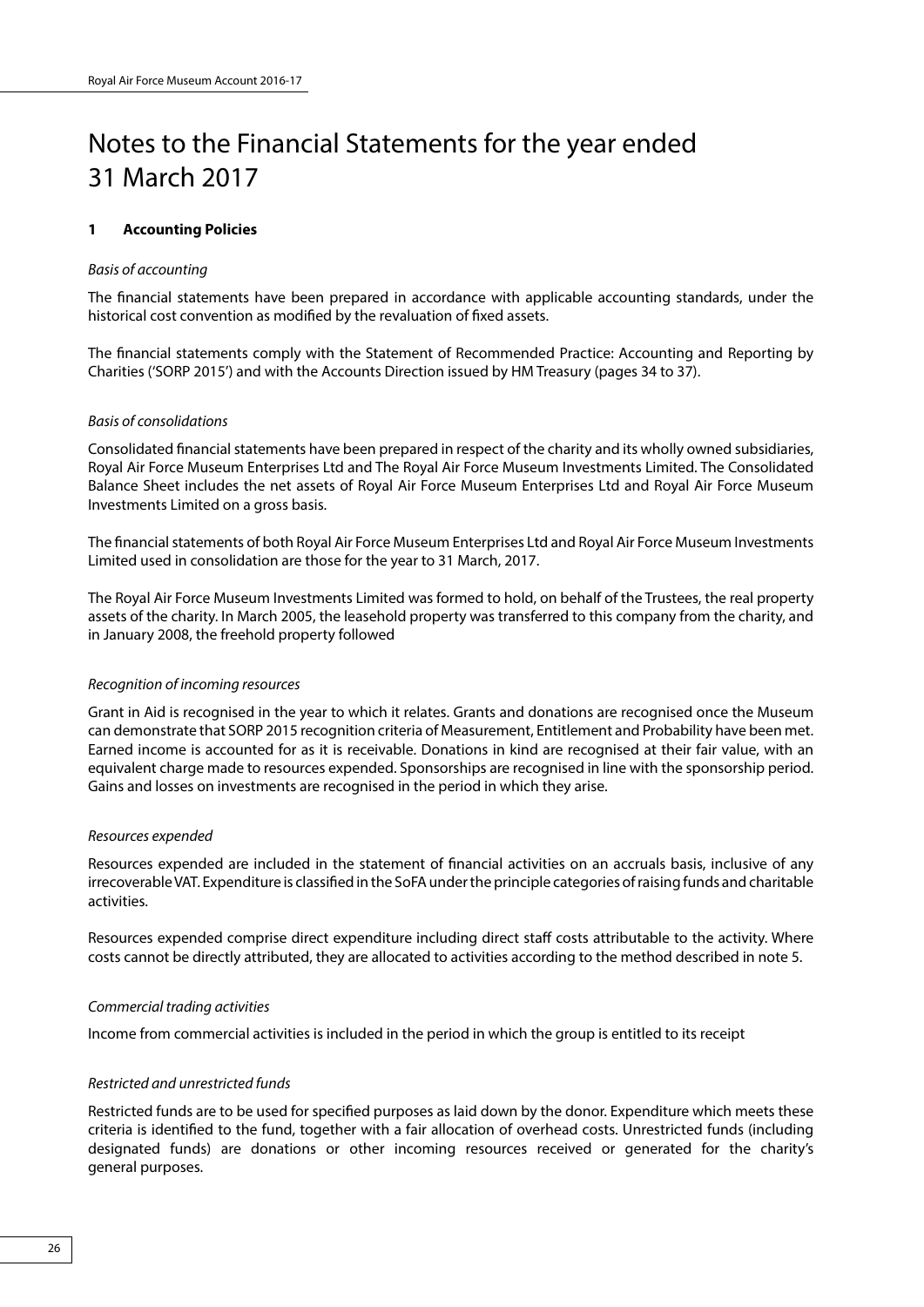# Notes to the Financial Statements for the year ended 31 March 2017

## 1 Accounting Policies

*Basis of accounting*

The financial statements have been prepared in accordance with applicable accounting standards, under the historical cost convention as modified by the revaluation of fixed assets.

The financial statements comply with the Statement of Recommended Practice: Accounting and Reporting by Charities ('SORP 2015') and with the Accounts Direction issued by HM Treasury (pages 34 to 37).

*Basis of consolidations*

Consolidated financial statements have been prepared in respect of the charity and its wholly owned subsidiaries, Royal Air Force Museum Enterprises Ltd and The Royal Air Force Museum Investments Limited. The Consolidated Balance Sheet includes the net assets of Royal Air Force Museum Enterprises Ltd and Royal Air Force Museum Investments Limited on a gross basis.

The financial statements of both Royal Air Force Museum Enterprises Ltd and Royal Air Force Museum Investments Limited used in consolidation are those for the year to 31 March, 2017.

The Royal Air Force Museum Investments Limited was formed to hold, on behalf of the Trustees, the real property assets of the charity. In March 2005, the leasehold property was transferred to this company from the charity, and in January 2008, the freehold property followed

*Recognition of incoming resources*

Grant in Aid is recognised in the year to which it relates. Grants and donations are recognised once the Museum can demonstrate that SORP 2015 recognition criteria of Measurement, Entitlement and Probability have been met. Earned income is accounted for as it is receivable. Donations in kind are recognised at their fair value, with an equivalent charge made to resources expended. Sponsorships are recognised in line with the sponsorship period. Gains and losses on investments are recognised in the period in which they arise.

*Resources expended*

Resources expended are included in the statement of financial activities on an accruals basis, inclusive of any irrecoverable VAT. Expenditure is classified in the SoFA under the principle categories of raising funds and charitable activities.

Resources expended comprise direct expenditure including direct staff costs attributable to the activity. Where costs cannot be directly attributed, they are allocated to activities according to the method described in note 5.

*Commercial trading activities*

Income from commercial activities is included in the period in which the group is entitled to its receipt

*Restricted and unrestricted funds*

Restricted funds are to be used for specified purposes as laid down by the donor. Expenditure which meets these criteria is identified to the fund, together with a fair allocation of overhead costs. Unrestricted funds (including designated funds) are donations or other incoming resources received or generated for the charity's general purposes.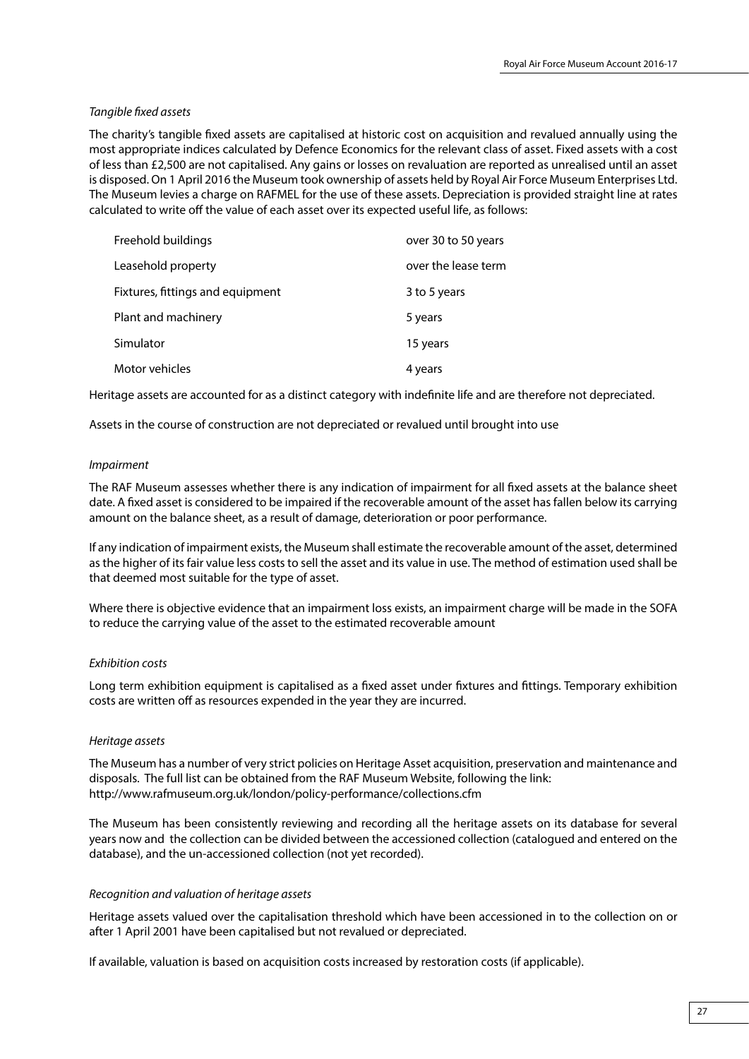*Tangible fixed assets*

The charity's tangible fixed assets are capitalised at historic cost on acquisition and revalued annually using the most appropriate indices calculated by Defence Economics for the relevant class of asset. Fixed assets with a cost of less than £2,500 are not capitalised. Any gains or losses on revaluation are reported as unrealised until an asset is disposed. On 1 April 2016 the Museum took ownership of assets held by Royal Air Force Museum Enterprises Ltd. The Museum levies a charge on RAFMEL for the use of these assets. Depreciation is provided straight line at rates calculated to write off the value of each asset over its expected useful life, as follows:

| | |
|---|---|
| Freehold buildings | over 30 to 50 years |
| Leasehold property | over the lease term |
| Fixtures, fittings and equipment | 3 to 5 years |
| Plant and machinery | 5 years |
| Simulator | 15 years |
| Motor vehicles | 4 years |

Heritage assets are accounted for as a distinct category with indefinite life and are therefore not depreciated.

Assets in the course of construction are not depreciated or revalued until brought into use

*Impairment*

The RAF Museum assesses whether there is any indication of impairment for all fixed assets at the balance sheet date. A fixed asset is considered to be impaired if the recoverable amount of the asset has fallen below its carrying amount on the balance sheet, as a result of damage, deterioration or poor performance.

If any indication of impairment exists, the Museum shall estimate the recoverable amount of the asset, determined as the higher of its fair value less costs to sell the asset and its value in use. The method of estimation used shall be that deemed most suitable for the type of asset.

Where there is objective evidence that an impairment loss exists, an impairment charge will be made in the SOFA to reduce the carrying value of the asset to the estimated recoverable amount

*Exhibition costs*

Long term exhibition equipment is capitalised as a fixed asset under fixtures and fittings. Temporary exhibition costs are written off as resources expended in the year they are incurred.

*Heritage assets*

The Museum has a number of very strict policies on Heritage Asset acquisition, preservation and maintenance and disposals. The full list can be obtained from the RAF Museum Website, following the link: http://www.rafmuseum.org.uk/london/policy-performance/collections.cfm

The Museum has been consistently reviewing and recording all the heritage assets on its database for several years now and the collection can be divided between the accessioned collection (catalogued and entered on the database), and the un-accessioned collection (not yet recorded).

*Recognition and valuation of heritage assets*

Heritage assets valued over the capitalisation threshold which have been accessioned in to the collection on or after 1 April 2001 have been capitalised but not revalued or depreciated.

If available, valuation is based on acquisition costs increased by restoration costs (if applicable).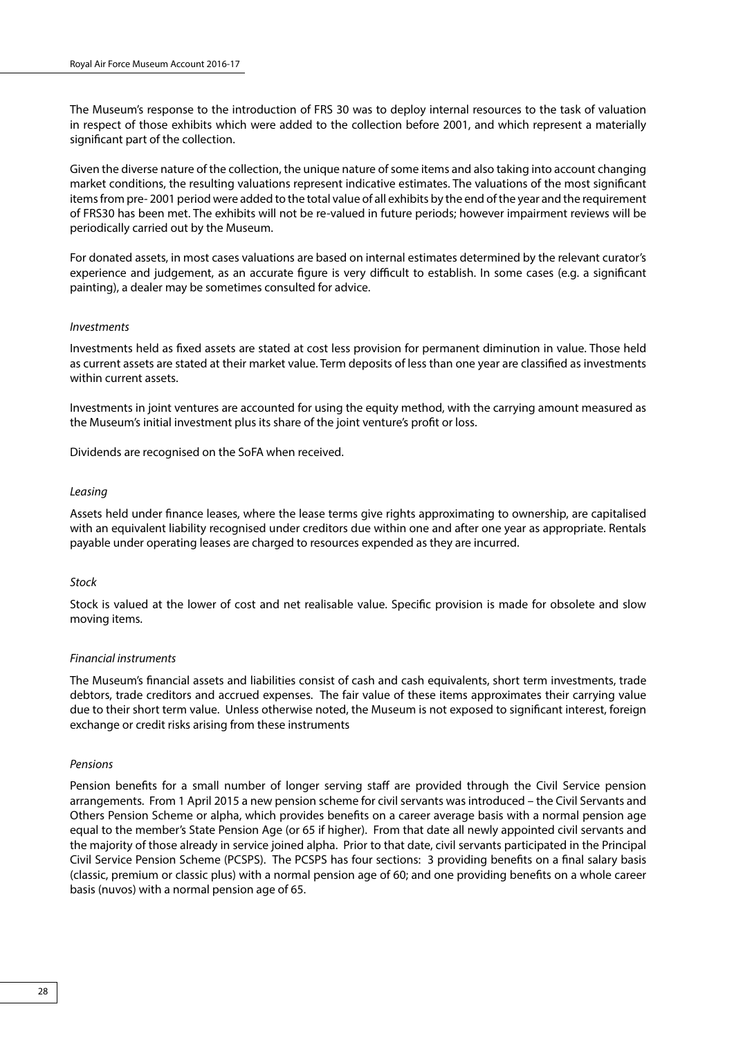The Museum's response to the introduction of FRS 30 was to deploy internal resources to the task of valuation in respect of those exhibits which were added to the collection before 2001, and which represent a materially significant part of the collection.

Given the diverse nature of the collection, the unique nature of some items and also taking into account changing market conditions, the resulting valuations represent indicative estimates. The valuations of the most significant items from pre- 2001 period were added to the total value of all exhibits by the end of the year and the requirement of FRS30 has been met. The exhibits will not be re-valued in future periods; however impairment reviews will be periodically carried out by the Museum.

For donated assets, in most cases valuations are based on internal estimates determined by the relevant curator's experience and judgement, as an accurate figure is very difficult to establish. In some cases (e.g. a significant painting), a dealer may be sometimes consulted for advice.

*Investments*

Investments held as fixed assets are stated at cost less provision for permanent diminution in value. Those held as current assets are stated at their market value. Term deposits of less than one year are classified as investments within current assets.

Investments in joint ventures are accounted for using the equity method, with the carrying amount measured as the Museum's initial investment plus its share of the joint venture's profit or loss.

Dividends are recognised on the SoFA when received.

*Leasing*

Assets held under finance leases, where the lease terms give rights approximating to ownership, are capitalised with an equivalent liability recognised under creditors due within one and after one year as appropriate. Rentals payable under operating leases are charged to resources expended as they are incurred.

*Stock*

Stock is valued at the lower of cost and net realisable value. Specific provision is made for obsolete and slow moving items.

*Financial instruments*

The Museum's financial assets and liabilities consist of cash and cash equivalents, short term investments, trade debtors, trade creditors and accrued expenses. The fair value of these items approximates their carrying value due to their short term value. Unless otherwise noted, the Museum is not exposed to significant interest, foreign exchange or credit risks arising from these instruments

*Pensions*

Pension benefits for a small number of longer serving staff are provided through the Civil Service pension arrangements. From 1 April 2015 a new pension scheme for civil servants was introduced – the Civil Servants and Others Pension Scheme or alpha, which provides benefits on a career average basis with a normal pension age equal to the member's State Pension Age (or 65 if higher). From that date all newly appointed civil servants and the majority of those already in service joined alpha. Prior to that date, civil servants participated in the Principal Civil Service Pension Scheme (PCSPS). The PCSPS has four sections: 3 providing benefits on a final salary basis (classic, premium or classic plus) with a normal pension age of 60; and one providing benefits on a whole career basis (nuvos) with a normal pension age of 65.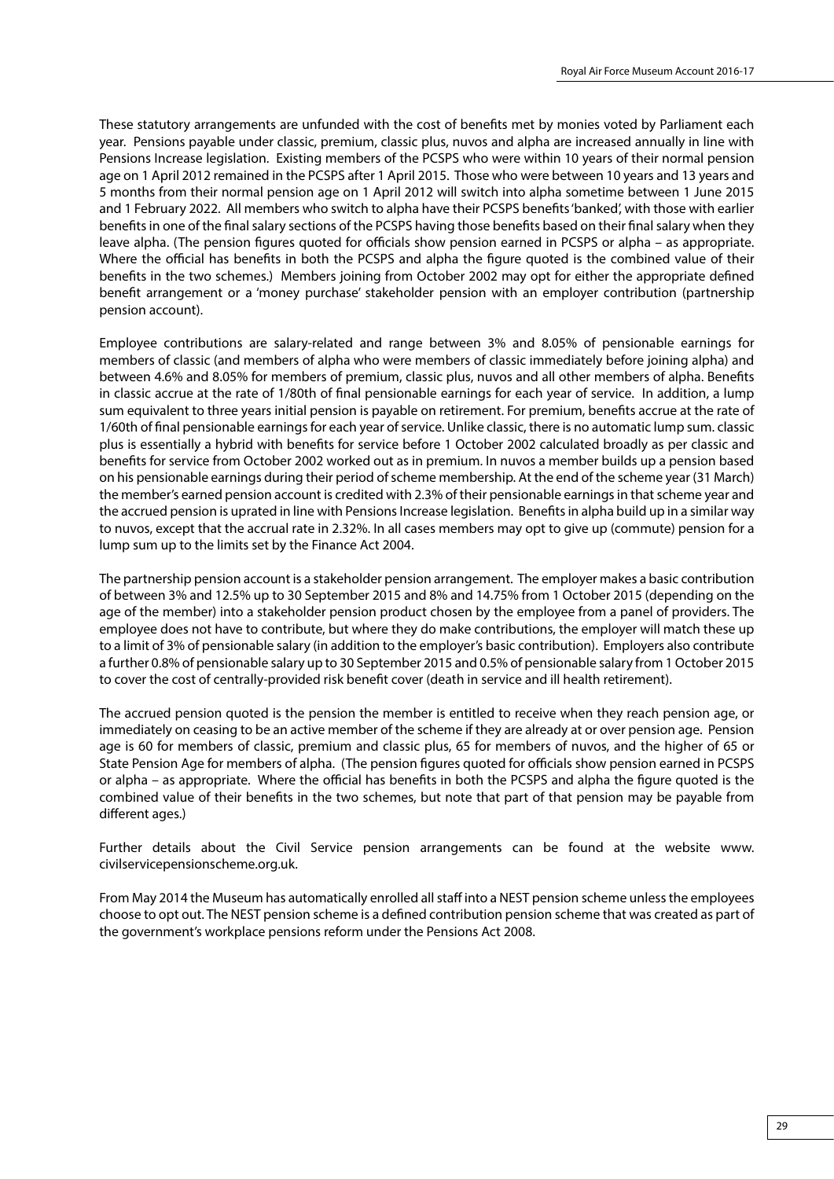These statutory arrangements are unfunded with the cost of benefits met by monies voted by Parliament each year. Pensions payable under classic, premium, classic plus, nuvos and alpha are increased annually in line with Pensions Increase legislation. Existing members of the PCSPS who were within 10 years of their normal pension age on 1 April 2012 remained in the PCSPS after 1 April 2015. Those who were between 10 years and 13 years and 5 months from their normal pension age on 1 April 2012 will switch into alpha sometime between 1 June 2015 and 1 February 2022. All members who switch to alpha have their PCSPS benefits 'banked', with those with earlier benefits in one of the final salary sections of the PCSPS having those benefits based on their final salary when they leave alpha. (The pension figures quoted for officials show pension earned in PCSPS or alpha – as appropriate. Where the official has benefits in both the PCSPS and alpha the figure quoted is the combined value of their benefits in the two schemes.) Members joining from October 2002 may opt for either the appropriate defined benefit arrangement or a 'money purchase' stakeholder pension with an employer contribution (partnership pension account).

Employee contributions are salary-related and range between 3% and 8.05% of pensionable earnings for members of classic (and members of alpha who were members of classic immediately before joining alpha) and between 4.6% and 8.05% for members of premium, classic plus, nuvos and all other members of alpha. Benefits in classic accrue at the rate of 1/80th of final pensionable earnings for each year of service. In addition, a lump sum equivalent to three years initial pension is payable on retirement. For premium, benefits accrue at the rate of 1/60th of final pensionable earnings for each year of service. Unlike classic, there is no automatic lump sum. classic plus is essentially a hybrid with benefits for service before 1 October 2002 calculated broadly as per classic and benefits for service from October 2002 worked out as in premium. In nuvos a member builds up a pension based on his pensionable earnings during their period of scheme membership. At the end of the scheme year (31 March) the member's earned pension account is credited with 2.3% of their pensionable earnings in that scheme year and the accrued pension is uprated in line with Pensions Increase legislation. Benefits in alpha build up in a similar way to nuvos, except that the accrual rate in 2.32%. In all cases members may opt to give up (commute) pension for a lump sum up to the limits set by the Finance Act 2004.

The partnership pension account is a stakeholder pension arrangement. The employer makes a basic contribution of between 3% and 12.5% up to 30 September 2015 and 8% and 14.75% from 1 October 2015 (depending on the age of the member) into a stakeholder pension product chosen by the employee from a panel of providers. The employee does not have to contribute, but where they do make contributions, the employer will match these up to a limit of 3% of pensionable salary (in addition to the employer's basic contribution). Employers also contribute a further 0.8% of pensionable salary up to 30 September 2015 and 0.5% of pensionable salary from 1 October 2015 to cover the cost of centrally-provided risk benefit cover (death in service and ill health retirement).

The accrued pension quoted is the pension the member is entitled to receive when they reach pension age, or immediately on ceasing to be an active member of the scheme if they are already at or over pension age. Pension age is 60 for members of classic, premium and classic plus, 65 for members of nuvos, and the higher of 65 or State Pension Age for members of alpha. (The pension figures quoted for officials show pension earned in PCSPS or alpha – as appropriate. Where the official has benefits in both the PCSPS and alpha the figure quoted is the combined value of their benefits in the two schemes, but note that part of that pension may be payable from different ages.)

Further details about the Civil Service pension arrangements can be found at the website www.civilservicepensionscheme.org.uk.

From May 2014 the Museum has automatically enrolled all staff into a NEST pension scheme unless the employees choose to opt out. The NEST pension scheme is a defined contribution pension scheme that was created as part of the government's workplace pensions reform under the Pensions Act 2008.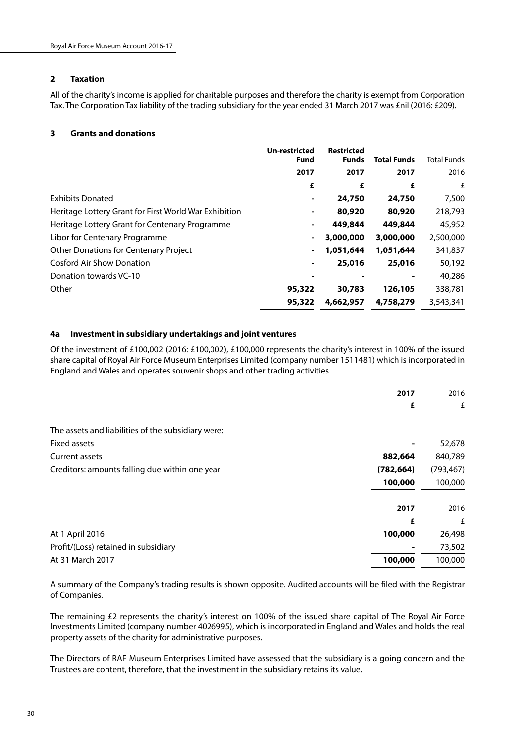## 2 Taxation

All of the charity's income is applied for charitable purposes and therefore the charity is exempt from Corporation Tax. The Corporation Tax liability of the trading subsidiary for the year ended 31 March 2017 was £nil (2016: £209).

## 3 Grants and donations

| | Un-restricted Fund | Restricted Funds | Total Funds | Total Funds |
|---|---|---|---|---|
| | **2017** | **2017** | **2017** | 2016 |
| | **£** | **£** | **£** | £ |
| Exhibits Donated | - | **24,750** | **24,750** | 7,500 |
| Heritage Lottery Grant for First World War Exhibition | - | **80,920** | **80,920** | 218,793 |
| Heritage Lottery Grant for Centenary Programme | - | **449,844** | **449,844** | 45,952 |
| Libor for Centenary Programme | - | **3,000,000** | **3,000,000** | 2,500,000 |
| Other Donations for Centenary Project | - | **1,051,644** | **1,051,644** | 341,837 |
| Cosford Air Show Donation | - | **25,016** | **25,016** | 50,192 |
| Donation towards VC-10 | - | - | - | 40,286 |
| Other | **95,322** | **30,783** | **126,105** | 338,781 |
| | **95,322** | **4,662,957** | **4,758,279** | 3,543,341 |

## 4a Investment in subsidiary undertakings and joint ventures

Of the investment of £100,002 (2016: £100,002), £100,000 represents the charity's interest in 100% of the issued share capital of Royal Air Force Museum Enterprises Limited (company number 1511481) which is incorporated in England and Wales and operates souvenir shops and other trading activities

| | 2017 | 2016 |
|---|---|---|
| | **£** | £ |
| The assets and liabilities of the subsidiary were: | | |
| Fixed assets | - | 52,678 |
| Current assets | **882,664** | 840,789 |
| Creditors: amounts falling due within one year | **(782,664)** | (793,467) |
| | **100,000** | 100,000 |

| | 2017 | 2016 |
|---|---|---|
| | **£** | £ |
| At 1 April 2016 | **100,000** | 26,498 |
| Profit/(Loss) retained in subsidiary | - | 73,502 |
| At 31 March 2017 | **100,000** | 100,000 |

A summary of the Company's trading results is shown opposite. Audited accounts will be filed with the Registrar of Companies.

The remaining £2 represents the charity's interest on 100% of the issued share capital of The Royal Air Force Investments Limited (company number 4026995), which is incorporated in England and Wales and holds the real property assets of the charity for administrative purposes.

The Directors of RAF Museum Enterprises Limited have assessed that the subsidiary is a going concern and the Trustees are content, therefore, that the investment in the subsidiary retains its value.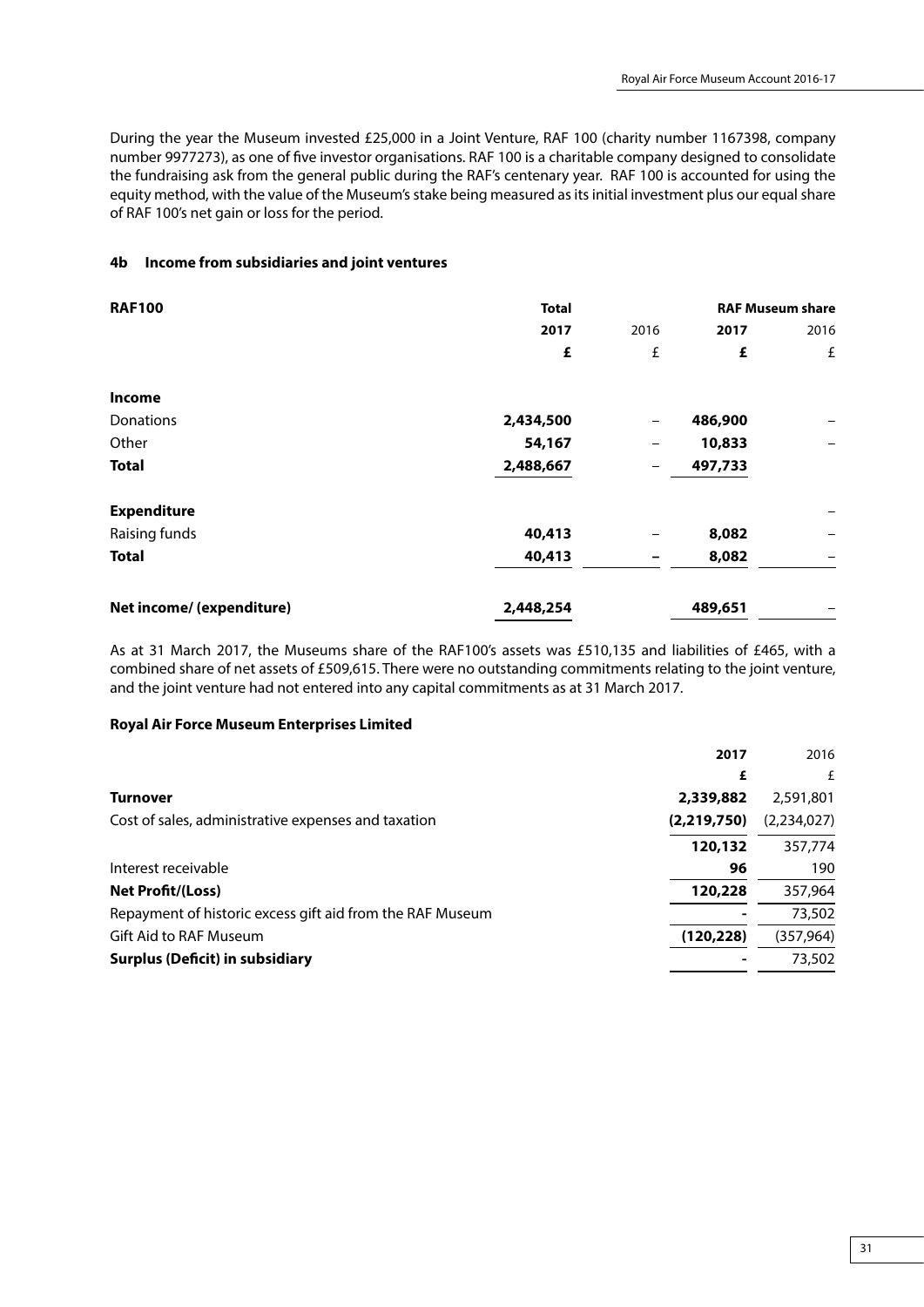During the year the Museum invested £25,000 in a Joint Venture, RAF 100 (charity number 1167398, company number 9977273), as one of five investor organisations. RAF 100 is a charitable company designed to consolidate the fundraising ask from the general public during the RAF's centenary year. RAF 100 is accounted for using the equity method, with the value of the Museum's stake being measured as its initial investment plus our equal share of RAF 100's net gain or loss for the period.

### 4b Income from subsidiaries and joint ventures

| **RAF100** | **Total** | | **RAF Museum share** | |
|---|---|---|---|---|
| | **2017** | 2016 | **2017** | 2016 |
| | **£** | £ | **£** | £ |
| **Income** | | | | |
| Donations | **2,434,500** | – | **486,900** | – |
| Other | **54,167** | – | **10,833** | – |
| **Total** | **2,488,667** | – | **497,733** | |
| **Expenditure** | | | | – |
| Raising funds | **40,413** | – | **8,082** | – |
| **Total** | **40,413** | – | **8,082** | – |
| **Net income/ (expenditure)** | **2,448,254** | | **489,651** | – |

As at 31 March 2017, the Museums share of the RAF100's assets was £510,135 and liabilities of £465, with a combined share of net assets of £509,615. There were no outstanding commitments relating to the joint venture, and the joint venture had not entered into any capital commitments as at 31 March 2017.

**Royal Air Force Museum Enterprises Limited**

| | **2017** | 2016 |
|---|---|---|
| | **£** | £ |
| **Turnover** | **2,339,882** | 2,591,801 |
| Cost of sales, administrative expenses and taxation | **(2,219,750)** | (2,234,027) |
| | **120,132** | 357,774 |
| Interest receivable | **96** | 190 |
| **Net Profit/(Loss)** | **120,228** | 357,964 |
| Repayment of historic excess gift aid from the RAF Museum | **-** | 73,502 |
| Gift Aid to RAF Museum | **(120,228)** | (357,964) |
| **Surplus (Deficit) in subsidiary** | **-** | 73,502 |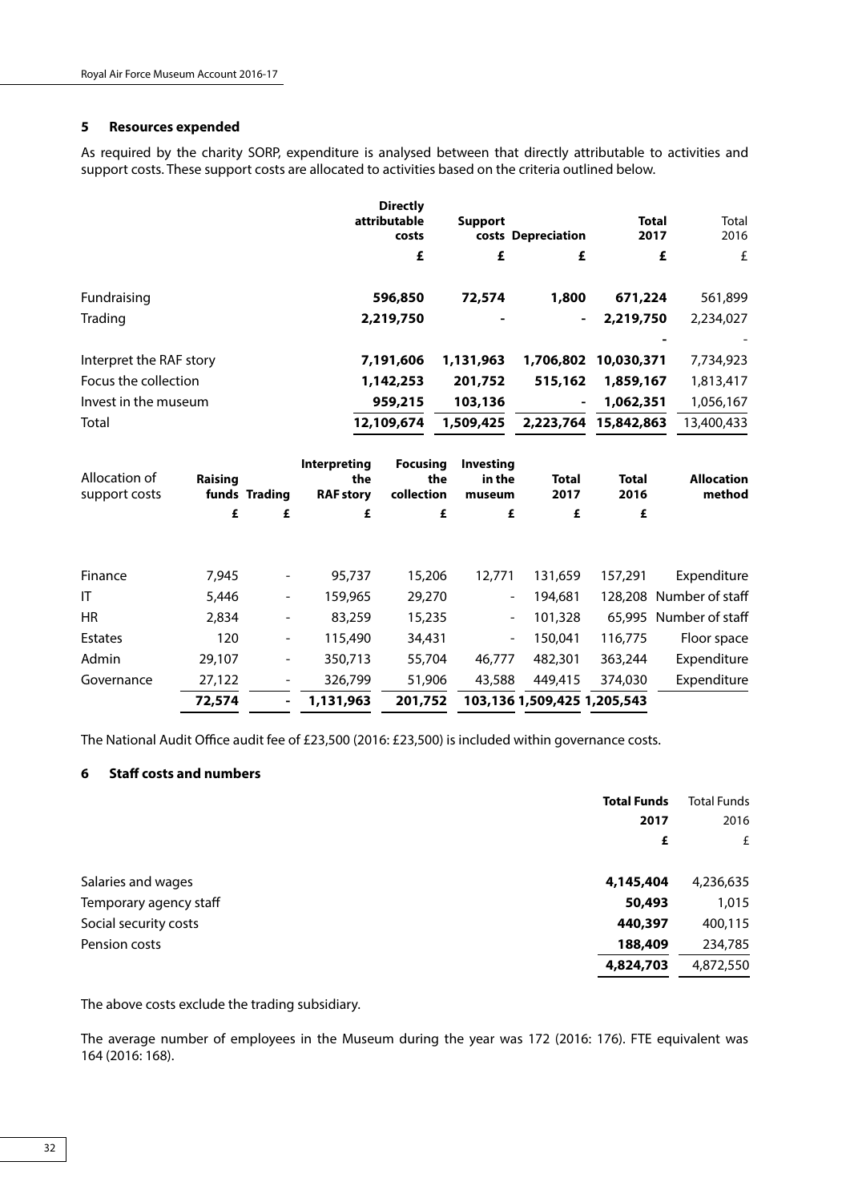## 5 Resources expended

As required by the charity SORP, expenditure is analysed between that directly attributable to activities and support costs. These support costs are allocated to activities based on the criteria outlined below.

| | Directly attributable costs | Support costs | Depreciation | Total 2017 | Total 2016 |
|---|---|---|---|---|---|
| | £ | £ | £ | £ | £ |
| Fundraising | **596,850** | **72,574** | **1,800** | **671,224** | 561,899 |
| Trading | **2,219,750** | **-** | **-** | **2,219,750** | 2,234,027 |
| | | | | **-** | - |
| Interpret the RAF story | **7,191,606** | **1,131,963** | **1,706,802** | **10,030,371** | 7,734,923 |
| Focus the collection | **1,142,253** | **201,752** | **515,162** | **1,859,167** | 1,813,417 |
| Invest in the museum | **959,215** | **103,136** | **-** | **1,062,351** | 1,056,167 |
| Total | **12,109,674** | **1,509,425** | **2,223,764** | **15,842,863** | 13,400,433 |

| Allocation of support costs | Raising funds | Trading | Interpreting the RAF story | Focusing the collection | Investing in the museum | Total 2017 | Total 2016 | Allocation method |
|---|---|---|---|---|---|---|---|---|
| | £ | £ | £ | £ | £ | £ | £ | |
| Finance | 7,945 | - | 95,737 | 15,206 | 12,771 | 131,659 | 157,291 | Expenditure |
| IT | 5,446 | - | 159,965 | 29,270 | - | 194,681 | 128,208 | Number of staff |
| HR | 2,834 | - | 83,259 | 15,235 | - | 101,328 | 65,995 | Number of staff |
| Estates | 120 | - | 115,490 | 34,431 | - | 150,041 | 116,775 | Floor space |
| Admin | 29,107 | - | 350,713 | 55,704 | 46,777 | 482,301 | 363,244 | Expenditure |
| Governance | 27,122 | - | 326,799 | 51,906 | 43,588 | 449,415 | 374,030 | Expenditure |
| | **72,574** | **-** | **1,131,963** | **201,752** | **103,136** | **1,509,425** | **1,205,543** | |

The National Audit Office audit fee of £23,500 (2016: £23,500) is included within governance costs.

## 6 Staff costs and numbers

| | Total Funds 2017 | Total Funds 2016 |
|---|---|---|
| | £ | £ |
| Salaries and wages | **4,145,404** | 4,236,635 |
| Temporary agency staff | **50,493** | 1,015 |
| Social security costs | **440,397** | 400,115 |
| Pension costs | **188,409** | 234,785 |
| | **4,824,703** | 4,872,550 |

The above costs exclude the trading subsidiary.

The average number of employees in the Museum during the year was 172 (2016: 176). FTE equivalent was 164 (2016: 168).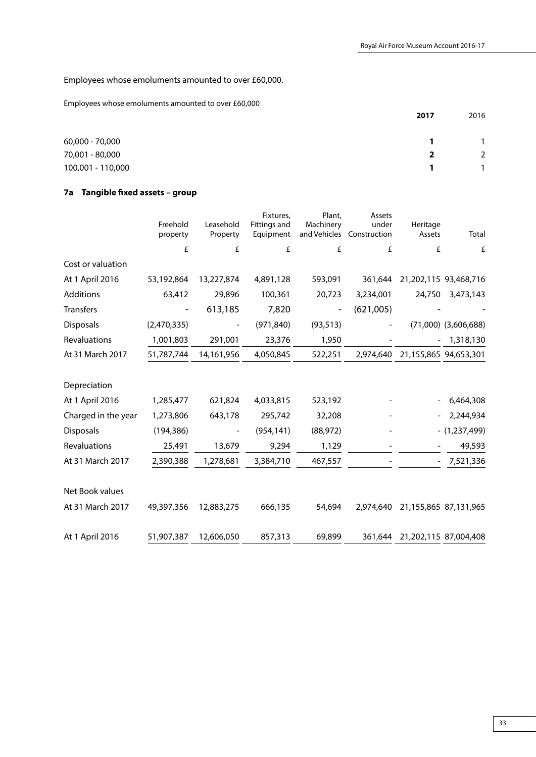Employees whose emoluments amounted to over £60,000.

Employees whose emoluments amounted to over £60,000

| | **2017** | 2016 |
|---|---|---|
| 60,000 - 70,000 | **1** | 1 |
| 70,001 - 80,000 | **2** | 2 |
| 100,001 - 110,000 | **1** | 1 |

## 7a Tangible fixed assets – group

| | Freehold property | Leasehold Property | Fixtures, Fittings and Equipment | Plant, Machinery and Vehicles | Assets under Construction | Heritage Assets | Total |
|---|---|---|---|---|---|---|---|
| | £ | £ | £ | £ | £ | £ | £ |
| Cost or valuation | | | | | | | |
| At 1 April 2016 | 53,192,864 | 13,227,874 | 4,891,128 | 593,091 | 361,644 | 21,202,115 | 93,468,716 |
| Additions | 63,412 | 29,896 | 100,361 | 20,723 | 3,234,001 | 24,750 | 3,473,143 |
| Transfers | - | 613,185 | 7,820 | - | (621,005) | - | - |
| Disposals | (2,470,335) | - | (971,840) | (93,513) | - | (71,000) | (3,606,688) |
| Revaluations | 1,001,803 | 291,001 | 23,376 | 1,950 | - | - | 1,318,130 |
| At 31 March 2017 | 51,787,744 | 14,161,956 | 4,050,845 | 522,251 | 2,974,640 | 21,155,865 | 94,653,301 |
| | | | | | | | |
| Depreciation | | | | | | | |
| At 1 April 2016 | 1,285,477 | 621,824 | 4,033,815 | 523,192 | - | - | 6,464,308 |
| Charged in the year | 1,273,806 | 643,178 | 295,742 | 32,208 | - | - | 2,244,934 |
| Disposals | (194,386) | - | (954,141) | (88,972) | - | - | (1,237,499) |
| Revaluations | 25,491 | 13,679 | 9,294 | 1,129 | - | - | 49,593 |
| At 31 March 2017 | 2,390,388 | 1,278,681 | 3,384,710 | 467,557 | - | - | 7,521,336 |
| | | | | | | | |
| Net Book values | | | | | | | |
| At 31 March 2017 | 49,397,356 | 12,883,275 | 666,135 | 54,694 | 2,974,640 | 21,155,865 | 87,131,965 |
| | | | | | | | |
| At 1 April 2016 | 51,907,387 | 12,606,050 | 857,313 | 69,899 | 361,644 | 21,202,115 | 87,004,408 |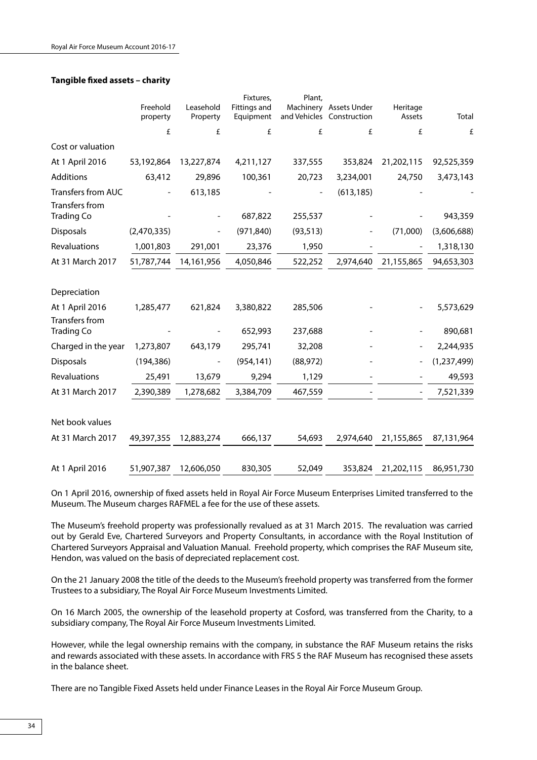**Tangible fixed assets – charity**

| | Freehold property | Leasehold Property | Fixtures, Fittings and Equipment | Plant, Machinery and Vehicles | Assets Under Construction | Heritage Assets | Total |
|---|---|---|---|---|---|---|---|
| | £ | £ | £ | £ | £ | £ | £ |
| Cost or valuation | | | | | | | |
| At 1 April 2016 | 53,192,864 | 13,227,874 | 4,211,127 | 337,555 | 353,824 | 21,202,115 | 92,525,359 |
| Additions | 63,412 | 29,896 | 100,361 | 20,723 | 3,234,001 | 24,750 | 3,473,143 |
| Transfers from AUC | - | 613,185 | - | - | (613,185) | - | - |
| Transfers from Trading Co | - | - | 687,822 | 255,537 | - | - | 943,359 |
| Disposals | (2,470,335) | - | (971,840) | (93,513) | - | (71,000) | (3,606,688) |
| Revaluations | 1,001,803 | 291,001 | 23,376 | 1,950 | - | - | 1,318,130 |
| At 31 March 2017 | 51,787,744 | 14,161,956 | 4,050,846 | 522,252 | 2,974,640 | 21,155,865 | 94,653,303 |
| Depreciation | | | | | | | |
| At 1 April 2016 | 1,285,477 | 621,824 | 3,380,822 | 285,506 | - | - | 5,573,629 |
| Transfers from Trading Co | - | - | 652,993 | 237,688 | - | - | 890,681 |
| Charged in the year | 1,273,807 | 643,179 | 295,741 | 32,208 | - | - | 2,244,935 |
| Disposals | (194,386) | - | (954,141) | (88,972) | - | - | (1,237,499) |
| Revaluations | 25,491 | 13,679 | 9,294 | 1,129 | - | - | 49,593 |
| At 31 March 2017 | 2,390,389 | 1,278,682 | 3,384,709 | 467,559 | - | - | 7,521,339 |
| Net book values | | | | | | | |
| At 31 March 2017 | 49,397,355 | 12,883,274 | 666,137 | 54,693 | 2,974,640 | 21,155,865 | 87,131,964 |
| At 1 April 2016 | 51,907,387 | 12,606,050 | 830,305 | 52,049 | 353,824 | 21,202,115 | 86,951,730 |

On 1 April 2016, ownership of fixed assets held in Royal Air Force Museum Enterprises Limited transferred to the Museum. The Museum charges RAFMEL a fee for the use of these assets.

The Museum's freehold property was professionally revalued as at 31 March 2015. The revaluation was carried out by Gerald Eve, Chartered Surveyors and Property Consultants, in accordance with the Royal Institution of Chartered Surveyors Appraisal and Valuation Manual. Freehold property, which comprises the RAF Museum site, Hendon, was valued on the basis of depreciated replacement cost.

On the 21 January 2008 the title of the deeds to the Museum's freehold property was transferred from the former Trustees to a subsidiary, The Royal Air Force Museum Investments Limited.

On 16 March 2005, the ownership of the leasehold property at Cosford, was transferred from the Charity, to a subsidiary company, The Royal Air Force Museum Investments Limited.

However, while the legal ownership remains with the company, in substance the RAF Museum retains the risks and rewards associated with these assets. In accordance with FRS 5 the RAF Museum has recognised these assets in the balance sheet.

There are no Tangible Fixed Assets held under Finance Leases in the Royal Air Force Museum Group.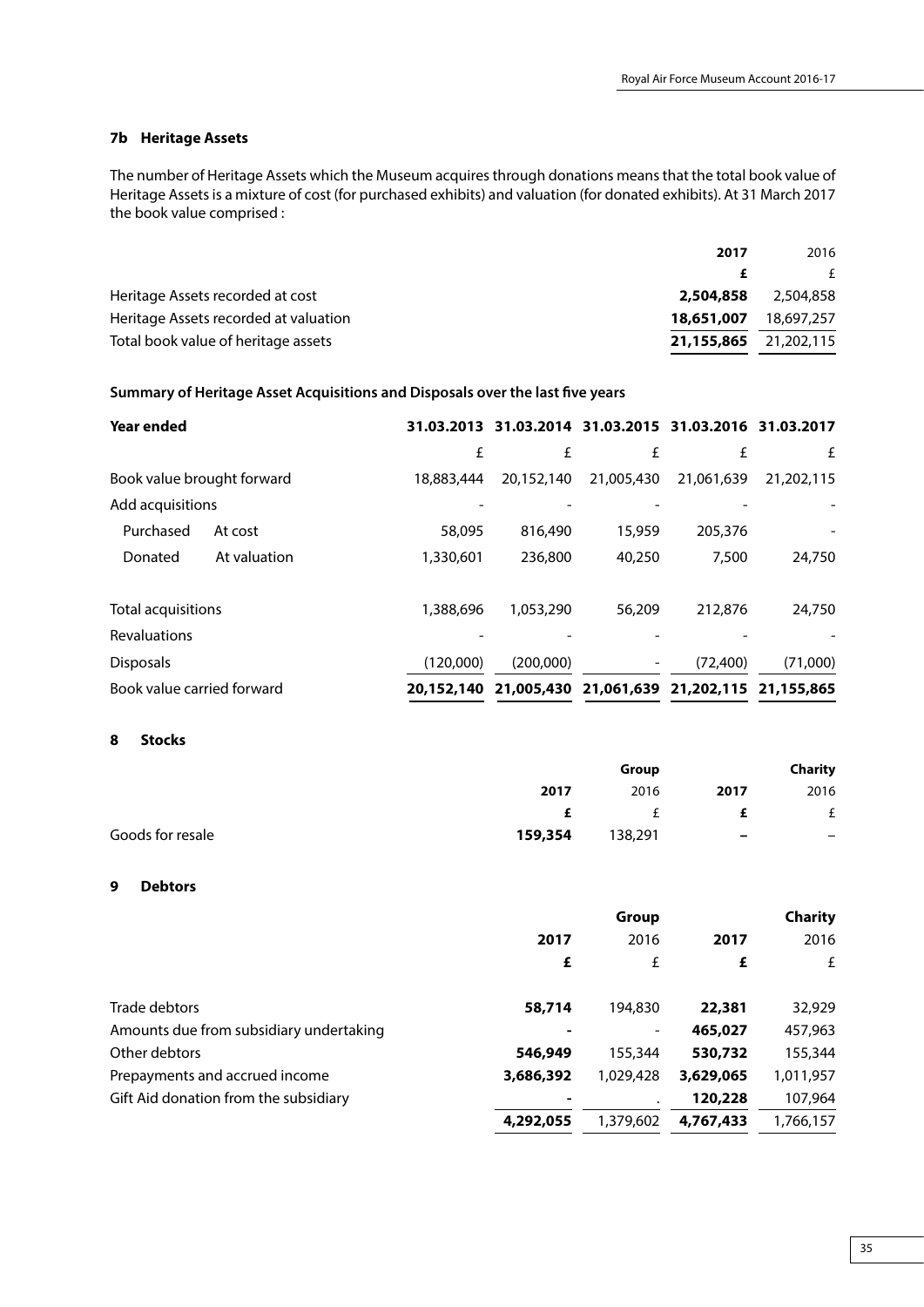### 7b Heritage Assets

The number of Heritage Assets which the Museum acquires through donations means that the total book value of Heritage Assets is a mixture of cost (for purchased exhibits) and valuation (for donated exhibits). At 31 March 2017 the book value comprised :

| | **2017** | 2016 |
|---|---|---|
| | **£** | £ |
| Heritage Assets recorded at cost | **2,504,858** | 2,504,858 |
| Heritage Assets recorded at valuation | **18,651,007** | 18,697,257 |
| Total book value of heritage assets | **21,155,865** | 21,202,115 |

**Summary of Heritage Asset Acquisitions and Disposals over the last five years**

| **Year ended** | | **31.03.2013** | **31.03.2014** | **31.03.2015** | **31.03.2016** | **31.03.2017** |
|---|---|---|---|---|---|---|
| | | £ | £ | £ | £ | £ |
| Book value brought forward | | 18,883,444 | 20,152,140 | 21,005,430 | 21,061,639 | 21,202,115 |
| Add acquisitions | | - | - | - | - | - |
| Purchased | At cost | 58,095 | 816,490 | 15,959 | 205,376 | - |
| Donated | At valuation | 1,330,601 | 236,800 | 40,250 | 7,500 | 24,750 |
| Total acquisitions | | 1,388,696 | 1,053,290 | 56,209 | 212,876 | 24,750 |
| Revaluations | | - | - | - | - | - |
| Disposals | | (120,000) | (200,000) | - | (72,400) | (71,000) |
| Book value carried forward | | **20,152,140** | **21,005,430** | **21,061,639** | **21,202,115** | **21,155,865** |

### 8 Stocks

| | **Group** | | **Charity** | |
|---|---|---|---|---|
| | **2017** | 2016 | **2017** | 2016 |
| | **£** | £ | **£** | £ |
| Goods for resale | **159,354** | 138,291 | **–** | – |

### 9 Debtors

| | **Group** | | **Charity** | |
|---|---|---|---|---|
| | **2017** | 2016 | **2017** | 2016 |
| | **£** | £ | **£** | £ |
| Trade debtors | **58,714** | 194,830 | **22,381** | 32,929 |
| Amounts due from subsidiary undertaking | **-** | - | **465,027** | 457,963 |
| Other debtors | **546,949** | 155,344 | **530,732** | 155,344 |
| Prepayments and accrued income | **3,686,392** | 1,029,428 | **3,629,065** | 1,011,957 |
| Gift Aid donation from the subsidiary | **-** | . | **120,228** | 107,964 |
| | **4,292,055** | 1,379,602 | **4,767,433** | 1,766,157 |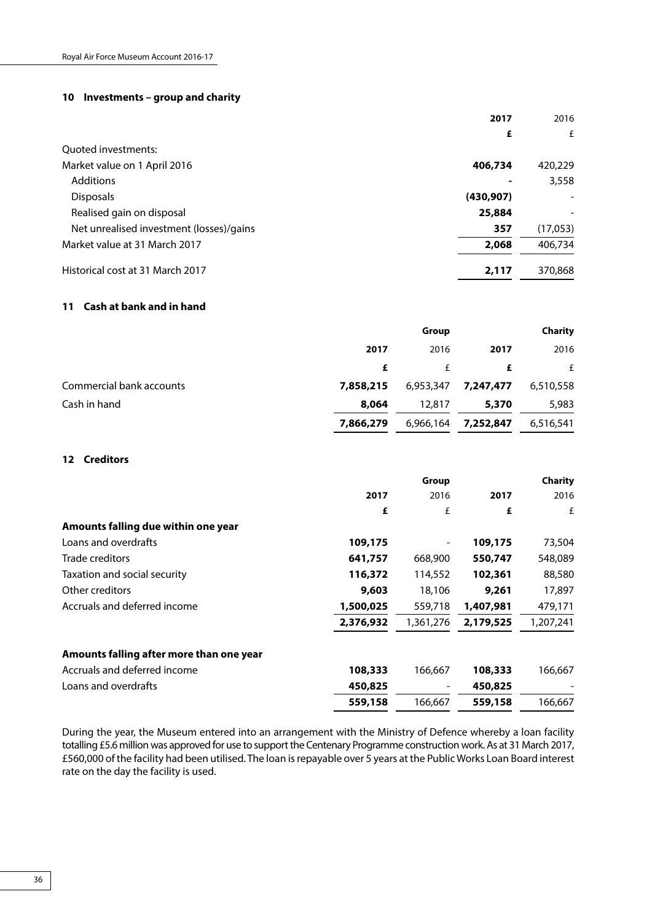## 10 Investments – group and charity

| | **2017** | 2016 |
|---|---|---|
| | **£** | £ |
| Quoted investments: | | |
| Market value on 1 April 2016 | **406,734** | 420,229 |
| Additions | **-** | 3,558 |
| Disposals | **(430,907)** | - |
| Realised gain on disposal | **25,884** | - |
| Net unrealised investment (losses)/gains | **357** | (17,053) |
| Market value at 31 March 2017 | **2,068** | 406,734 |
| Historical cost at 31 March 2017 | **2,117** | 370,868 |

## 11 Cash at bank and in hand

| | Group | | Charity | |
|---|---|---|---|---|
| | **2017** | 2016 | **2017** | 2016 |
| | **£** | £ | **£** | £ |
| Commercial bank accounts | **7,858,215** | 6,953,347 | **7,247,477** | 6,510,558 |
| Cash in hand | **8,064** | 12,817 | **5,370** | 5,983 |
| | **7,866,279** | 6,966,164 | **7,252,847** | 6,516,541 |

## 12 Creditors

| | Group | | Charity | |
|---|---|---|---|---|
| | **2017** | 2016 | **2017** | 2016 |
| | **£** | £ | **£** | £ |
| **Amounts falling due within one year** | | | | |
| Loans and overdrafts | **109,175** | - | **109,175** | 73,504 |
| Trade creditors | **641,757** | 668,900 | **550,747** | 548,089 |
| Taxation and social security | **116,372** | 114,552 | **102,361** | 88,580 |
| Other creditors | **9,603** | 18,106 | **9,261** | 17,897 |
| Accruals and deferred income | **1,500,025** | 559,718 | **1,407,981** | 479,171 |
| | **2,376,932** | 1,361,276 | **2,179,525** | 1,207,241 |
| **Amounts falling after more than one year** | | | | |
| Accruals and deferred income | **108,333** | 166,667 | **108,333** | 166,667 |
| Loans and overdrafts | **450,825** | - | **450,825** | - |
| | **559,158** | 166,667 | **559,158** | 166,667 |

During the year, the Museum entered into an arrangement with the Ministry of Defence whereby a loan facility totalling £5.6 million was approved for use to support the Centenary Programme construction work. As at 31 March 2017, £560,000 of the facility had been utilised. The loan is repayable over 5 years at the Public Works Loan Board interest rate on the day the facility is used.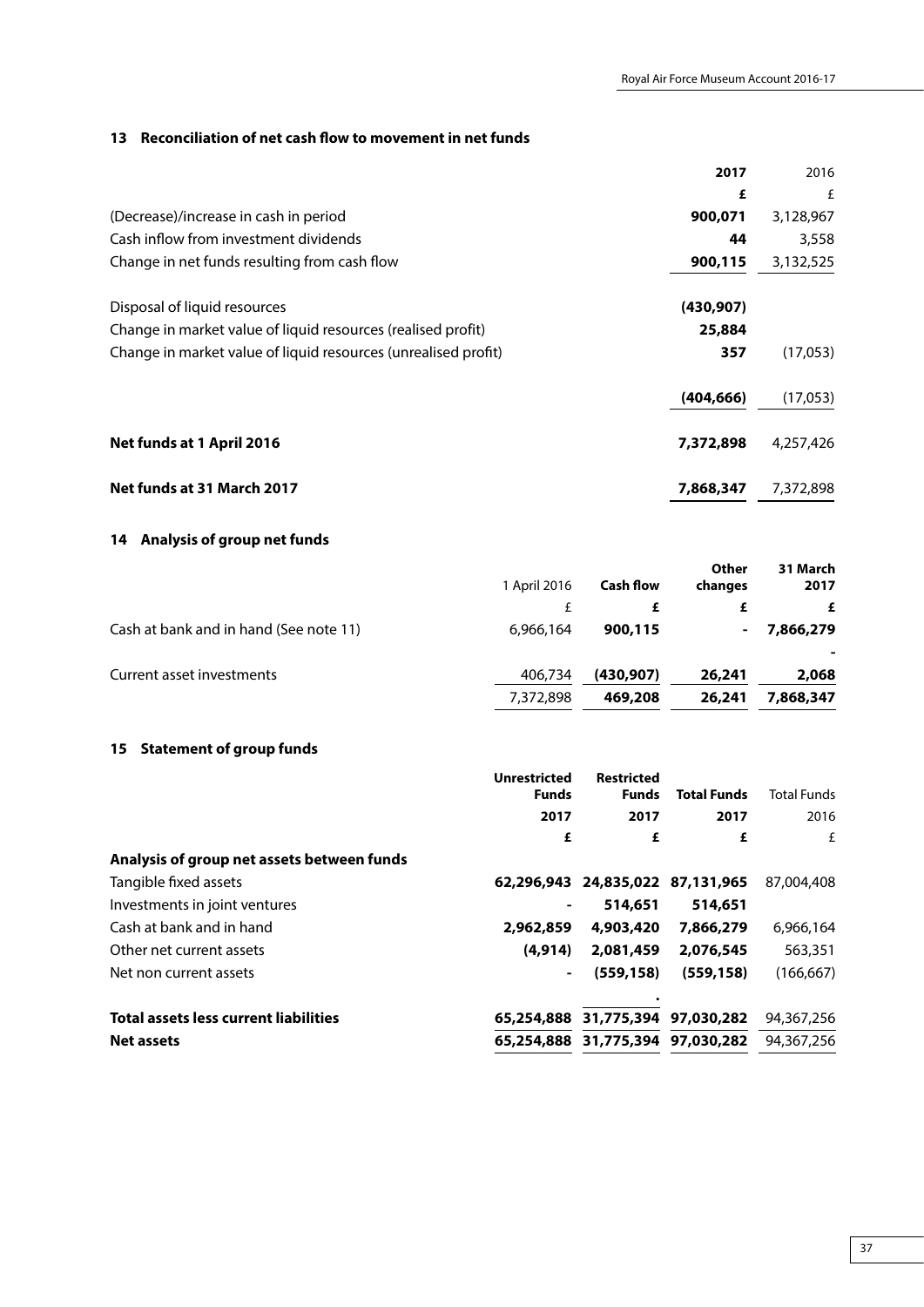## 13 Reconciliation of net cash flow to movement in net funds

| | 2017 | 2016 |
|---|---|---|
| | **£** | £ |
| (Decrease)/increase in cash in period | **900,071** | 3,128,967 |
| Cash inflow from investment dividends | **44** | 3,558 |
| Change in net funds resulting from cash flow | **900,115** | 3,132,525 |
| | | |
| Disposal of liquid resources | **(430,907)** | |
| Change in market value of liquid resources (realised profit) | **25,884** | |
| Change in market value of liquid resources (unrealised profit) | **357** | (17,053) |
| | | |
| | **(404,666)** | (17,053) |
| | | |
| **Net funds at 1 April 2016** | **7,372,898** | 4,257,426 |
| | | |
| **Net funds at 31 March 2017** | **7,868,347** | 7,372,898 |

## 14 Analysis of group net funds

| | 1 April 2016 | Cash flow | Other changes | 31 March 2017 |
|---|---|---|---|---|
| | £ | **£** | **£** | **£** |
| Cash at bank and in hand (See note 11) | 6,966,164 | **900,115** | **-** | **7,866,279** |
| | | | | **-** |
| Current asset investments | 406,734 | **(430,907)** | **26,241** | **2,068** |
| | 7,372,898 | **469,208** | **26,241** | **7,868,347** |

## 15 Statement of group funds

| | Unrestricted Funds | Restricted Funds | Total Funds | Total Funds |
|---|---|---|---|---|
| | **2017** | **2017** | **2017** | 2016 |
| | **£** | **£** | **£** | £ |
| **Analysis of group net assets between funds** | | | | |
| Tangible fixed assets | **62,296,943** | **24,835,022** | **87,131,965** | 87,004,408 |
| Investments in joint ventures | **-** | **514,651** | **514,651** | |
| Cash at bank and in hand | **2,962,859** | **4,903,420** | **7,866,279** | 6,966,164 |
| Other net current assets | **(4,914)** | **2,081,459** | **2,076,545** | 563,351 |
| Net non current assets | **-** | **(559,158)** | **(559,158)** | (166,667) |
| | | **.** | | |
| **Total assets less current liabilities** | **65,254,888** | **31,775,394** | **97,030,282** | 94,367,256 |
| **Net assets** | **65,254,888** | **31,775,394** | **97,030,282** | 94,367,256 |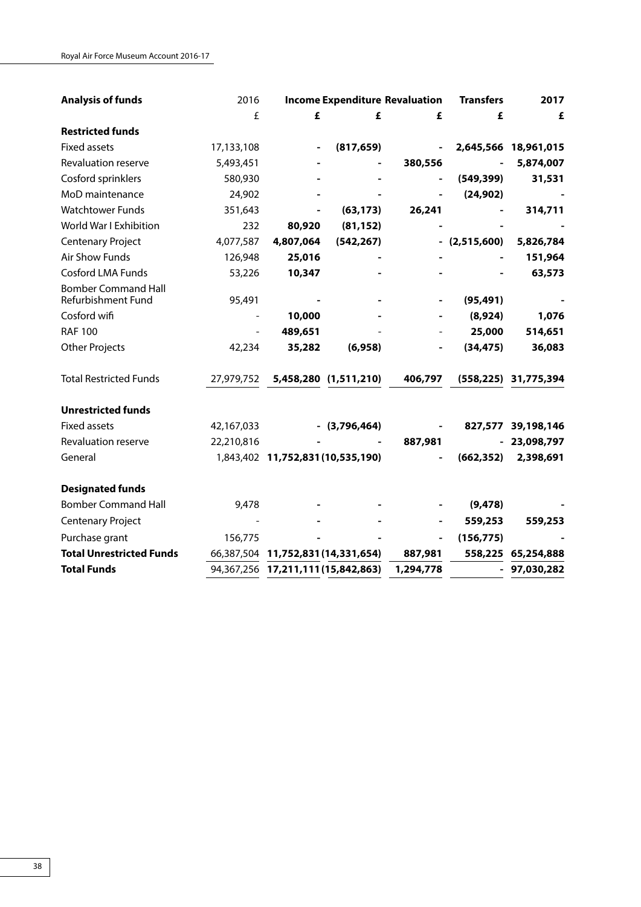| Analysis of funds | 2016 | Income | Expenditure | Revaluation | Transfers | 2017 |
|---|---|---|---|---|---|---|
| | £ | £ | £ | £ | £ | £ |
| **Restricted funds** | | | | | | |
| Fixed assets | 17,133,108 | - | (817,659) | - | 2,645,566 | 18,961,015 |
| Revaluation reserve | 5,493,451 | - | - | 380,556 | - | 5,874,007 |
| Cosford sprinklers | 580,930 | - | - | - | (549,399) | 31,531 |
| MoD maintenance | 24,902 | - | - | - | (24,902) | - |
| Watchtower Funds | 351,643 | - | (63,173) | 26,241 | - | 314,711 |
| World War I Exhibition | 232 | 80,920 | (81,152) | - | - | - |
| Centenary Project | 4,077,587 | 4,807,064 | (542,267) | - | (2,515,600) | 5,826,784 |
| Air Show Funds | 126,948 | 25,016 | - | - | - | 151,964 |
| Cosford LMA Funds | 53,226 | 10,347 | - | - | - | 63,573 |
| Bomber Command Hall Refurbishment Fund | 95,491 | - | - | - | (95,491) | - |
| Cosford wifi | - | 10,000 | - | - | (8,924) | 1,076 |
| RAF 100 | - | 489,651 | - | - | 25,000 | 514,651 |
| Other Projects | 42,234 | 35,282 | (6,958) | - | (34,475) | 36,083 |
| Total Restricted Funds | 27,979,752 | 5,458,280 | (1,511,210) | 406,797 | (558,225) | 31,775,394 |
| **Unrestricted funds** | | | | | | |
| Fixed assets | 42,167,033 | - | (3,796,464) | - | 827,577 | 39,198,146 |
| Revaluation reserve | 22,210,816 | - | - | 887,981 | - | 23,098,797 |
| General | 1,843,402 | 11,752,831 | (10,535,190) | - | (662,352) | 2,398,691 |
| **Designated funds** | | | | | | |
| Bomber Command Hall | 9,478 | - | - | - | (9,478) | - |
| Centenary Project | - | - | - | - | 559,253 | 559,253 |
| Purchase grant | 156,775 | - | - | - | (156,775) | - |
| **Total Unrestricted Funds** | 66,387,504 | 11,752,831 | (14,331,654) | 887,981 | 558,225 | 65,254,888 |
| **Total Funds** | 94,367,256 | 17,211,111 | (15,842,863) | 1,294,778 | - | 97,030,282 |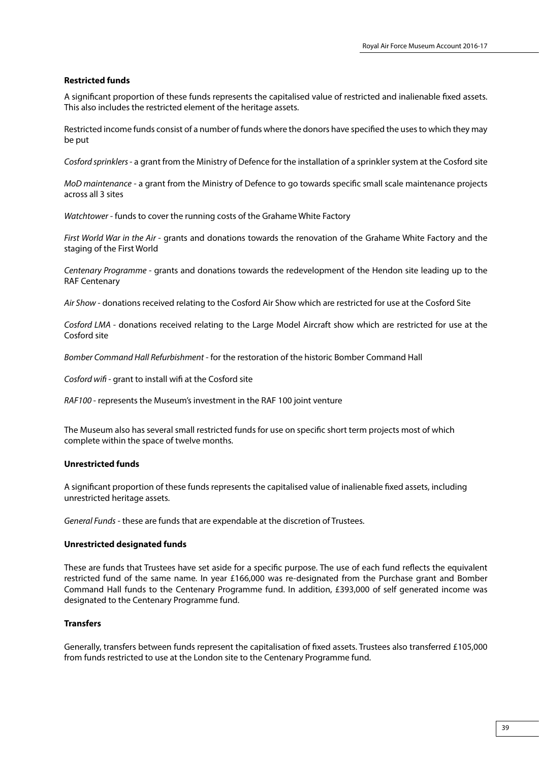**Restricted funds**

A significant proportion of these funds represents the capitalised value of restricted and inalienable fixed assets. This also includes the restricted element of the heritage assets.

Restricted income funds consist of a number of funds where the donors have specified the uses to which they may be put

*Cosford sprinklers* - a grant from the Ministry of Defence for the installation of a sprinkler system at the Cosford site

*MoD maintenance* - a grant from the Ministry of Defence to go towards specific small scale maintenance projects across all 3 sites

*Watchtower* - funds to cover the running costs of the Grahame White Factory

*First World War in the Air* - grants and donations towards the renovation of the Grahame White Factory and the staging of the First World

*Centenary Programme* - grants and donations towards the redevelopment of the Hendon site leading up to the RAF Centenary

*Air Show* - donations received relating to the Cosford Air Show which are restricted for use at the Cosford Site

*Cosford LMA* - donations received relating to the Large Model Aircraft show which are restricted for use at the Cosford site

*Bomber Command Hall Refurbishment* - for the restoration of the historic Bomber Command Hall

*Cosford wifi* - grant to install wifi at the Cosford site

*RAF100* - represents the Museum's investment in the RAF 100 joint venture

The Museum also has several small restricted funds for use on specific short term projects most of which complete within the space of twelve months.

**Unrestricted funds**

A significant proportion of these funds represents the capitalised value of inalienable fixed assets, including unrestricted heritage assets.

*General Funds* - these are funds that are expendable at the discretion of Trustees.

**Unrestricted designated funds**

These are funds that Trustees have set aside for a specific purpose. The use of each fund reflects the equivalent restricted fund of the same name. In year £166,000 was re-designated from the Purchase grant and Bomber Command Hall funds to the Centenary Programme fund. In addition, £393,000 of self generated income was designated to the Centenary Programme fund.

**Transfers**

Generally, transfers between funds represent the capitalisation of fixed assets. Trustees also transferred £105,000 from funds restricted to use at the London site to the Centenary Programme fund.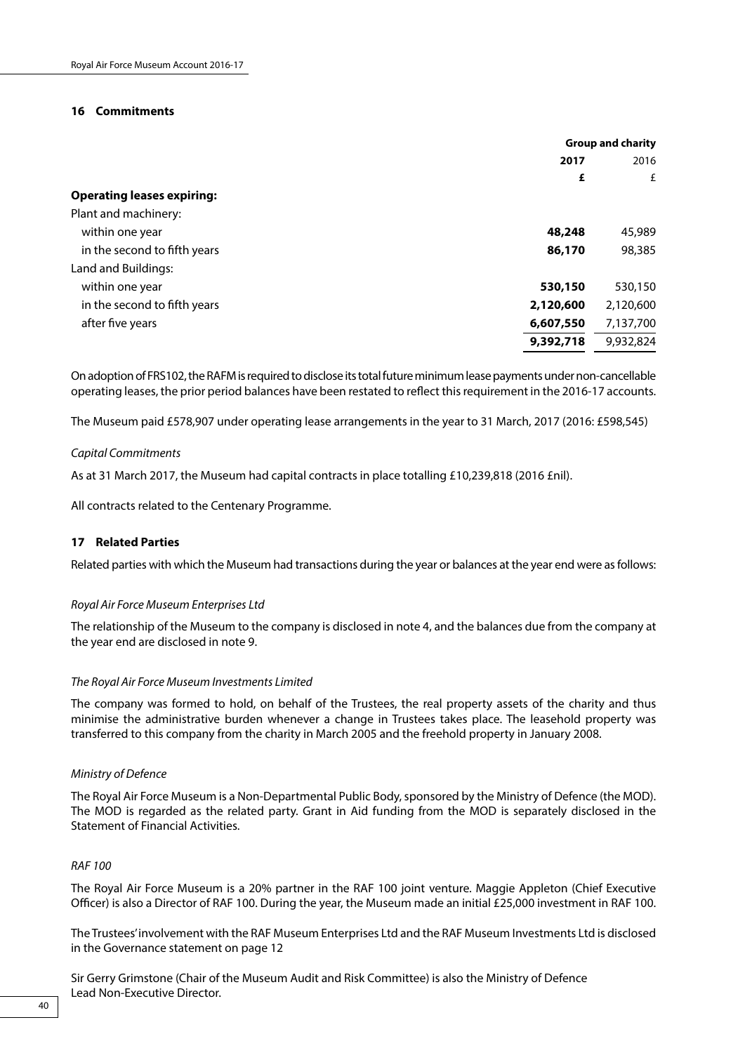## 16 Commitments

| | Group and charity | |
|---|---|---|
| | **2017** | 2016 |
| | **£** | £ |
| **Operating leases expiring:** | | |
| Plant and machinery: | | |
| within one year | **48,248** | 45,989 |
| in the second to fifth years | **86,170** | 98,385 |
| Land and Buildings: | | |
| within one year | **530,150** | 530,150 |
| in the second to fifth years | **2,120,600** | 2,120,600 |
| after five years | **6,607,550** | 7,137,700 |
| | **9,392,718** | 9,932,824 |

On adoption of FRS102, the RAFM is required to disclose its total future minimum lease payments under non-cancellable operating leases, the prior period balances have been restated to reflect this requirement in the 2016-17 accounts.

The Museum paid £578,907 under operating lease arrangements in the year to 31 March, 2017 (2016: £598,545)

*Capital Commitments*

As at 31 March 2017, the Museum had capital contracts in place totalling £10,239,818 (2016 £nil).

All contracts related to the Centenary Programme.

## 17 Related Parties

Related parties with which the Museum had transactions during the year or balances at the year end were as follows:

*Royal Air Force Museum Enterprises Ltd*

The relationship of the Museum to the company is disclosed in note 4, and the balances due from the company at the year end are disclosed in note 9.

*The Royal Air Force Museum Investments Limited*

The company was formed to hold, on behalf of the Trustees, the real property assets of the charity and thus minimise the administrative burden whenever a change in Trustees takes place. The leasehold property was transferred to this company from the charity in March 2005 and the freehold property in January 2008.

*Ministry of Defence*

The Royal Air Force Museum is a Non-Departmental Public Body, sponsored by the Ministry of Defence (the MOD). The MOD is regarded as the related party. Grant in Aid funding from the MOD is separately disclosed in the Statement of Financial Activities.

*RAF 100*

The Royal Air Force Museum is a 20% partner in the RAF 100 joint venture. Maggie Appleton (Chief Executive Officer) is also a Director of RAF 100. During the year, the Museum made an initial £25,000 investment in RAF 100.

The Trustees' involvement with the RAF Museum Enterprises Ltd and the RAF Museum Investments Ltd is disclosed in the Governance statement on page 12

Sir Gerry Grimstone (Chair of the Museum Audit and Risk Committee) is also the Ministry of Defence Lead Non-Executive Director.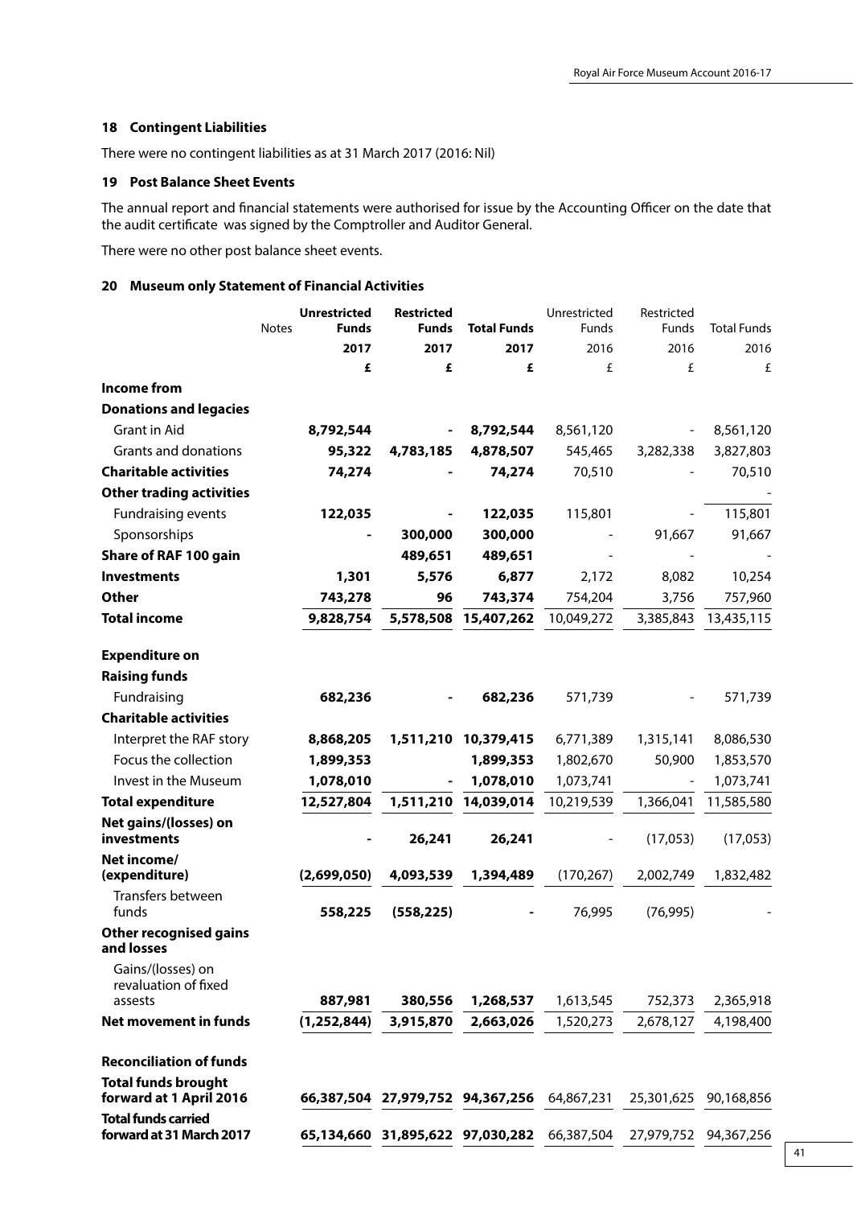## 18 Contingent Liabilities

There were no contingent liabilities as at 31 March 2017 (2016: Nil)

## 19 Post Balance Sheet Events

The annual report and financial statements were authorised for issue by the Accounting Officer on the date that the audit certificate was signed by the Comptroller and Auditor General.

There were no other post balance sheet events.

## 20 Museum only Statement of Financial Activities

| | Notes | **Unrestricted Funds** | **Restricted Funds** | **Total Funds** | Unrestricted Funds | Restricted Funds | Total Funds |
|---|---|---|---|---|---|---|---|
| | | **2017** | **2017** | **2017** | 2016 | 2016 | 2016 |
| | | **£** | **£** | **£** | £ | £ | £ |
| **Income from** | | | | | | | |
| **Donations and legacies** | | | | | | | |
| Grant in Aid | | **8,792,544** | **-** | **8,792,544** | 8,561,120 | - | 8,561,120 |
| Grants and donations | | **95,322** | **4,783,185** | **4,878,507** | 545,465 | 3,282,338 | 3,827,803 |
| **Charitable activities** | | **74,274** | **-** | **74,274** | 70,510 | - | 70,510 |
| **Other trading activities** | | | | | | | - |
| Fundraising events | | **122,035** | **-** | **122,035** | 115,801 | - | 115,801 |
| Sponsorships | | **-** | **300,000** | **300,000** | - | 91,667 | 91,667 |
| **Share of RAF 100 gain** | | | **489,651** | **489,651** | - | - | - |
| **Investments** | | **1,301** | **5,576** | **6,877** | 2,172 | 8,082 | 10,254 |
| **Other** | | **743,278** | **96** | **743,374** | 754,204 | 3,756 | 757,960 |
| **Total income** | | **9,828,754** | **5,578,508** | **15,407,262** | 10,049,272 | 3,385,843 | 13,435,115 |
| | | | | | | | |
| **Expenditure on** | | | | | | | |
| **Raising funds** | | | | | | | |
| Fundraising | | **682,236** | **-** | **682,236** | 571,739 | - | 571,739 |
| **Charitable activities** | | | | | | | |
| Interpret the RAF story | | **8,868,205** | **1,511,210** | **10,379,415** | 6,771,389 | 1,315,141 | 8,086,530 |
| Focus the collection | | **1,899,353** | | **1,899,353** | 1,802,670 | 50,900 | 1,853,570 |
| Invest in the Museum | | **1,078,010** | **-** | **1,078,010** | 1,073,741 | - | 1,073,741 |
| **Total expenditure** | | **12,527,804** | **1,511,210** | **14,039,014** | 10,219,539 | 1,366,041 | 11,585,580 |
| **Net gains/(losses) on investments** | | **-** | **26,241** | **26,241** | - | (17,053) | (17,053) |
| **Net income/ (expenditure)** | | **(2,699,050)** | **4,093,539** | **1,394,489** | (170,267) | 2,002,749 | 1,832,482 |
| Transfers between funds | | **558,225** | **(558,225)** | **-** | 76,995 | (76,995) | - |
| **Other recognised gains and losses** | | | | | | | |
| Gains/(losses) on revaluation of fixed assests | | **887,981** | **380,556** | **1,268,537** | 1,613,545 | 752,373 | 2,365,918 |
| **Net movement in funds** | | **(1,252,844)** | **3,915,870** | **2,663,026** | 1,520,273 | 2,678,127 | 4,198,400 |
| | | | | | | | |
| **Reconciliation of funds** | | | | | | | |
| **Total funds brought forward at 1 April 2016** | | **66,387,504** | **27,979,752** | **94,367,256** | 64,867,231 | 25,301,625 | 90,168,856 |
| **Total funds carried forward at 31 March 2017** | | **65,134,660** | **31,895,622** | **97,030,282** | 66,387,504 | 27,979,752 | 94,367,256 |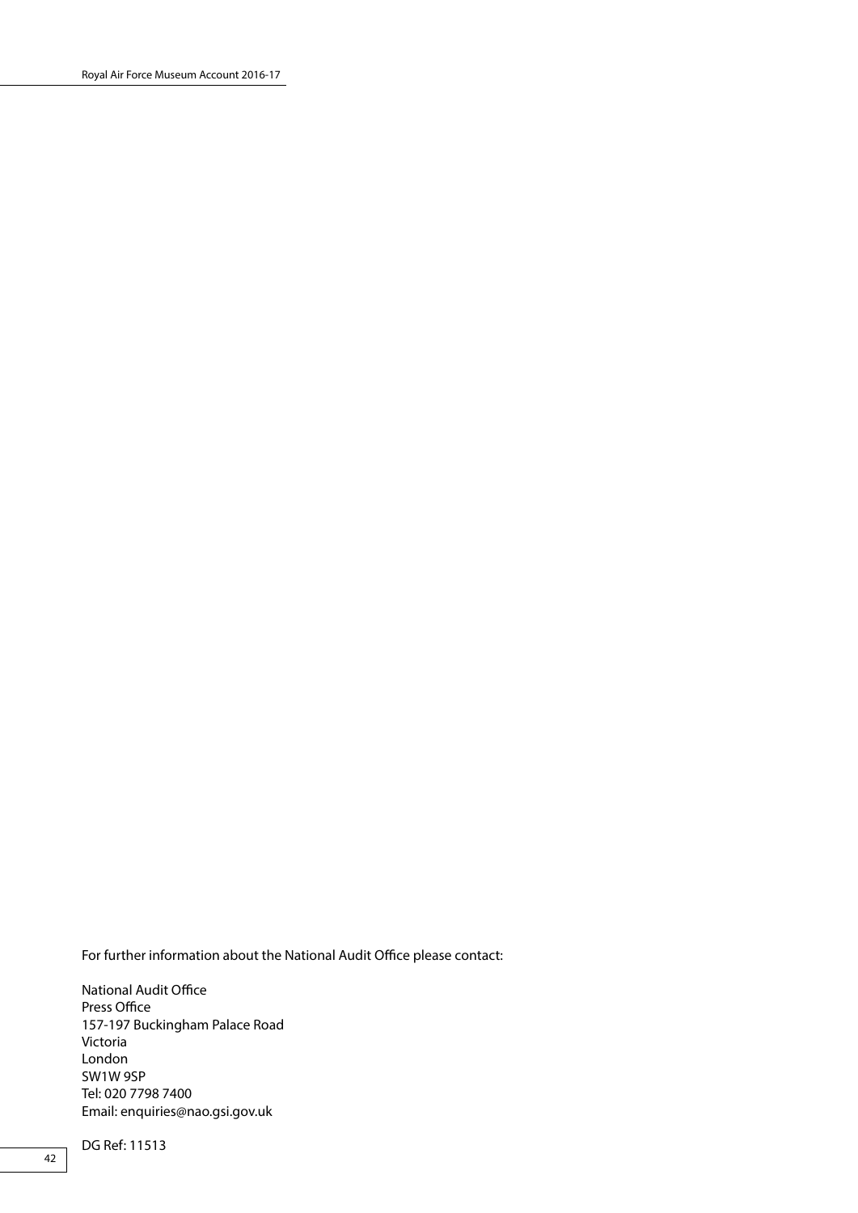For further information about the National Audit Office please contact:

National Audit Office
Press Office
157-197 Buckingham Palace Road
Victoria
London
SW1W 9SP
Tel: 020 7798 7400
Email: enquiries@nao.gsi.gov.uk

DG Ref: 11513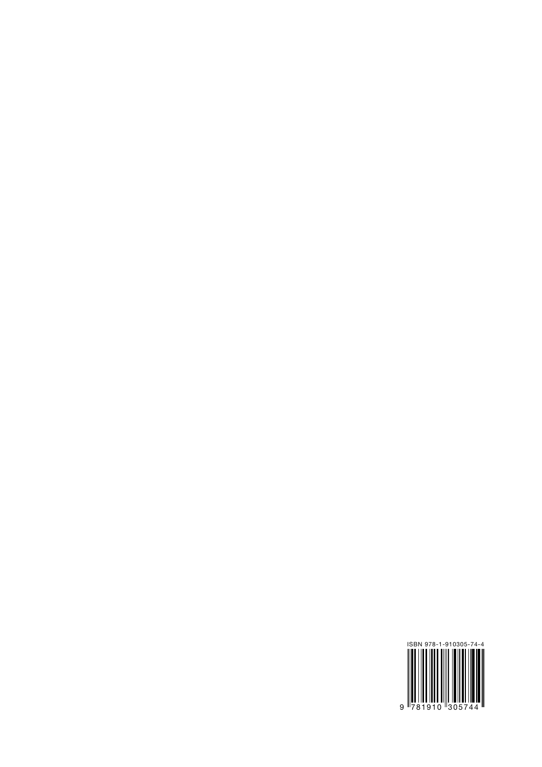ISBN 978-1-910305-74-4

9 781910 305744